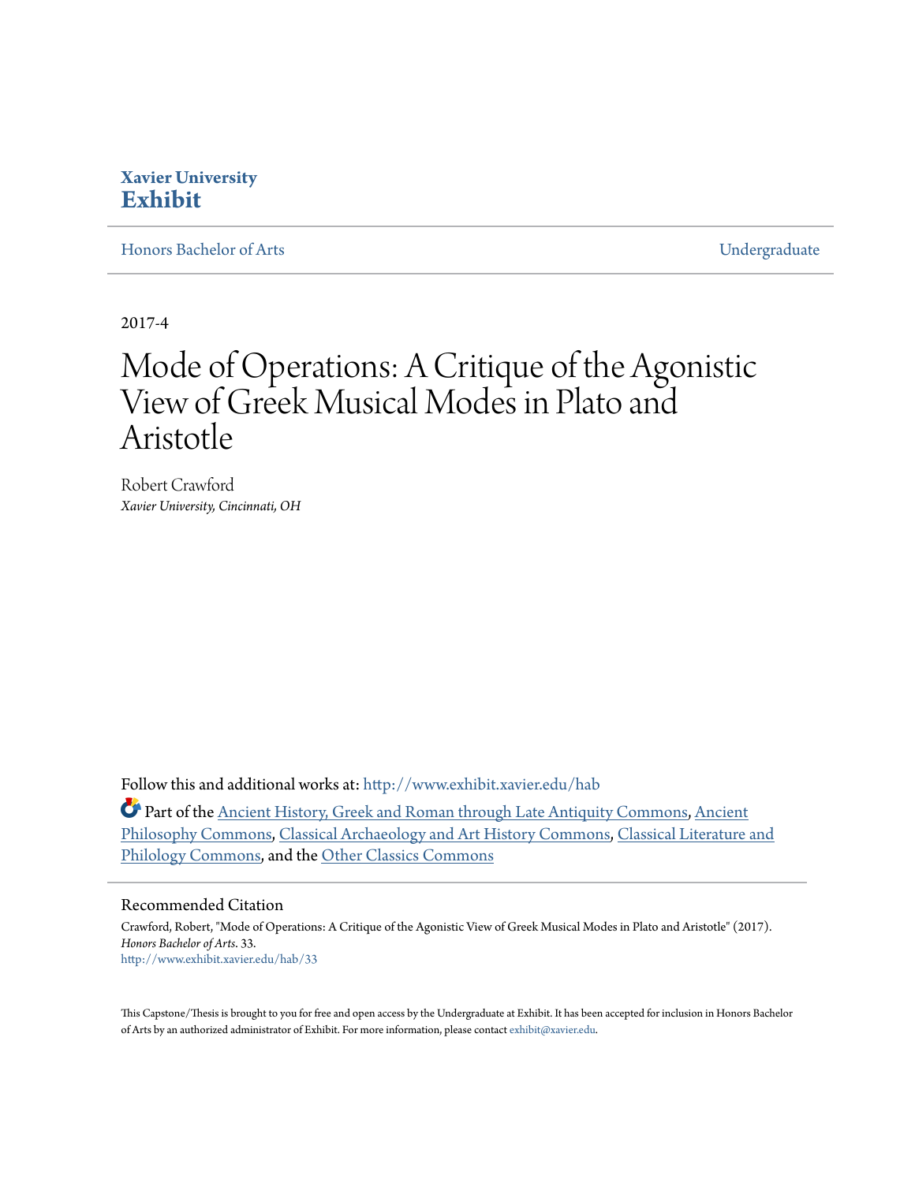Xavier University
**Exhibit**

Honors Bachelor of Arts | Undergraduate

2017-4

# Mode of Operations: A Critique of the Agonistic View of Greek Musical Modes in Plato and Aristotle

Robert Crawford
*Xavier University, Cincinnati, OH*

Follow this and additional works at: http://www.exhibit.xavier.edu/hab

Part of the Ancient History, Greek and Roman through Late Antiquity Commons, Ancient Philosophy Commons, Classical Archaeology and Art History Commons, Classical Literature and Philology Commons, and the Other Classics Commons

## Recommended Citation

Crawford, Robert, "Mode of Operations: A Critique of the Agonistic View of Greek Musical Modes in Plato and Aristotle" (2017). *Honors Bachelor of Arts*. 33.
http://www.exhibit.xavier.edu/hab/33

This Capstone/Thesis is brought to you for free and open access by the Undergraduate at Exhibit. It has been accepted for inclusion in Honors Bachelor of Arts by an authorized administrator of Exhibit. For more information, please contact exhibit@xavier.edu.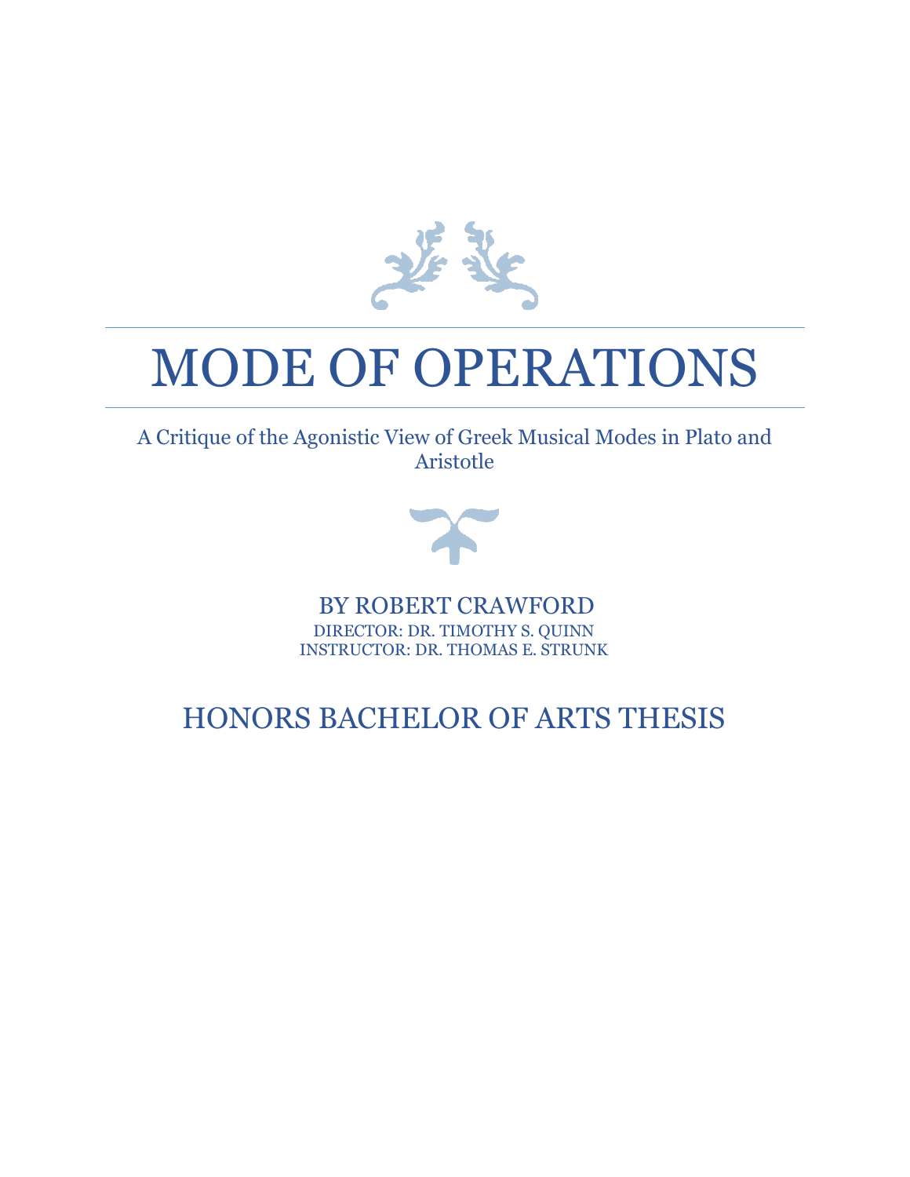# MODE OF OPERATIONS

A Critique of the Agonistic View of Greek Musical Modes in Plato and Aristotle

BY ROBERT CRAWFORD

DIRECTOR: DR. TIMOTHY S. QUINN
INSTRUCTOR: DR. THOMAS E. STRUNK

## HONORS BACHELOR OF ARTS THESIS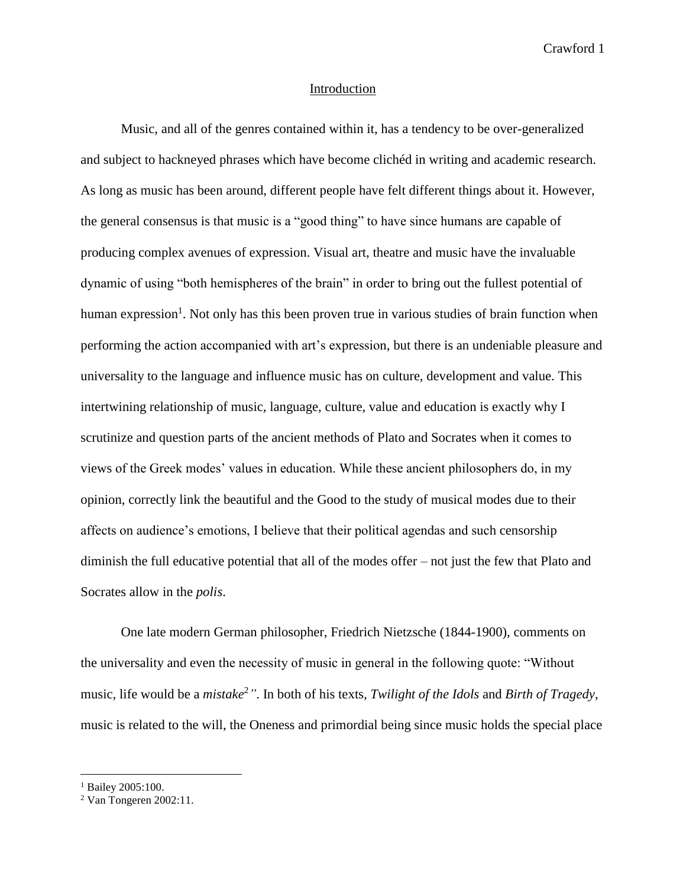# Introduction

Music, and all of the genres contained within it, has a tendency to be over-generalized and subject to hackneyed phrases which have become clichéd in writing and academic research. As long as music has been around, different people have felt different things about it. However, the general consensus is that music is a "good thing" to have since humans are capable of producing complex avenues of expression. Visual art, theatre and music have the invaluable dynamic of using "both hemispheres of the brain" in order to bring out the fullest potential of human expression[1]. Not only has this been proven true in various studies of brain function when performing the action accompanied with art's expression, but there is an undeniable pleasure and universality to the language and influence music has on culture, development and value. This intertwining relationship of music, language, culture, value and education is exactly why I scrutinize and question parts of the ancient methods of Plato and Socrates when it comes to views of the Greek modes' values in education. While these ancient philosophers do, in my opinion, correctly link the beautiful and the Good to the study of musical modes due to their affects on audience's emotions, I believe that their political agendas and such censorship diminish the full educative potential that all of the modes offer – not just the few that Plato and Socrates allow in the *polis*.

One late modern German philosopher, Friedrich Nietzsche (1844-1900), comments on the universality and even the necessity of music in general in the following quote: "Without music, life would be a *mistake*[2]". In both of his texts, *Twilight of the Idols* and *Birth of Tragedy*, music is related to the will, the Oneness and primordial being since music holds the special place

---

[1] Bailey 2005:100.

[2] Van Tongeren 2002:11.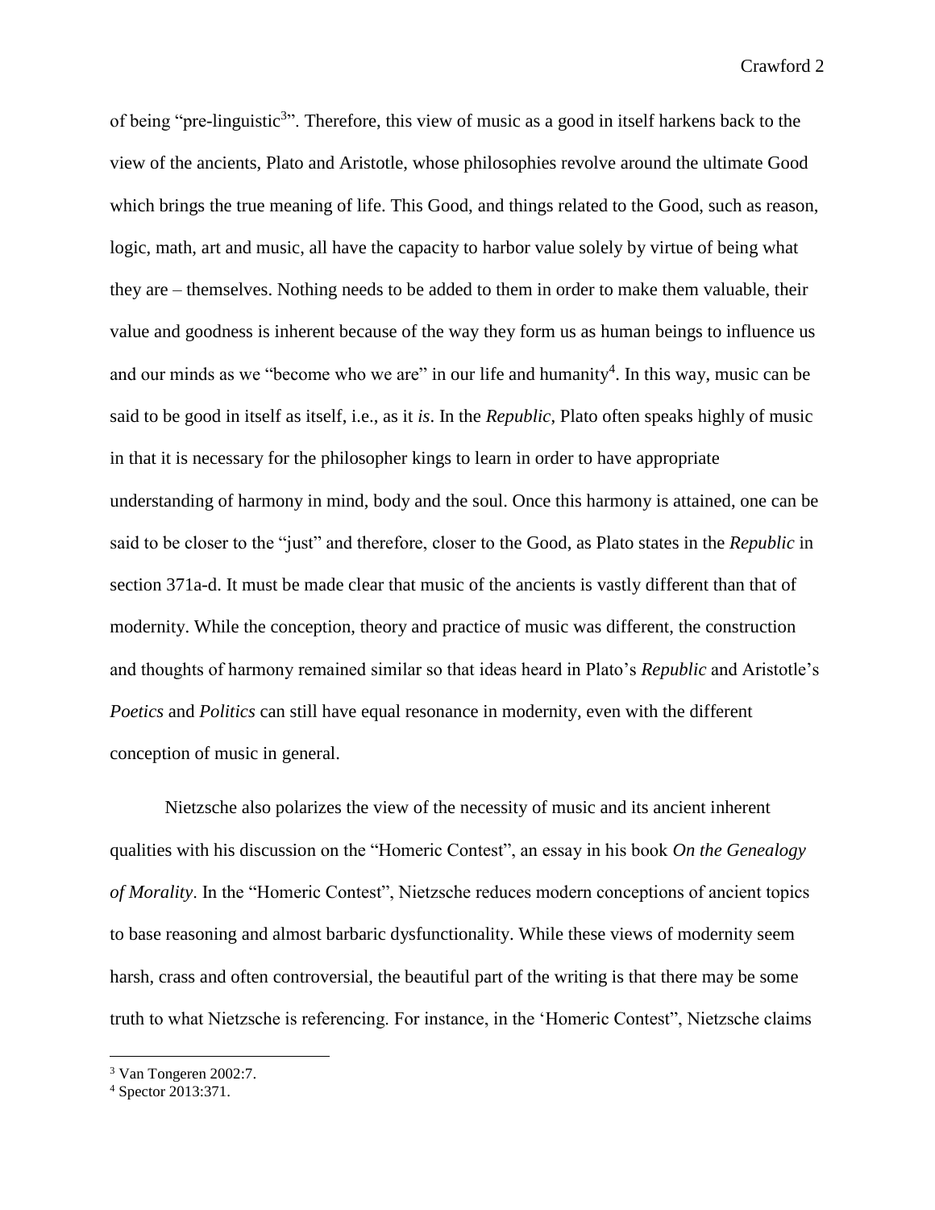of being "pre-linguistic[3]". Therefore, this view of music as a good in itself harkens back to the view of the ancients, Plato and Aristotle, whose philosophies revolve around the ultimate Good which brings the true meaning of life. This Good, and things related to the Good, such as reason, logic, math, art and music, all have the capacity to harbor value solely by virtue of being what they are – themselves. Nothing needs to be added to them in order to make them valuable, their value and goodness is inherent because of the way they form us as human beings to influence us and our minds as we "become who we are" in our life and humanity[4]. In this way, music can be said to be good in itself as itself, i.e., as it *is*. In the *Republic,* Plato often speaks highly of music in that it is necessary for the philosopher kings to learn in order to have appropriate understanding of harmony in mind, body and the soul. Once this harmony is attained, one can be said to be closer to the "just" and therefore, closer to the Good, as Plato states in the *Republic* in section 371a-d. It must be made clear that music of the ancients is vastly different than that of modernity. While the conception, theory and practice of music was different, the construction and thoughts of harmony remained similar so that ideas heard in Plato's *Republic* and Aristotle's *Poetics* and *Politics* can still have equal resonance in modernity, even with the different conception of music in general.

Nietzsche also polarizes the view of the necessity of music and its ancient inherent qualities with his discussion on the "Homeric Contest", an essay in his book *On the Genealogy of Morality*. In the "Homeric Contest", Nietzsche reduces modern conceptions of ancient topics to base reasoning and almost barbaric dysfunctionality. While these views of modernity seem harsh, crass and often controversial, the beautiful part of the writing is that there may be some truth to what Nietzsche is referencing. For instance, in the 'Homeric Contest", Nietzsche claims

---

[3] Van Tongeren 2002:7.

[4] Spector 2013:371.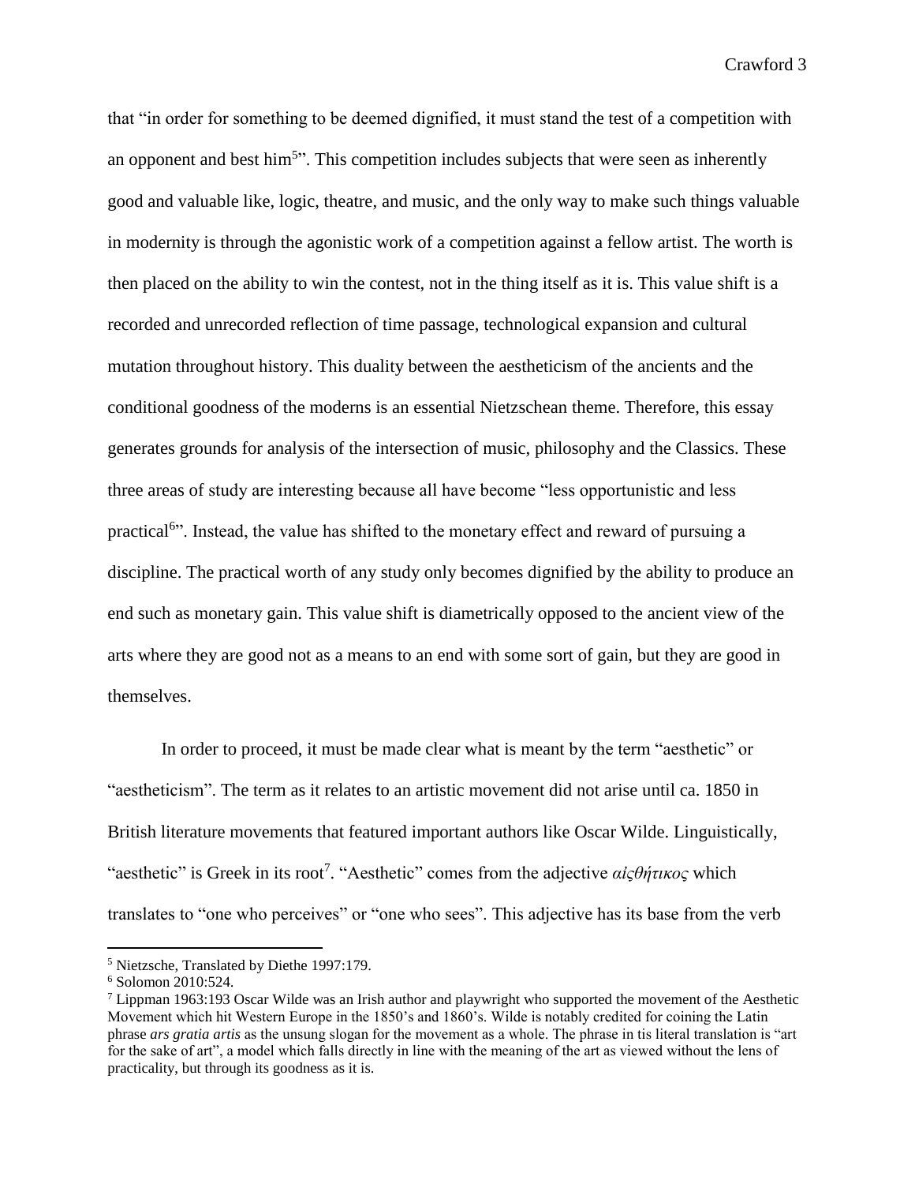that "in order for something to be deemed dignified, it must stand the test of a competition with an opponent and best him[5]". This competition includes subjects that were seen as inherently good and valuable like, logic, theatre, and music, and the only way to make such things valuable in modernity is through the agonistic work of a competition against a fellow artist. The worth is then placed on the ability to win the contest, not in the thing itself as it is. This value shift is a recorded and unrecorded reflection of time passage, technological expansion and cultural mutation throughout history. This duality between the aestheticism of the ancients and the conditional goodness of the moderns is an essential Nietzschean theme. Therefore, this essay generates grounds for analysis of the intersection of music, philosophy and the Classics. These three areas of study are interesting because all have become "less opportunistic and less practical[6]". Instead, the value has shifted to the monetary effect and reward of pursuing a discipline. The practical worth of any study only becomes dignified by the ability to produce an end such as monetary gain. This value shift is diametrically opposed to the ancient view of the arts where they are good not as a means to an end with some sort of gain, but they are good in themselves.

In order to proceed, it must be made clear what is meant by the term "aesthetic" or "aestheticism". The term as it relates to an artistic movement did not arise until ca. 1850 in British literature movements that featured important authors like Oscar Wilde. Linguistically, "aesthetic" is Greek in its root[7]. "Aesthetic" comes from the adjective *αἰςθήτικος* which translates to "one who perceives" or "one who sees". This adjective has its base from the verb

---

[5] Nietzsche, Translated by Diethe 1997:179.

[6] Solomon 2010:524.

[7] Lippman 1963:193 Oscar Wilde was an Irish author and playwright who supported the movement of the Aesthetic Movement which hit Western Europe in the 1850's and 1860's. Wilde is notably credited for coining the Latin phrase *ars gratia artis* as the unsung slogan for the movement as a whole. The phrase in tis literal translation is "art for the sake of art", a model which falls directly in line with the meaning of the art as viewed without the lens of practicality, but through its goodness as it is.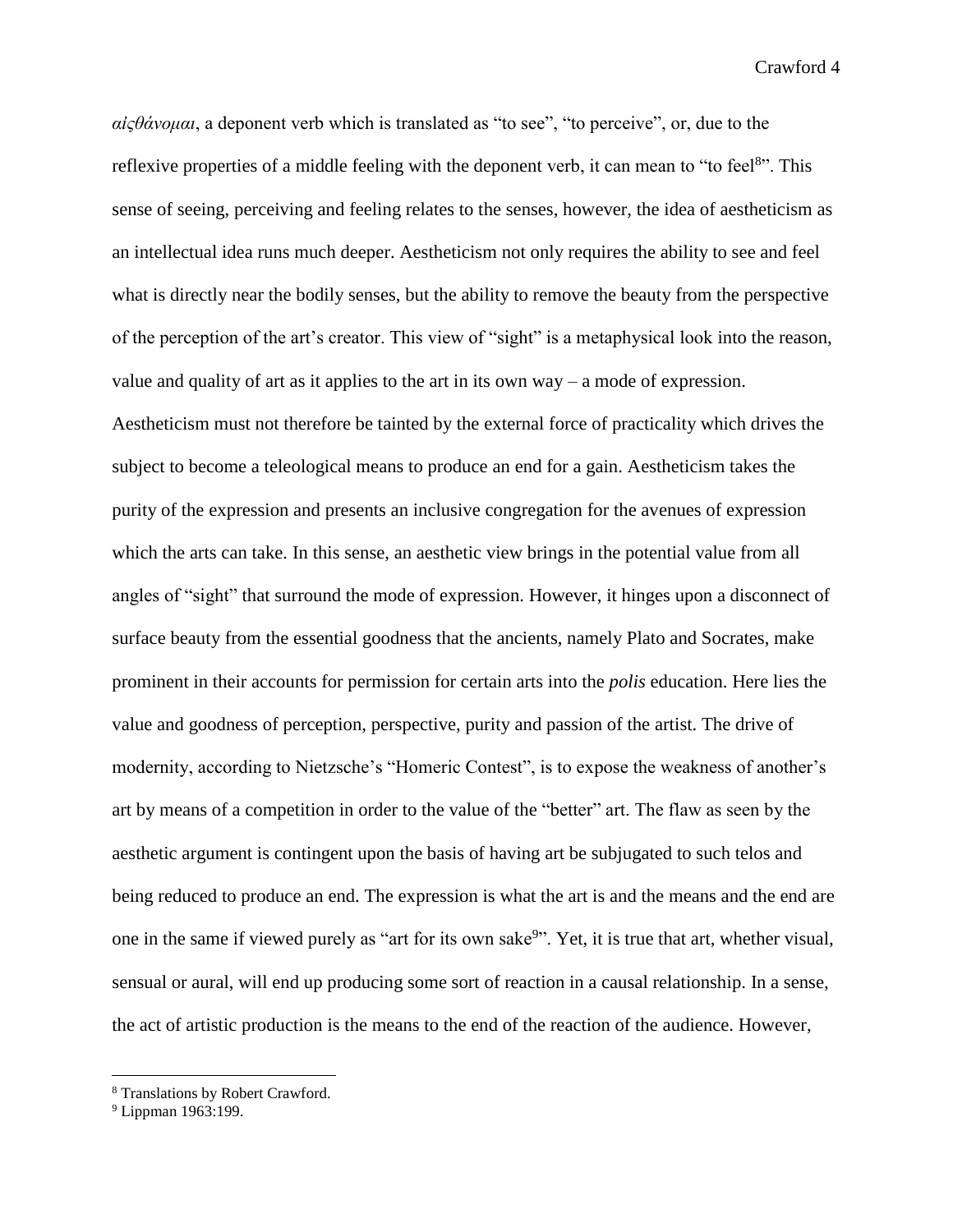*αἰςθάνομαι*, a deponent verb which is translated as "to see", "to perceive", or, due to the reflexive properties of a middle feeling with the deponent verb, it can mean to "to feel[8]". This sense of seeing, perceiving and feeling relates to the senses, however, the idea of aestheticism as an intellectual idea runs much deeper. Aestheticism not only requires the ability to see and feel what is directly near the bodily senses, but the ability to remove the beauty from the perspective of the perception of the art's creator. This view of "sight" is a metaphysical look into the reason, value and quality of art as it applies to the art in its own way – a mode of expression. Aestheticism must not therefore be tainted by the external force of practicality which drives the subject to become a teleological means to produce an end for a gain. Aestheticism takes the purity of the expression and presents an inclusive congregation for the avenues of expression which the arts can take. In this sense, an aesthetic view brings in the potential value from all angles of "sight" that surround the mode of expression. However, it hinges upon a disconnect of surface beauty from the essential goodness that the ancients, namely Plato and Socrates, make prominent in their accounts for permission for certain arts into the *polis* education. Here lies the value and goodness of perception, perspective, purity and passion of the artist. The drive of modernity, according to Nietzsche's "Homeric Contest", is to expose the weakness of another's art by means of a competition in order to the value of the "better" art. The flaw as seen by the aesthetic argument is contingent upon the basis of having art be subjugated to such telos and being reduced to produce an end. The expression is what the art is and the means and the end are one in the same if viewed purely as "art for its own sake[9]". Yet, it is true that art, whether visual, sensual or aural, will end up producing some sort of reaction in a causal relationship. In a sense, the act of artistic production is the means to the end of the reaction of the audience. However,

[8] Translations by Robert Crawford.

[9] Lippman 1963:199.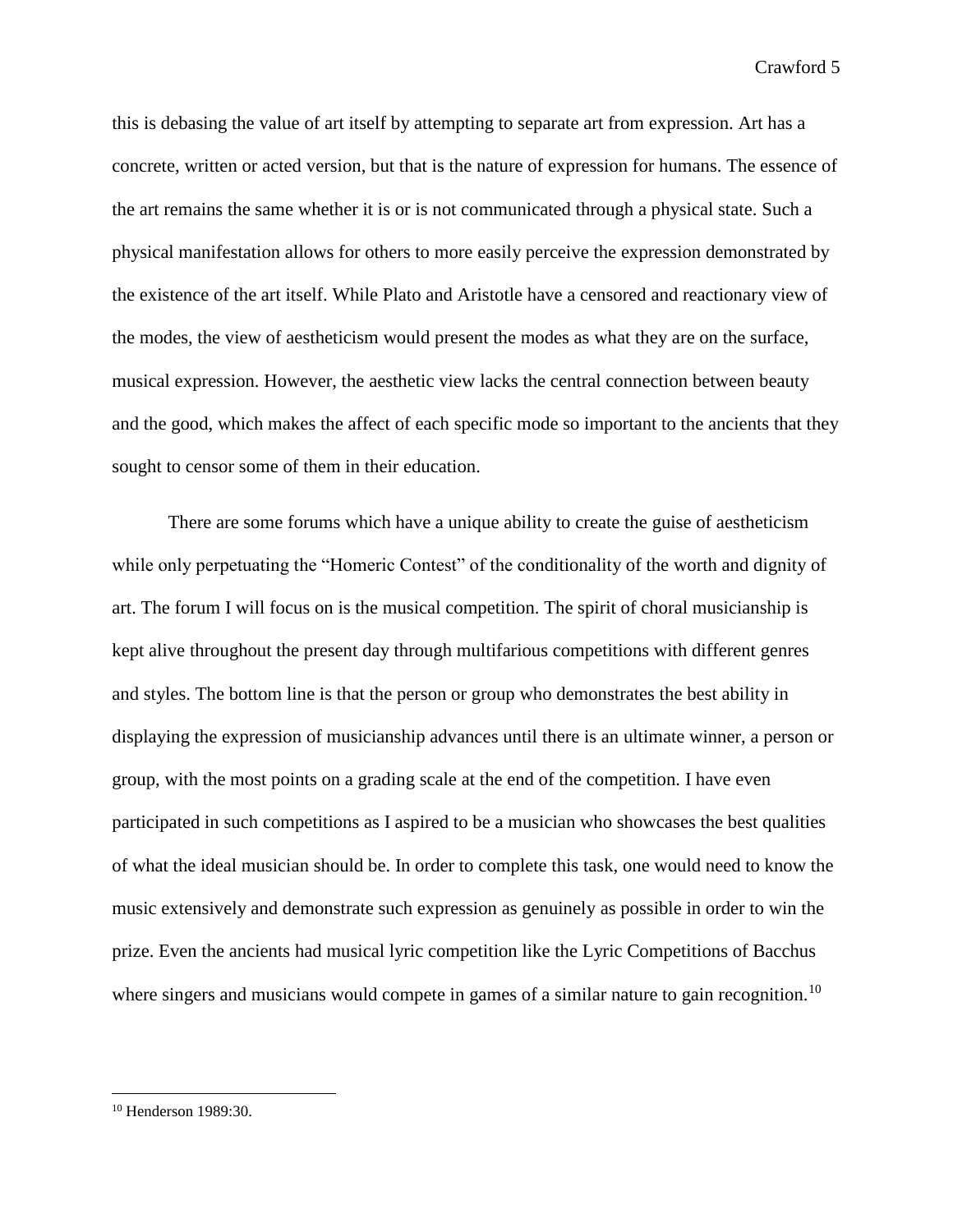this is debasing the value of art itself by attempting to separate art from expression. Art has a concrete, written or acted version, but that is the nature of expression for humans. The essence of the art remains the same whether it is or is not communicated through a physical state. Such a physical manifestation allows for others to more easily perceive the expression demonstrated by the existence of the art itself. While Plato and Aristotle have a censored and reactionary view of the modes, the view of aestheticism would present the modes as what they are on the surface, musical expression. However, the aesthetic view lacks the central connection between beauty and the good, which makes the affect of each specific mode so important to the ancients that they sought to censor some of them in their education.

There are some forums which have a unique ability to create the guise of aestheticism while only perpetuating the "Homeric Contest" of the conditionality of the worth and dignity of art. The forum I will focus on is the musical competition. The spirit of choral musicianship is kept alive throughout the present day through multifarious competitions with different genres and styles. The bottom line is that the person or group who demonstrates the best ability in displaying the expression of musicianship advances until there is an ultimate winner, a person or group, with the most points on a grading scale at the end of the competition. I have even participated in such competitions as I aspired to be a musician who showcases the best qualities of what the ideal musician should be. In order to complete this task, one would need to know the music extensively and demonstrate such expression as genuinely as possible in order to win the prize. Even the ancients had musical lyric competition like the Lyric Competitions of Bacchus where singers and musicians would compete in games of a similar nature to gain recognition.[10]

---

[10] Henderson 1989:30.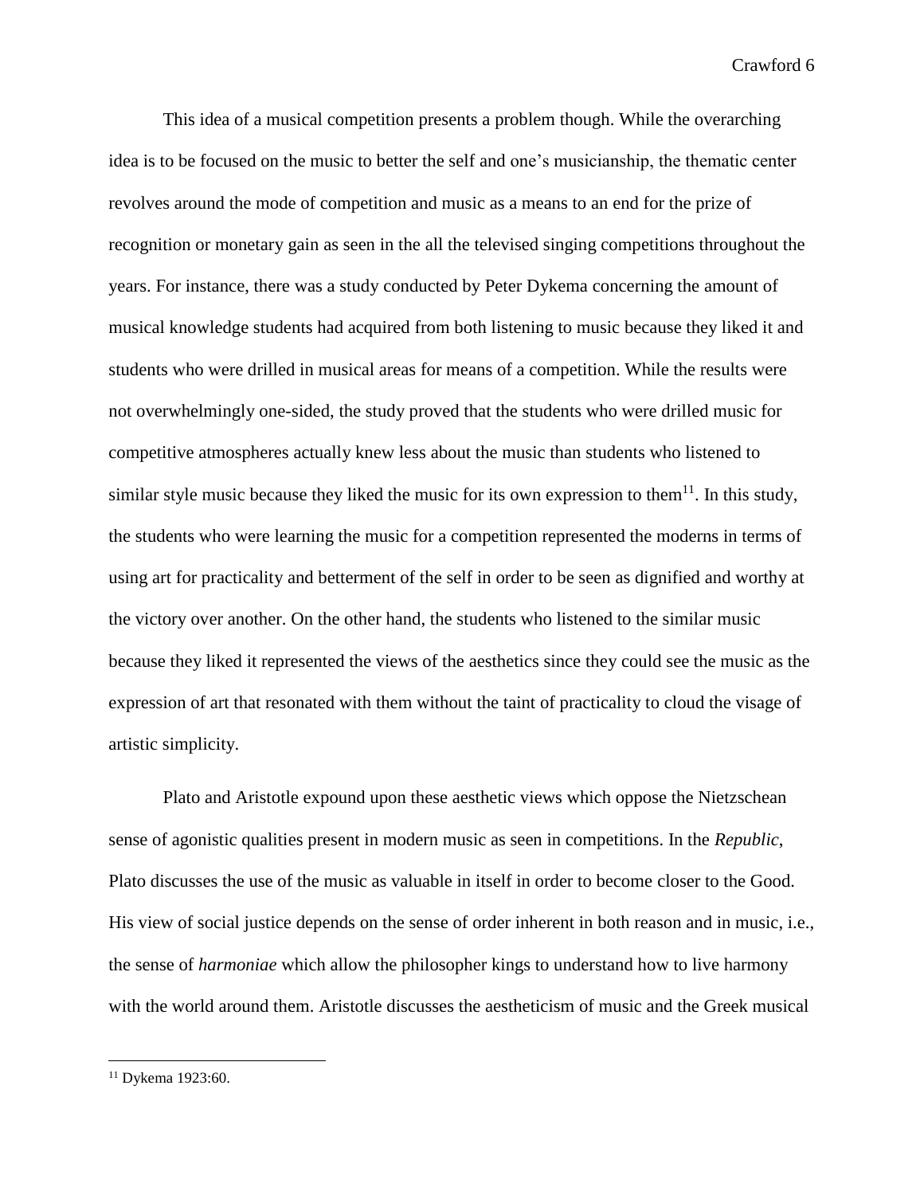This idea of a musical competition presents a problem though. While the overarching idea is to be focused on the music to better the self and one's musicianship, the thematic center revolves around the mode of competition and music as a means to an end for the prize of recognition or monetary gain as seen in the all the televised singing competitions throughout the years. For instance, there was a study conducted by Peter Dykema concerning the amount of musical knowledge students had acquired from both listening to music because they liked it and students who were drilled in musical areas for means of a competition. While the results were not overwhelmingly one-sided, the study proved that the students who were drilled music for competitive atmospheres actually knew less about the music than students who listened to similar style music because they liked the music for its own expression to them[11]. In this study, the students who were learning the music for a competition represented the moderns in terms of using art for practicality and betterment of the self in order to be seen as dignified and worthy at the victory over another. On the other hand, the students who listened to the similar music because they liked it represented the views of the aesthetics since they could see the music as the expression of art that resonated with them without the taint of practicality to cloud the visage of artistic simplicity.

Plato and Aristotle expound upon these aesthetic views which oppose the Nietzschean sense of agonistic qualities present in modern music as seen in competitions. In the *Republic*, Plato discusses the use of the music as valuable in itself in order to become closer to the Good. His view of social justice depends on the sense of order inherent in both reason and in music, i.e., the sense of *harmoniae* which allow the philosopher kings to understand how to live harmony with the world around them. Aristotle discusses the aestheticism of music and the Greek musical

---

[11] Dykema 1923:60.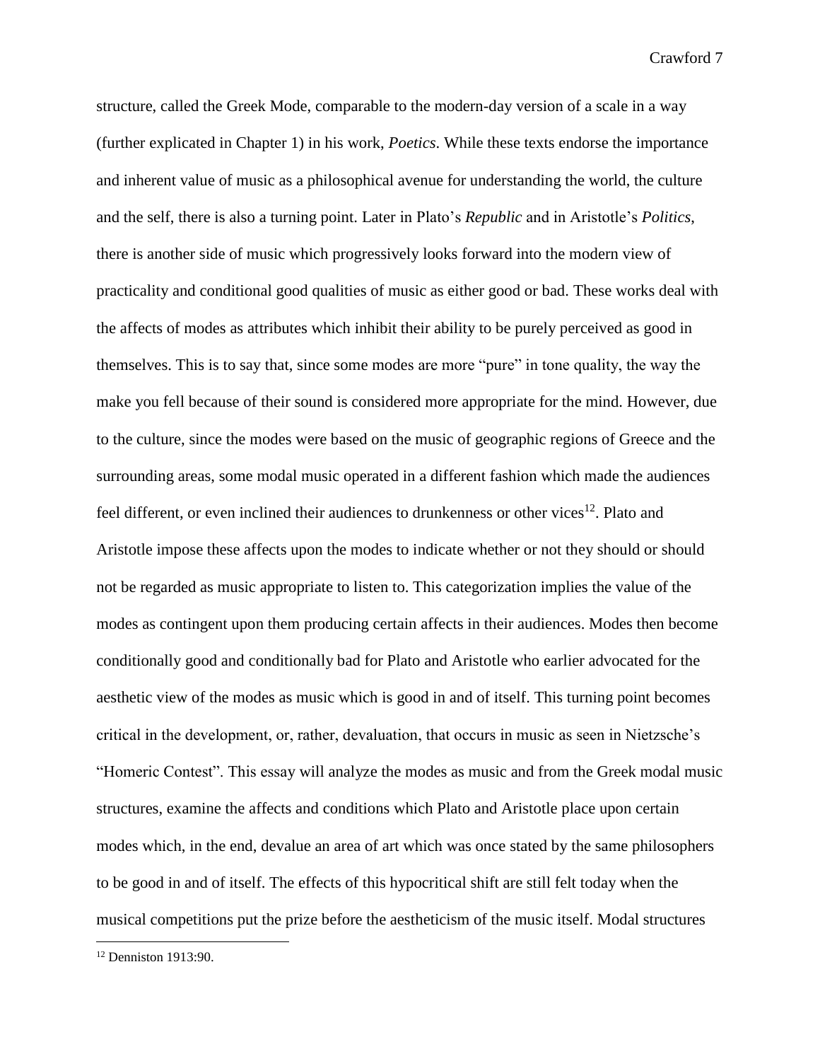structure, called the Greek Mode, comparable to the modern-day version of a scale in a way (further explicated in Chapter 1) in his work, *Poetics*. While these texts endorse the importance and inherent value of music as a philosophical avenue for understanding the world, the culture and the self, there is also a turning point. Later in Plato's *Republic* and in Aristotle's *Politics*, there is another side of music which progressively looks forward into the modern view of practicality and conditional good qualities of music as either good or bad. These works deal with the affects of modes as attributes which inhibit their ability to be purely perceived as good in themselves. This is to say that, since some modes are more "pure" in tone quality, the way the make you fell because of their sound is considered more appropriate for the mind. However, due to the culture, since the modes were based on the music of geographic regions of Greece and the surrounding areas, some modal music operated in a different fashion which made the audiences feel different, or even inclined their audiences to drunkenness or other vices[12]. Plato and Aristotle impose these affects upon the modes to indicate whether or not they should or should not be regarded as music appropriate to listen to. This categorization implies the value of the modes as contingent upon them producing certain affects in their audiences. Modes then become conditionally good and conditionally bad for Plato and Aristotle who earlier advocated for the aesthetic view of the modes as music which is good in and of itself. This turning point becomes critical in the development, or, rather, devaluation, that occurs in music as seen in Nietzsche's "Homeric Contest". This essay will analyze the modes as music and from the Greek modal music structures, examine the affects and conditions which Plato and Aristotle place upon certain modes which, in the end, devalue an area of art which was once stated by the same philosophers to be good in and of itself. The effects of this hypocritical shift are still felt today when the musical competitions put the prize before the aestheticism of the music itself. Modal structures

[12] Denniston 1913:90.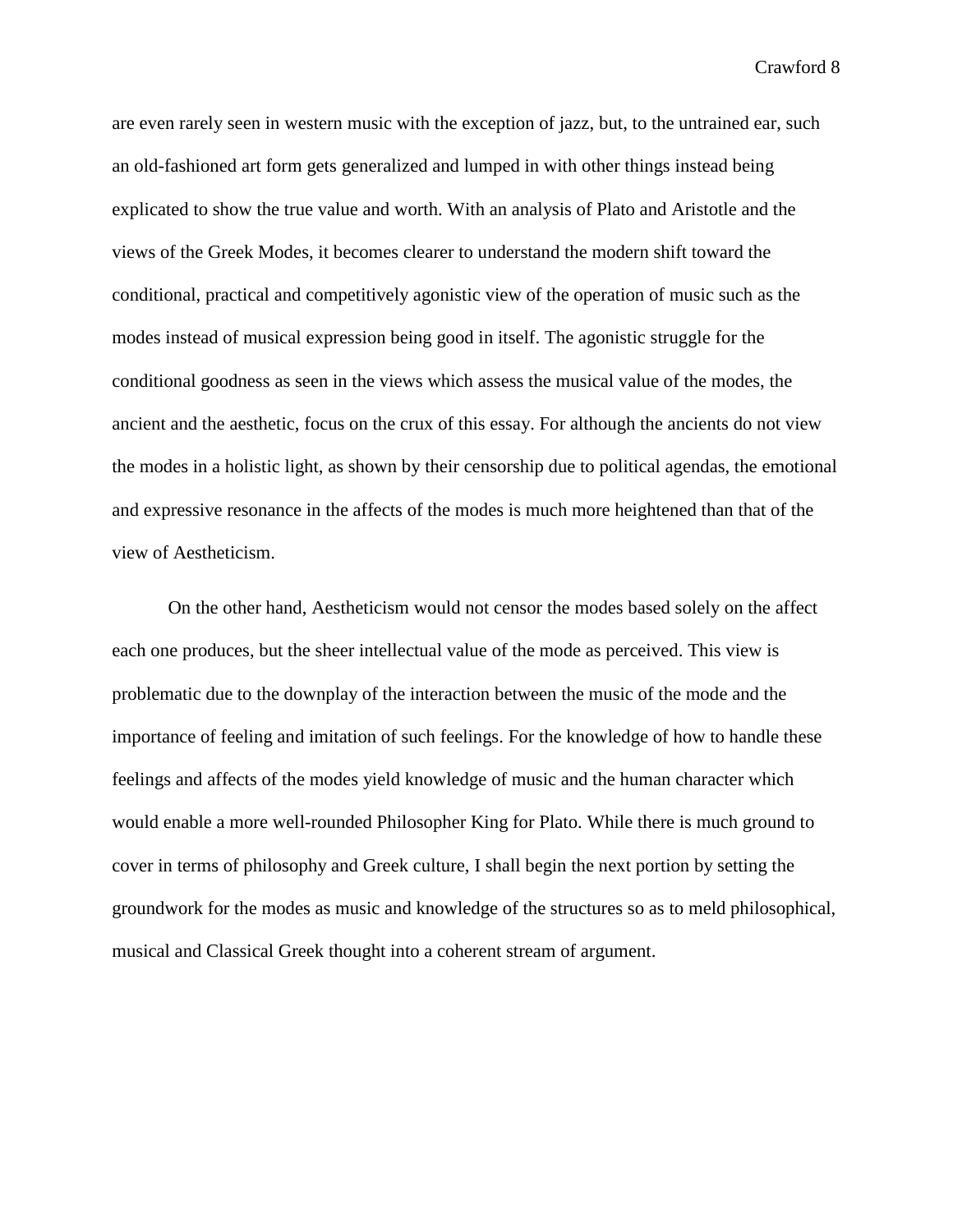are even rarely seen in western music with the exception of jazz, but, to the untrained ear, such an old-fashioned art form gets generalized and lumped in with other things instead being explicated to show the true value and worth. With an analysis of Plato and Aristotle and the views of the Greek Modes, it becomes clearer to understand the modern shift toward the conditional, practical and competitively agonistic view of the operation of music such as the modes instead of musical expression being good in itself. The agonistic struggle for the conditional goodness as seen in the views which assess the musical value of the modes, the ancient and the aesthetic, focus on the crux of this essay. For although the ancients do not view the modes in a holistic light, as shown by their censorship due to political agendas, the emotional and expressive resonance in the affects of the modes is much more heightened than that of the view of Aestheticism.

On the other hand, Aestheticism would not censor the modes based solely on the affect each one produces, but the sheer intellectual value of the mode as perceived. This view is problematic due to the downplay of the interaction between the music of the mode and the importance of feeling and imitation of such feelings. For the knowledge of how to handle these feelings and affects of the modes yield knowledge of music and the human character which would enable a more well-rounded Philosopher King for Plato. While there is much ground to cover in terms of philosophy and Greek culture, I shall begin the next portion by setting the groundwork for the modes as music and knowledge of the structures so as to meld philosophical, musical and Classical Greek thought into a coherent stream of argument.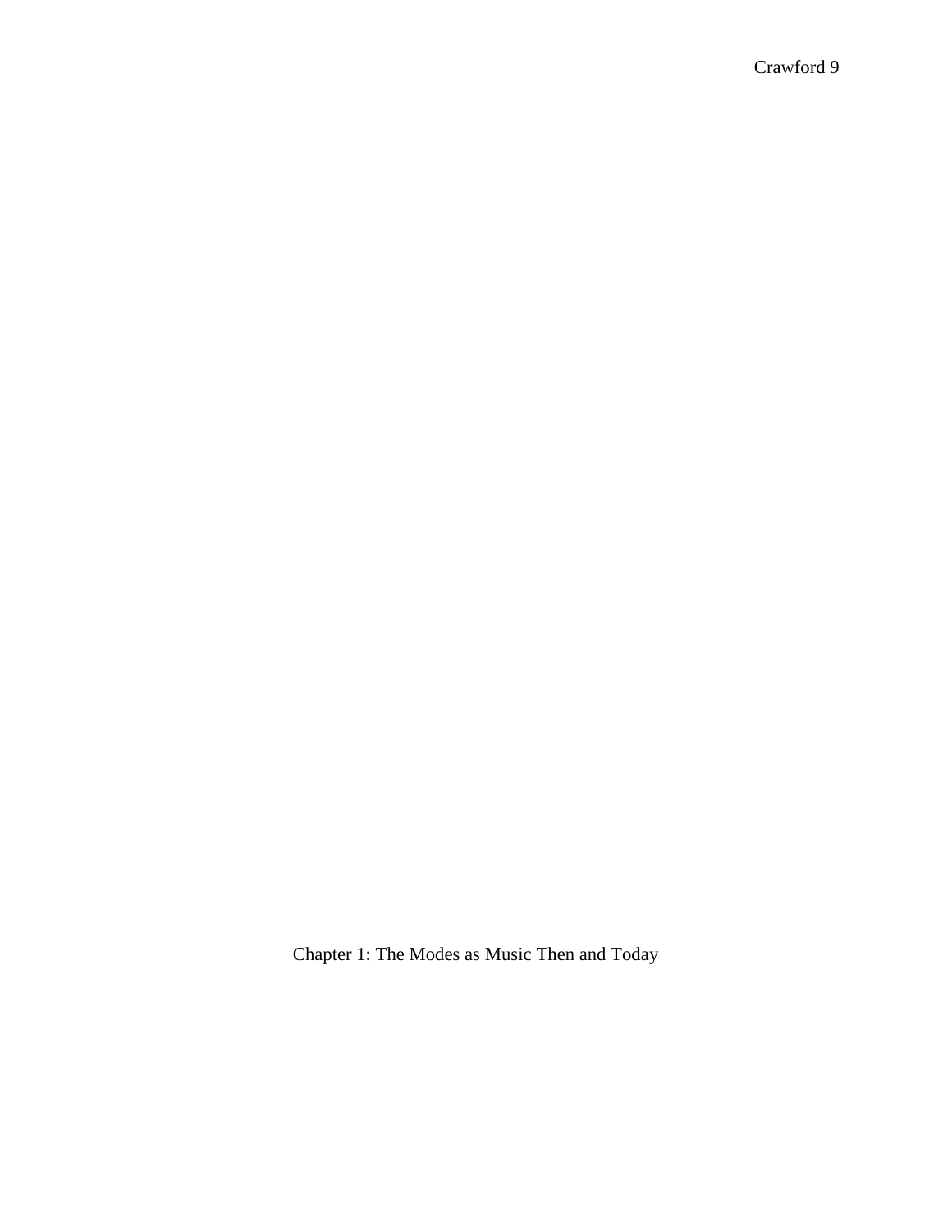# Chapter 1: The Modes as Music Then and Today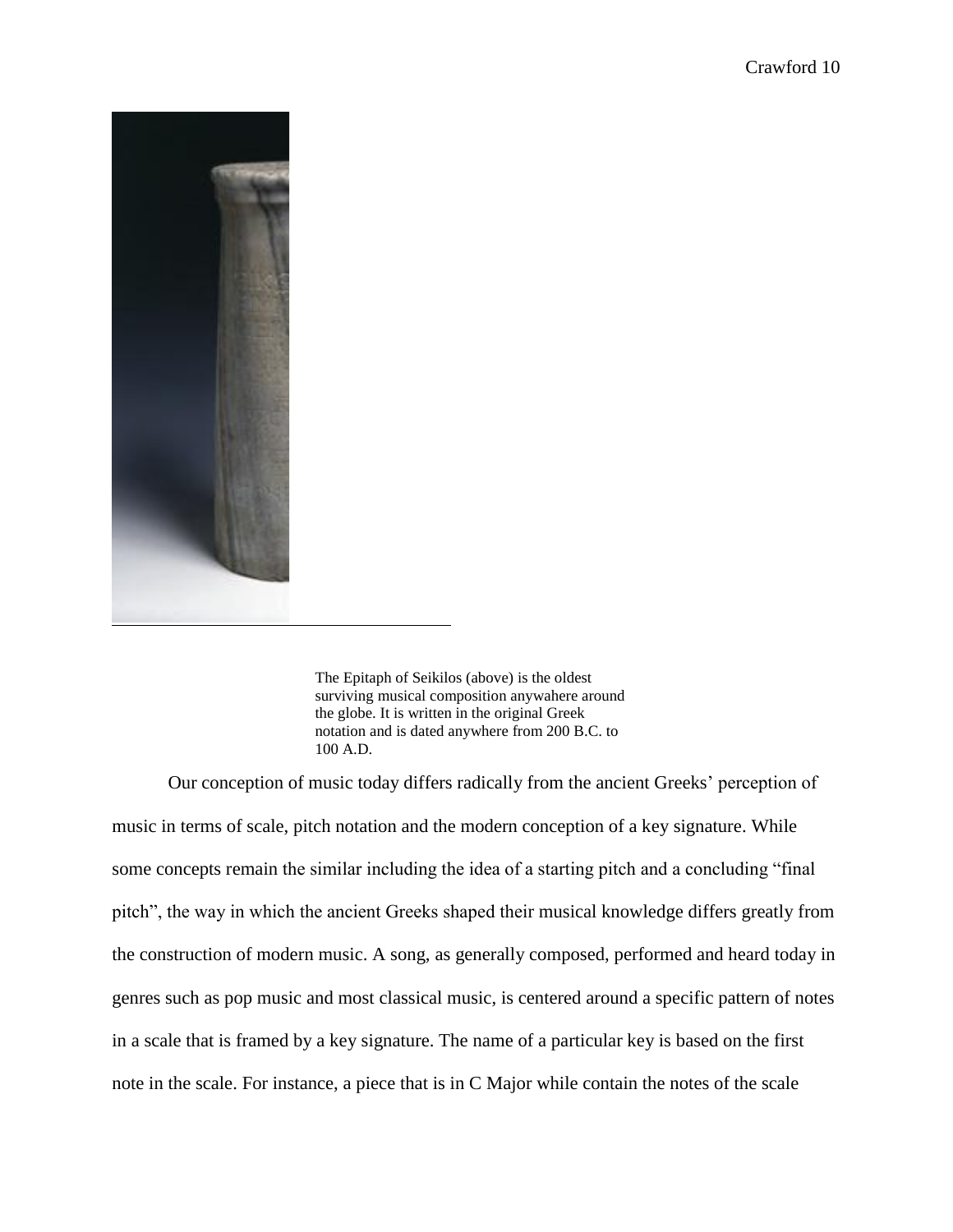The Epitaph of Seikilos (above) is the oldest surviving musical composition anywahere around the globe. It is written in the original Greek notation and is dated anywhere from 200 B.C. to 100 A.D.

Our conception of music today differs radically from the ancient Greeks' perception of music in terms of scale, pitch notation and the modern conception of a key signature. While some concepts remain the similar including the idea of a starting pitch and a concluding "final pitch", the way in which the ancient Greeks shaped their musical knowledge differs greatly from the construction of modern music. A song, as generally composed, performed and heard today in genres such as pop music and most classical music, is centered around a specific pattern of notes in a scale that is framed by a key signature. The name of a particular key is based on the first note in the scale. For instance, a piece that is in C Major while contain the notes of the scale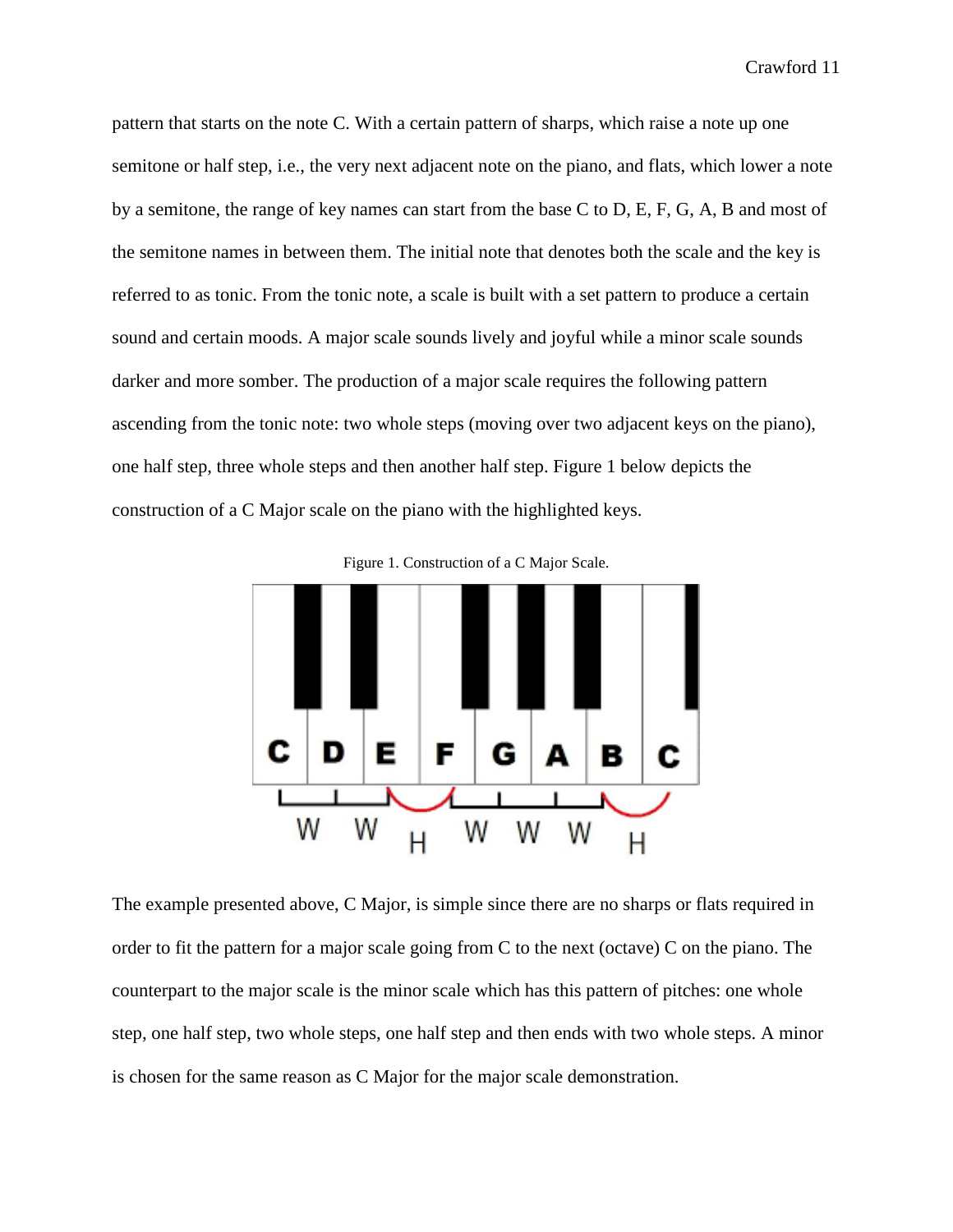pattern that starts on the note C. With a certain pattern of sharps, which raise a note up one semitone or half step, i.e., the very next adjacent note on the piano, and flats, which lower a note by a semitone, the range of key names can start from the base C to D, E, F, G, A, B and most of the semitone names in between them. The initial note that denotes both the scale and the key is referred to as tonic. From the tonic note, a scale is built with a set pattern to produce a certain sound and certain moods. A major scale sounds lively and joyful while a minor scale sounds darker and more somber. The production of a major scale requires the following pattern ascending from the tonic note: two whole steps (moving over two adjacent keys on the piano), one half step, three whole steps and then another half step. Figure 1 below depicts the construction of a C Major scale on the piano with the highlighted keys.

Figure 1. Construction of a C Major Scale.

The example presented above, C Major, is simple since there are no sharps or flats required in order to fit the pattern for a major scale going from C to the next (octave) C on the piano. The counterpart to the major scale is the minor scale which has this pattern of pitches: one whole step, one half step, two whole steps, one half step and then ends with two whole steps. A minor is chosen for the same reason as C Major for the major scale demonstration.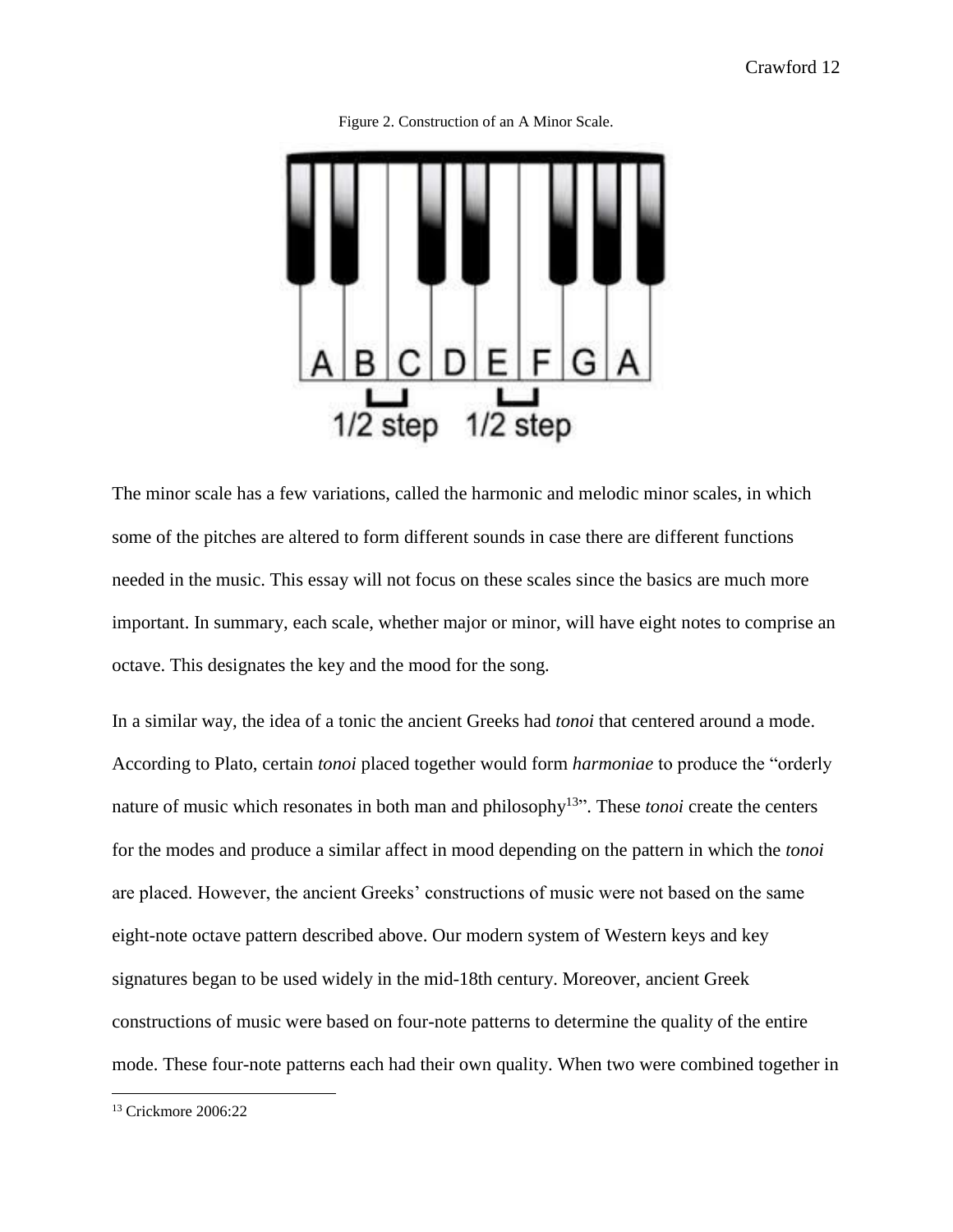Figure 2. Construction of an A Minor Scale.

The minor scale has a few variations, called the harmonic and melodic minor scales, in which some of the pitches are altered to form different sounds in case there are different functions needed in the music. This essay will not focus on these scales since the basics are much more important. In summary, each scale, whether major or minor, will have eight notes to comprise an octave. This designates the key and the mood for the song.

In a similar way, the idea of a tonic the ancient Greeks had *tonoi* that centered around a mode. According to Plato, certain *tonoi* placed together would form *harmoniae* to produce the "orderly nature of music which resonates in both man and philosophy[13]". These *tonoi* create the centers for the modes and produce a similar affect in mood depending on the pattern in which the *tonoi* are placed. However, the ancient Greeks' constructions of music were not based on the same eight-note octave pattern described above. Our modern system of Western keys and key signatures began to be used widely in the mid-18th century. Moreover, ancient Greek constructions of music were based on four-note patterns to determine the quality of the entire mode. These four-note patterns each had their own quality. When two were combined together in

[13] Crickmore 2006:22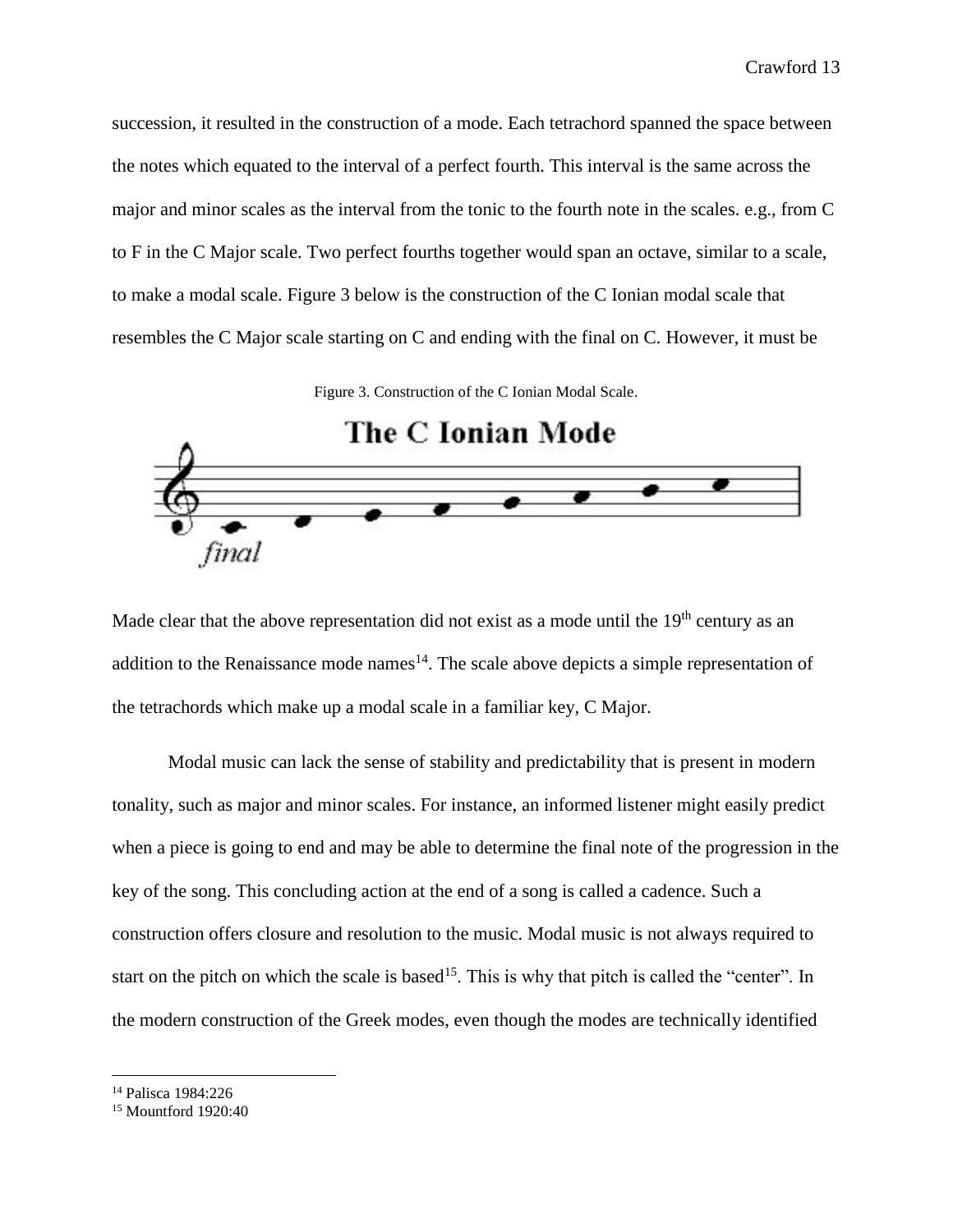succession, it resulted in the construction of a mode. Each tetrachord spanned the space between the notes which equated to the interval of a perfect fourth. This interval is the same across the major and minor scales as the interval from the tonic to the fourth note in the scales. e.g., from C to F in the C Major scale. Two perfect fourths together would span an octave, similar to a scale, to make a modal scale. Figure 3 below is the construction of the C Ionian modal scale that resembles the C Major scale starting on C and ending with the final on C. However, it must be

Figure 3. Construction of the C Ionian Modal Scale.

Made clear that the above representation did not exist as a mode until the 19th century as an addition to the Renaissance mode names[14]. The scale above depicts a simple representation of the tetrachords which make up a modal scale in a familiar key, C Major.

Modal music can lack the sense of stability and predictability that is present in modern tonality, such as major and minor scales. For instance, an informed listener might easily predict when a piece is going to end and may be able to determine the final note of the progression in the key of the song. This concluding action at the end of a song is called a cadence. Such a construction offers closure and resolution to the music. Modal music is not always required to start on the pitch on which the scale is based[15]. This is why that pitch is called the "center". In the modern construction of the Greek modes, even though the modes are technically identified

---

[14] Palisca 1984:226

[15] Mountford 1920:40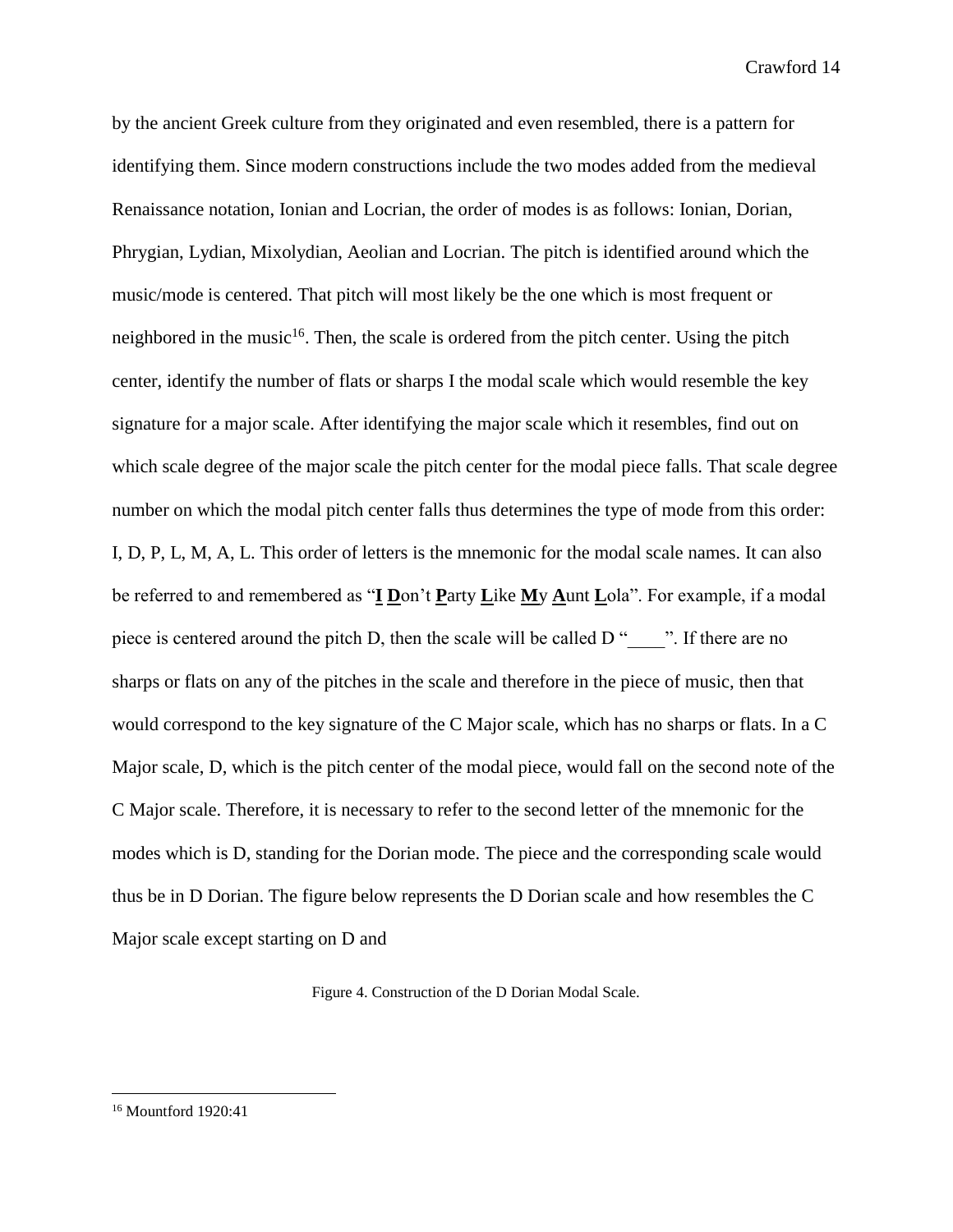by the ancient Greek culture from they originated and even resembled, there is a pattern for identifying them. Since modern constructions include the two modes added from the medieval Renaissance notation, Ionian and Locrian, the order of modes is as follows: Ionian, Dorian, Phrygian, Lydian, Mixolydian, Aeolian and Locrian. The pitch is identified around which the music/mode is centered. That pitch will most likely be the one which is most frequent or neighbored in the music[16]. Then, the scale is ordered from the pitch center. Using the pitch center, identify the number of flats or sharps I the modal scale which would resemble the key signature for a major scale. After identifying the major scale which it resembles, find out on which scale degree of the major scale the pitch center for the modal piece falls. That scale degree number on which the modal pitch center falls thus determines the type of mode from this order: I, D, P, L, M, A, L. This order of letters is the mnemonic for the modal scale names. It can also be referred to and remembered as "**I** **D**on't **P**arty **L**ike **M**y **A**unt **L**ola". For example, if a modal piece is centered around the pitch D, then the scale will be called D "____". If there are no sharps or flats on any of the pitches in the scale and therefore in the piece of music, then that would correspond to the key signature of the C Major scale, which has no sharps or flats. In a C Major scale, D, which is the pitch center of the modal piece, would fall on the second note of the C Major scale. Therefore, it is necessary to refer to the second letter of the mnemonic for the modes which is D, standing for the Dorian mode. The piece and the corresponding scale would thus be in D Dorian. The figure below represents the D Dorian scale and how resembles the C Major scale except starting on D and

Figure 4. Construction of the D Dorian Modal Scale.

[16] Mountford 1920:41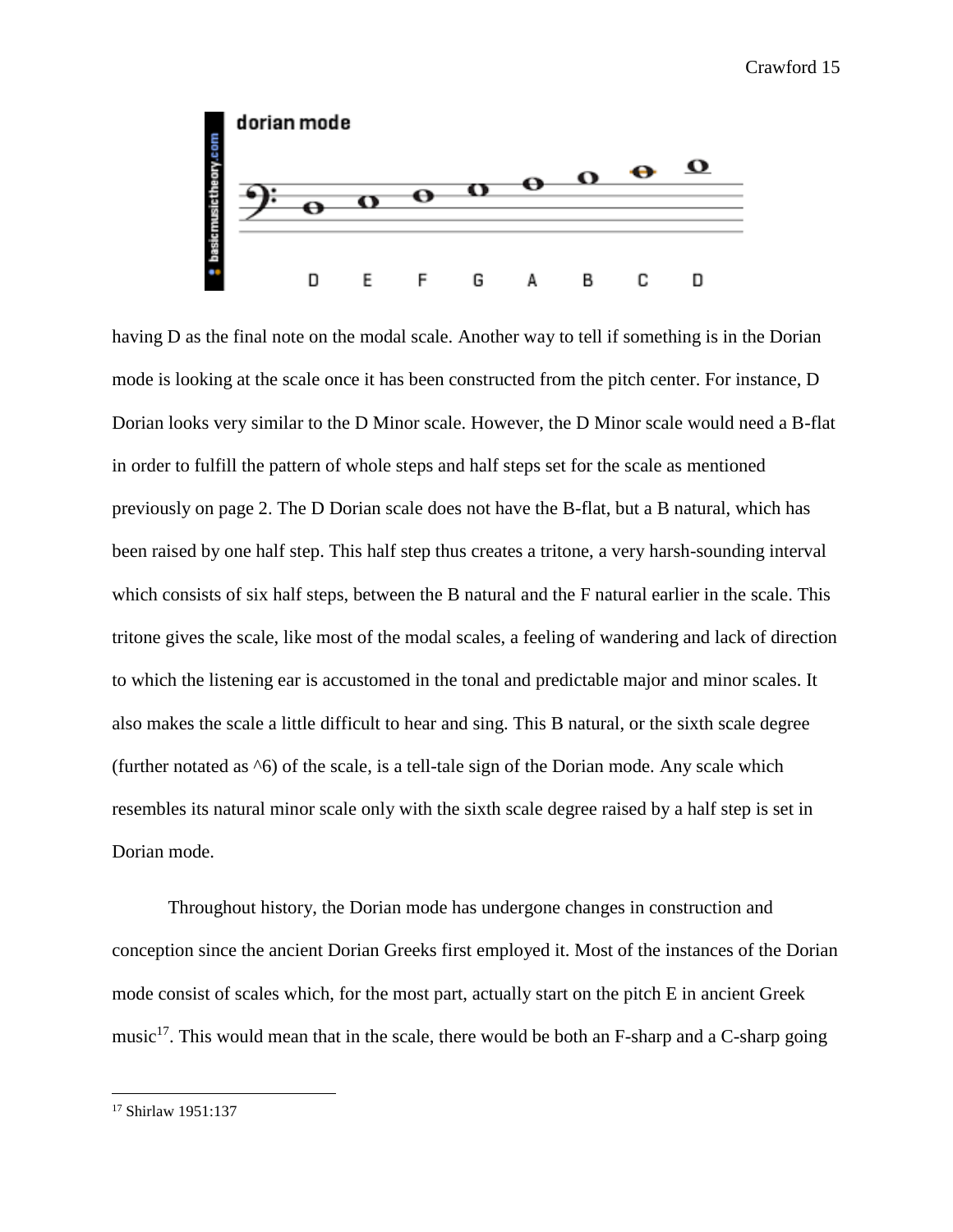having D as the final note on the modal scale. Another way to tell if something is in the Dorian mode is looking at the scale once it has been constructed from the pitch center. For instance, D Dorian looks very similar to the D Minor scale. However, the D Minor scale would need a B-flat in order to fulfill the pattern of whole steps and half steps set for the scale as mentioned previously on page 2. The D Dorian scale does not have the B-flat, but a B natural, which has been raised by one half step. This half step thus creates a tritone, a very harsh-sounding interval which consists of six half steps, between the B natural and the F natural earlier in the scale. This tritone gives the scale, like most of the modal scales, a feeling of wandering and lack of direction to which the listening ear is accustomed in the tonal and predictable major and minor scales. It also makes the scale a little difficult to hear and sing. This B natural, or the sixth scale degree (further notated as ^6) of the scale, is a tell-tale sign of the Dorian mode. Any scale which resembles its natural minor scale only with the sixth scale degree raised by a half step is set in Dorian mode.

Throughout history, the Dorian mode has undergone changes in construction and conception since the ancient Dorian Greeks first employed it. Most of the instances of the Dorian mode consist of scales which, for the most part, actually start on the pitch E in ancient Greek music[17]. This would mean that in the scale, there would be both an F-sharp and a C-sharp going

[17] Shirlaw 1951:137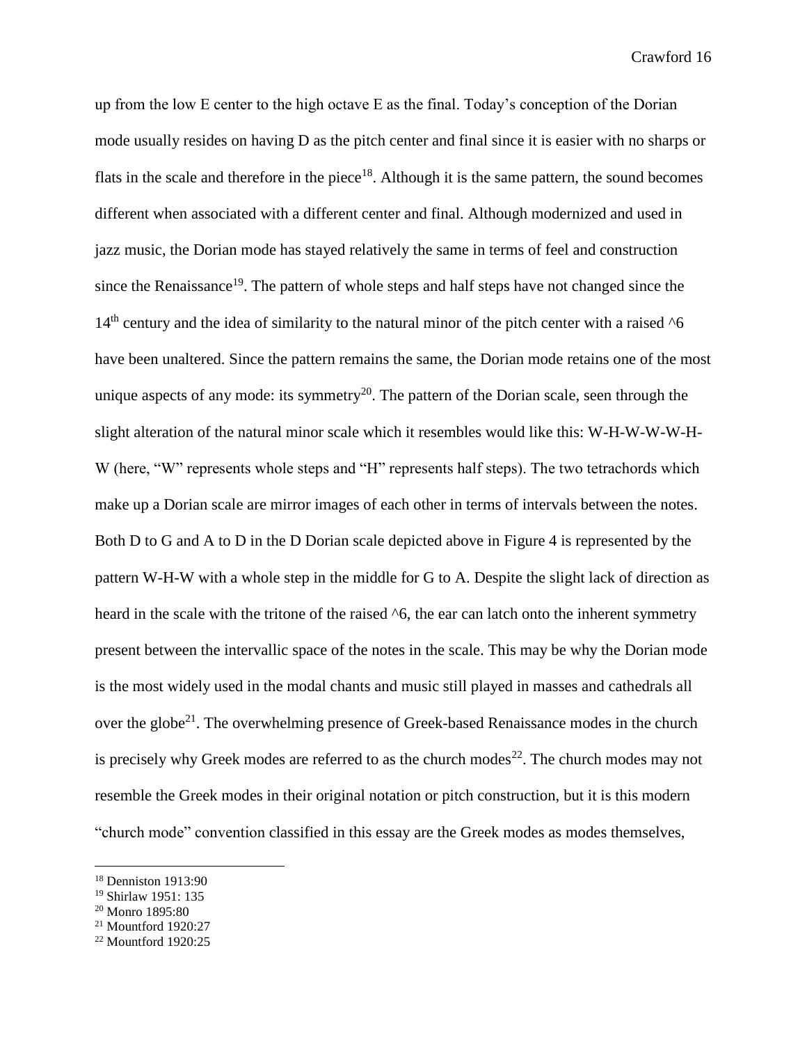up from the low E center to the high octave E as the final. Today's conception of the Dorian mode usually resides on having D as the pitch center and final since it is easier with no sharps or flats in the scale and therefore in the piece[18]. Although it is the same pattern, the sound becomes different when associated with a different center and final. Although modernized and used in jazz music, the Dorian mode has stayed relatively the same in terms of feel and construction since the Renaissance[19]. The pattern of whole steps and half steps have not changed since the 14th century and the idea of similarity to the natural minor of the pitch center with a raised ^6 have been unaltered. Since the pattern remains the same, the Dorian mode retains one of the most unique aspects of any mode: its symmetry[20]. The pattern of the Dorian scale, seen through the slight alteration of the natural minor scale which it resembles would like this: W-H-W-W-W-H-W (here, "W" represents whole steps and "H" represents half steps). The two tetrachords which make up a Dorian scale are mirror images of each other in terms of intervals between the notes. Both D to G and A to D in the D Dorian scale depicted above in Figure 4 is represented by the pattern W-H-W with a whole step in the middle for G to A. Despite the slight lack of direction as heard in the scale with the tritone of the raised ^6, the ear can latch onto the inherent symmetry present between the intervallic space of the notes in the scale. This may be why the Dorian mode is the most widely used in the modal chants and music still played in masses and cathedrals all over the globe[21]. The overwhelming presence of Greek-based Renaissance modes in the church is precisely why Greek modes are referred to as the church modes[22]. The church modes may not resemble the Greek modes in their original notation or pitch construction, but it is this modern "church mode" convention classified in this essay are the Greek modes as modes themselves,

[18] Denniston 1913:90
[19] Shirlaw 1951: 135
[20] Monro 1895:80
[21] Mountford 1920:27
[22] Mountford 1920:25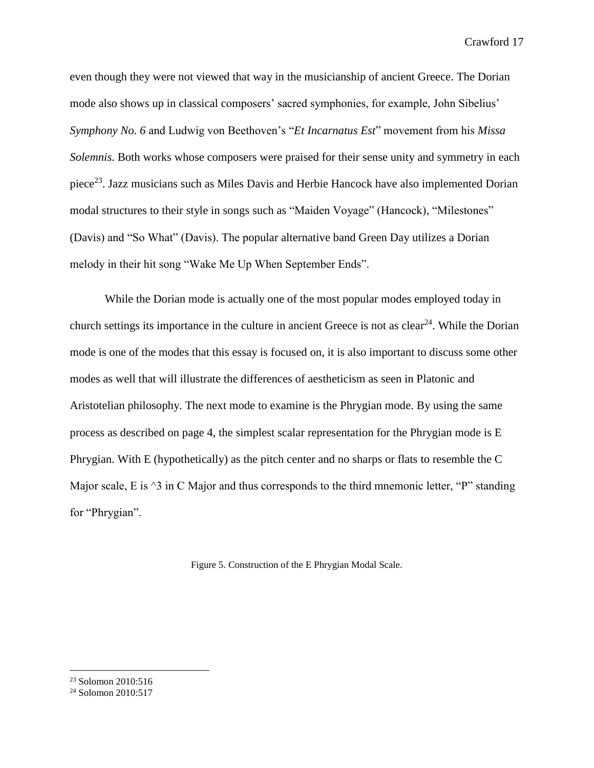even though they were not viewed that way in the musicianship of ancient Greece. The Dorian mode also shows up in classical composers' sacred symphonies, for example, John Sibelius' *Symphony No. 6* and Ludwig von Beethoven's "*Et Incarnatus Est*" movement from his *Missa Solemnis*. Both works whose composers were praised for their sense unity and symmetry in each piece[23]. Jazz musicians such as Miles Davis and Herbie Hancock have also implemented Dorian modal structures to their style in songs such as "Maiden Voyage" (Hancock), "Milestones" (Davis) and "So What" (Davis). The popular alternative band Green Day utilizes a Dorian melody in their hit song "Wake Me Up When September Ends".

While the Dorian mode is actually one of the most popular modes employed today in church settings its importance in the culture in ancient Greece is not as clear[24]. While the Dorian mode is one of the modes that this essay is focused on, it is also important to discuss some other modes as well that will illustrate the differences of aestheticism as seen in Platonic and Aristotelian philosophy. The next mode to examine is the Phrygian mode. By using the same process as described on page 4, the simplest scalar representation for the Phrygian mode is E Phrygian. With E (hypothetically) as the pitch center and no sharps or flats to resemble the C Major scale, E is ^3 in C Major and thus corresponds to the third mnemonic letter, "P" standing for "Phrygian".

Figure 5. Construction of the E Phrygian Modal Scale.

[23] Solomon 2010:516

[24] Solomon 2010:517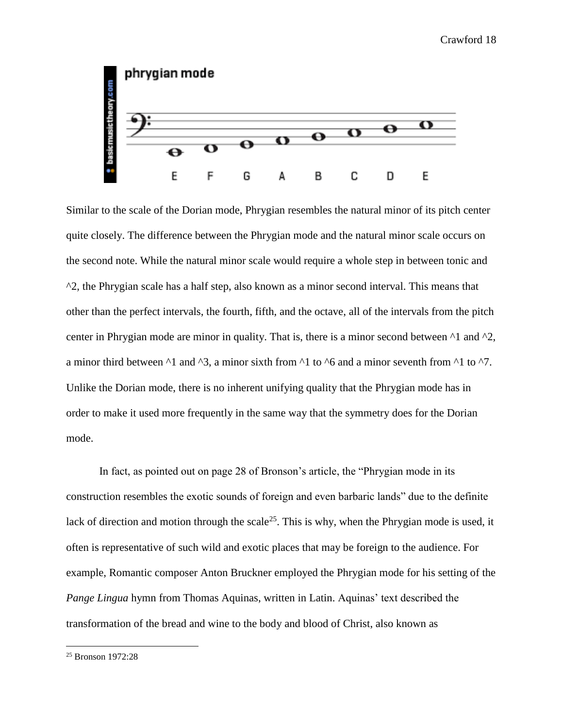Similar to the scale of the Dorian mode, Phrygian resembles the natural minor of its pitch center quite closely. The difference between the Phrygian mode and the natural minor scale occurs on the second note. While the natural minor scale would require a whole step in between tonic and ^2, the Phrygian scale has a half step, also known as a minor second interval. This means that other than the perfect intervals, the fourth, fifth, and the octave, all of the intervals from the pitch center in Phrygian mode are minor in quality. That is, there is a minor second between ^1 and ^2, a minor third between ^1 and ^3, a minor sixth from ^1 to ^6 and a minor seventh from ^1 to ^7. Unlike the Dorian mode, there is no inherent unifying quality that the Phrygian mode has in order to make it used more frequently in the same way that the symmetry does for the Dorian mode.

In fact, as pointed out on page 28 of Bronson's article, the "Phrygian mode in its construction resembles the exotic sounds of foreign and even barbaric lands" due to the definite lack of direction and motion through the scale[25]. This is why, when the Phrygian mode is used, it often is representative of such wild and exotic places that may be foreign to the audience. For example, Romantic composer Anton Bruckner employed the Phrygian mode for his setting of the *Pange Lingua* hymn from Thomas Aquinas, written in Latin. Aquinas' text described the transformation of the bread and wine to the body and blood of Christ, also known as

[25] Bronson 1972:28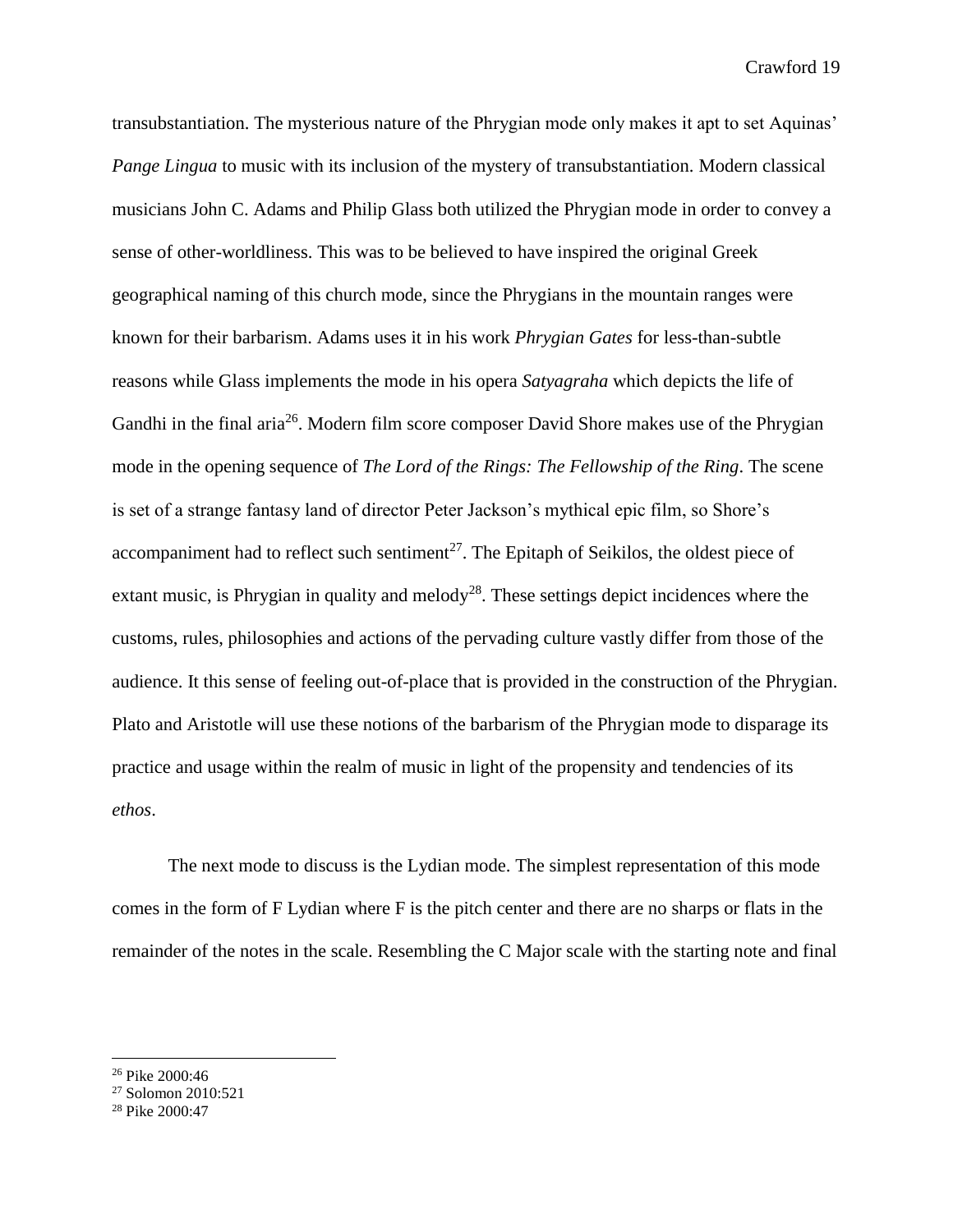transubstantiation. The mysterious nature of the Phrygian mode only makes it apt to set Aquinas' *Pange Lingua* to music with its inclusion of the mystery of transubstantiation. Modern classical musicians John C. Adams and Philip Glass both utilized the Phrygian mode in order to convey a sense of other-worldliness. This was to be believed to have inspired the original Greek geographical naming of this church mode, since the Phrygians in the mountain ranges were known for their barbarism. Adams uses it in his work *Phrygian Gates* for less-than-subtle reasons while Glass implements the mode in his opera *Satyagraha* which depicts the life of Gandhi in the final aria[26]. Modern film score composer David Shore makes use of the Phrygian mode in the opening sequence of *The Lord of the Rings: The Fellowship of the Ring*. The scene is set of a strange fantasy land of director Peter Jackson's mythical epic film, so Shore's accompaniment had to reflect such sentiment[27]. The Epitaph of Seikilos, the oldest piece of extant music, is Phrygian in quality and melody[28]. These settings depict incidences where the customs, rules, philosophies and actions of the pervading culture vastly differ from those of the audience. It this sense of feeling out-of-place that is provided in the construction of the Phrygian. Plato and Aristotle will use these notions of the barbarism of the Phrygian mode to disparage its practice and usage within the realm of music in light of the propensity and tendencies of its *ethos*.

The next mode to discuss is the Lydian mode. The simplest representation of this mode comes in the form of F Lydian where F is the pitch center and there are no sharps or flats in the remainder of the notes in the scale. Resembling the C Major scale with the starting note and final

[26] Pike 2000:46
[27] Solomon 2010:521
[28] Pike 2000:47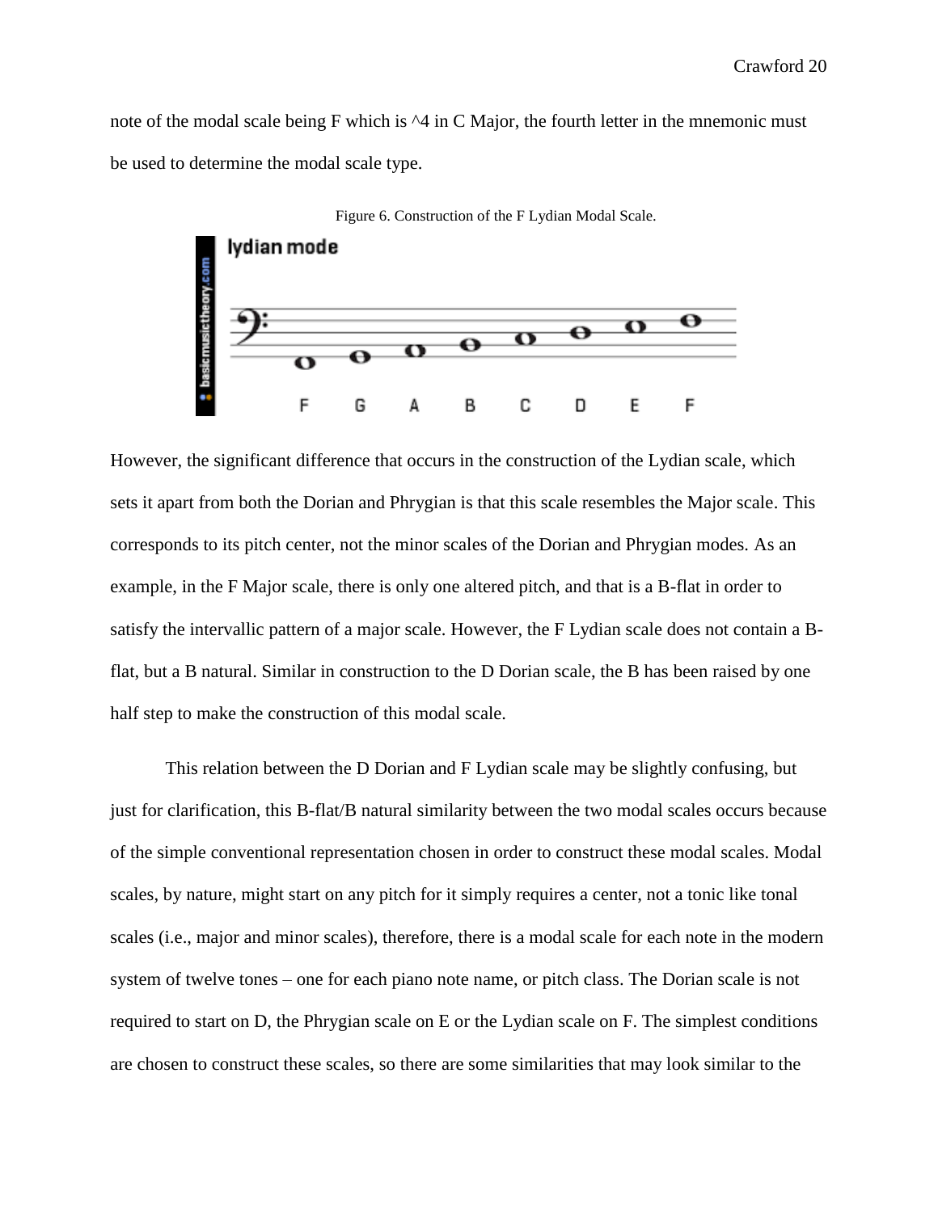note of the modal scale being F which is ^4 in C Major, the fourth letter in the mnemonic must be used to determine the modal scale type.

Figure 6. Construction of the F Lydian Modal Scale.

However, the significant difference that occurs in the construction of the Lydian scale, which sets it apart from both the Dorian and Phrygian is that this scale resembles the Major scale. This corresponds to its pitch center, not the minor scales of the Dorian and Phrygian modes. As an example, in the F Major scale, there is only one altered pitch, and that is a B-flat in order to satisfy the intervallic pattern of a major scale. However, the F Lydian scale does not contain a B-flat, but a B natural. Similar in construction to the D Dorian scale, the B has been raised by one half step to make the construction of this modal scale.

This relation between the D Dorian and F Lydian scale may be slightly confusing, but just for clarification, this B-flat/B natural similarity between the two modal scales occurs because of the simple conventional representation chosen in order to construct these modal scales. Modal scales, by nature, might start on any pitch for it simply requires a center, not a tonic like tonal scales (i.e., major and minor scales), therefore, there is a modal scale for each note in the modern system of twelve tones – one for each piano note name, or pitch class. The Dorian scale is not required to start on D, the Phrygian scale on E or the Lydian scale on F. The simplest conditions are chosen to construct these scales, so there are some similarities that may look similar to the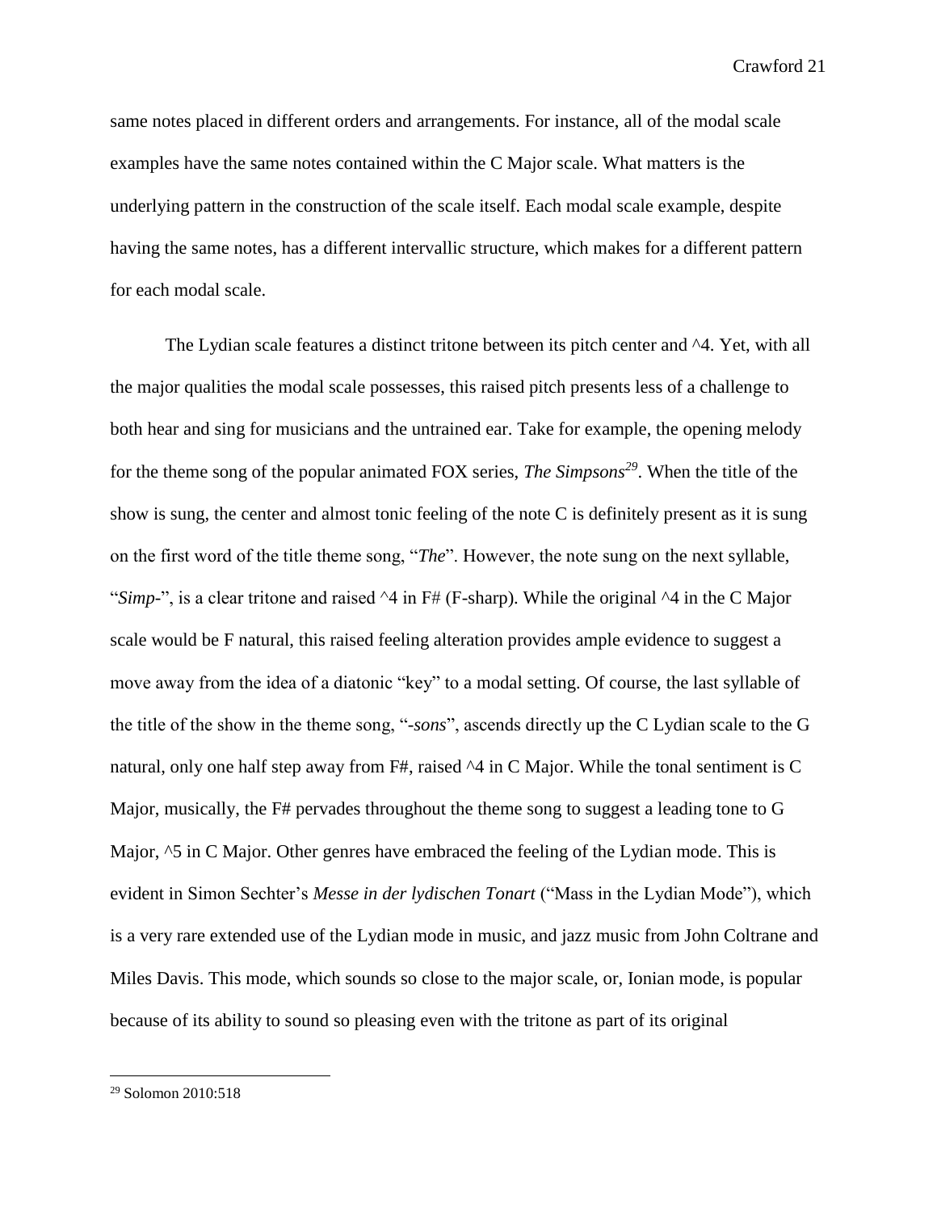same notes placed in different orders and arrangements. For instance, all of the modal scale examples have the same notes contained within the C Major scale. What matters is the underlying pattern in the construction of the scale itself. Each modal scale example, despite having the same notes, has a different intervallic structure, which makes for a different pattern for each modal scale.

The Lydian scale features a distinct tritone between its pitch center and ^4. Yet, with all the major qualities the modal scale possesses, this raised pitch presents less of a challenge to both hear and sing for musicians and the untrained ear. Take for example, the opening melody for the theme song of the popular animated FOX series, *The Simpsons*[29]. When the title of the show is sung, the center and almost tonic feeling of the note C is definitely present as it is sung on the first word of the title theme song, "*The*". However, the note sung on the next syllable, "*Simp-*", is a clear tritone and raised ^4 in F# (F-sharp). While the original ^4 in the C Major scale would be F natural, this raised feeling alteration provides ample evidence to suggest a move away from the idea of a diatonic "key" to a modal setting. Of course, the last syllable of the title of the show in the theme song, "*-sons*", ascends directly up the C Lydian scale to the G natural, only one half step away from F#, raised ^4 in C Major. While the tonal sentiment is C Major, musically, the F# pervades throughout the theme song to suggest a leading tone to G Major, ^5 in C Major. Other genres have embraced the feeling of the Lydian mode. This is evident in Simon Sechter's *Messe in der lydischen Tonart* ("Mass in the Lydian Mode"), which is a very rare extended use of the Lydian mode in music, and jazz music from John Coltrane and Miles Davis. This mode, which sounds so close to the major scale, or, Ionian mode, is popular because of its ability to sound so pleasing even with the tritone as part of its original

---

[29] Solomon 2010:518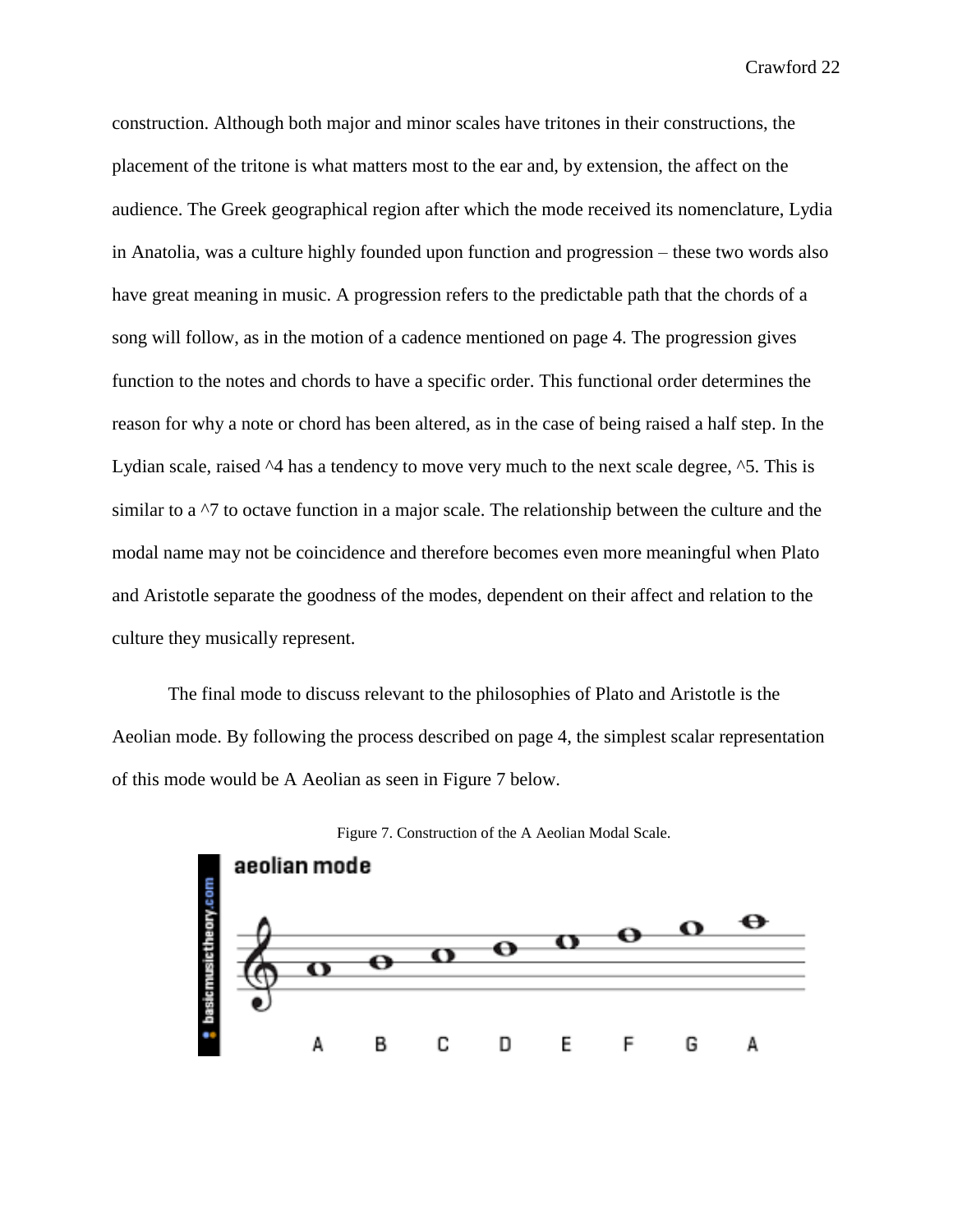construction. Although both major and minor scales have tritones in their constructions, the placement of the tritone is what matters most to the ear and, by extension, the affect on the audience. The Greek geographical region after which the mode received its nomenclature, Lydia in Anatolia, was a culture highly founded upon function and progression – these two words also have great meaning in music. A progression refers to the predictable path that the chords of a song will follow, as in the motion of a cadence mentioned on page 4. The progression gives function to the notes and chords to have a specific order. This functional order determines the reason for why a note or chord has been altered, as in the case of being raised a half step. In the Lydian scale, raised ^4 has a tendency to move very much to the next scale degree, ^5. This is similar to a ^7 to octave function in a major scale. The relationship between the culture and the modal name may not be coincidence and therefore becomes even more meaningful when Plato and Aristotle separate the goodness of the modes, dependent on their affect and relation to the culture they musically represent.

The final mode to discuss relevant to the philosophies of Plato and Aristotle is the Aeolian mode. By following the process described on page 4, the simplest scalar representation of this mode would be A Aeolian as seen in Figure 7 below.

Figure 7. Construction of the A Aeolian Modal Scale.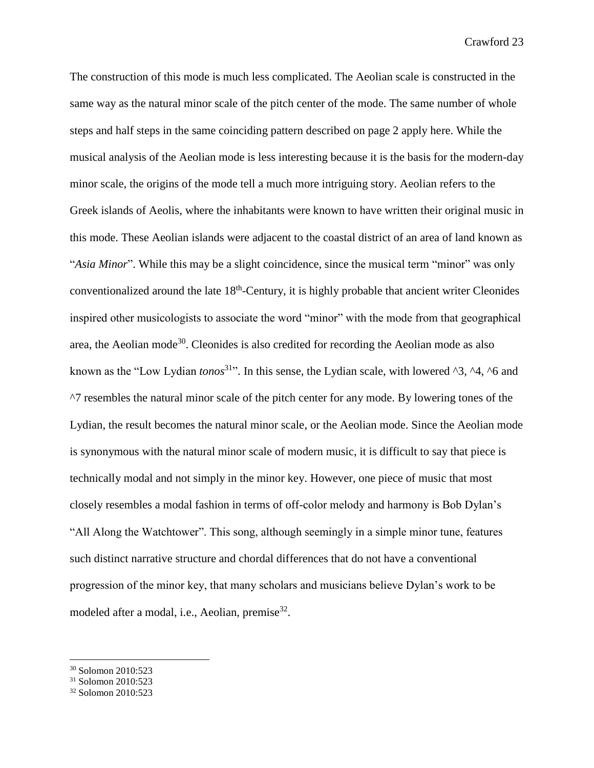The construction of this mode is much less complicated. The Aeolian scale is constructed in the same way as the natural minor scale of the pitch center of the mode. The same number of whole steps and half steps in the same coinciding pattern described on page 2 apply here. While the musical analysis of the Aeolian mode is less interesting because it is the basis for the modern-day minor scale, the origins of the mode tell a much more intriguing story. Aeolian refers to the Greek islands of Aeolis, where the inhabitants were known to have written their original music in this mode. These Aeolian islands were adjacent to the coastal district of an area of land known as "*Asia Minor*". While this may be a slight coincidence, since the musical term "minor" was only conventionalized around the late 18th-Century, it is highly probable that ancient writer Cleonides inspired other musicologists to associate the word "minor" with the mode from that geographical area, the Aeolian mode[30]. Cleonides is also credited for recording the Aeolian mode as also known as the "Low Lydian *tonos*[31]". In this sense, the Lydian scale, with lowered ^3, ^4, ^6 and ^7 resembles the natural minor scale of the pitch center for any mode. By lowering tones of the Lydian, the result becomes the natural minor scale, or the Aeolian mode. Since the Aeolian mode is synonymous with the natural minor scale of modern music, it is difficult to say that piece is technically modal and not simply in the minor key. However, one piece of music that most closely resembles a modal fashion in terms of off-color melody and harmony is Bob Dylan's "All Along the Watchtower". This song, although seemingly in a simple minor tune, features such distinct narrative structure and chordal differences that do not have a conventional progression of the minor key, that many scholars and musicians believe Dylan's work to be modeled after a modal, i.e., Aeolian, premise[32].

---

[30] Solomon 2010:523

[31] Solomon 2010:523

[32] Solomon 2010:523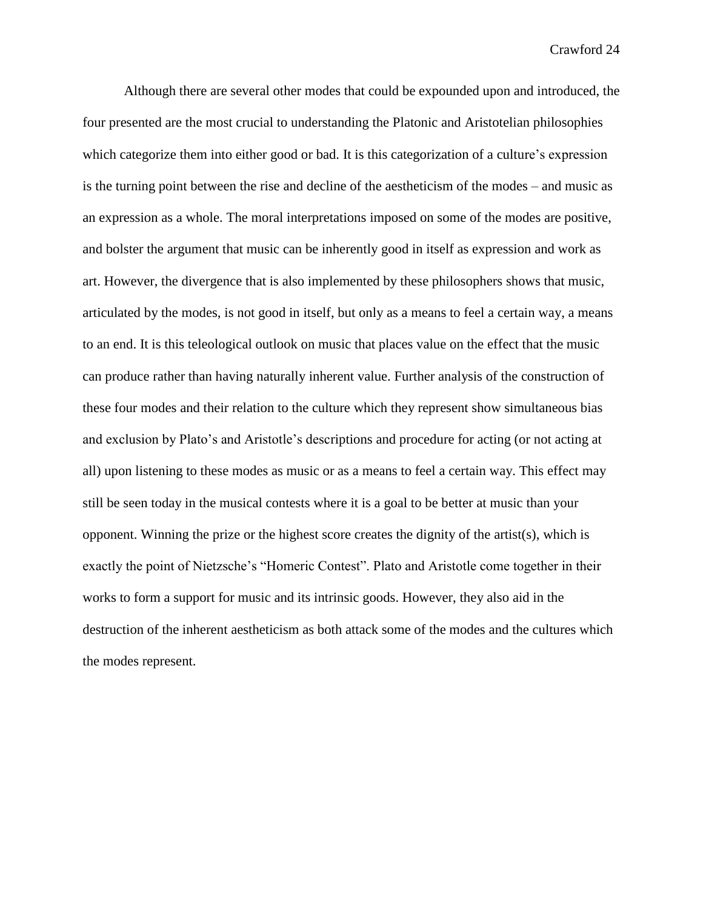Although there are several other modes that could be expounded upon and introduced, the four presented are the most crucial to understanding the Platonic and Aristotelian philosophies which categorize them into either good or bad. It is this categorization of a culture's expression is the turning point between the rise and decline of the aestheticism of the modes – and music as an expression as a whole. The moral interpretations imposed on some of the modes are positive, and bolster the argument that music can be inherently good in itself as expression and work as art. However, the divergence that is also implemented by these philosophers shows that music, articulated by the modes, is not good in itself, but only as a means to feel a certain way, a means to an end. It is this teleological outlook on music that places value on the effect that the music can produce rather than having naturally inherent value. Further analysis of the construction of these four modes and their relation to the culture which they represent show simultaneous bias and exclusion by Plato's and Aristotle's descriptions and procedure for acting (or not acting at all) upon listening to these modes as music or as a means to feel a certain way. This effect may still be seen today in the musical contests where it is a goal to be better at music than your opponent. Winning the prize or the highest score creates the dignity of the artist(s), which is exactly the point of Nietzsche's "Homeric Contest". Plato and Aristotle come together in their works to form a support for music and its intrinsic goods. However, they also aid in the destruction of the inherent aestheticism as both attack some of the modes and the cultures which the modes represent.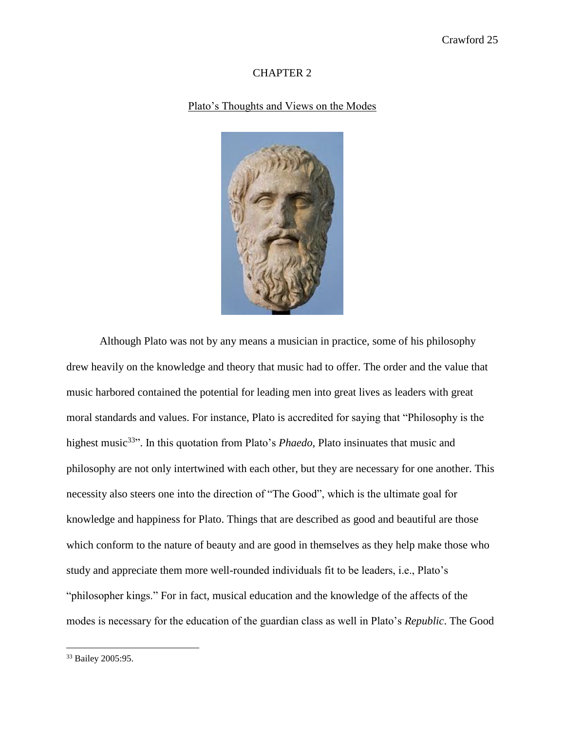# CHAPTER 2

## Plato's Thoughts and Views on the Modes

Although Plato was not by any means a musician in practice, some of his philosophy drew heavily on the knowledge and theory that music had to offer. The order and the value that music harbored contained the potential for leading men into great lives as leaders with great moral standards and values. For instance, Plato is accredited for saying that "Philosophy is the highest music[33]". In this quotation from Plato's *Phaedo*, Plato insinuates that music and philosophy are not only intertwined with each other, but they are necessary for one another. This necessity also steers one into the direction of "The Good", which is the ultimate goal for knowledge and happiness for Plato. Things that are described as good and beautiful are those which conform to the nature of beauty and are good in themselves as they help make those who study and appreciate them more well-rounded individuals fit to be leaders, i.e., Plato's "philosopher kings." For in fact, musical education and the knowledge of the affects of the modes is necessary for the education of the guardian class as well in Plato's *Republic*. The Good

---

[33] Bailey 2005:95.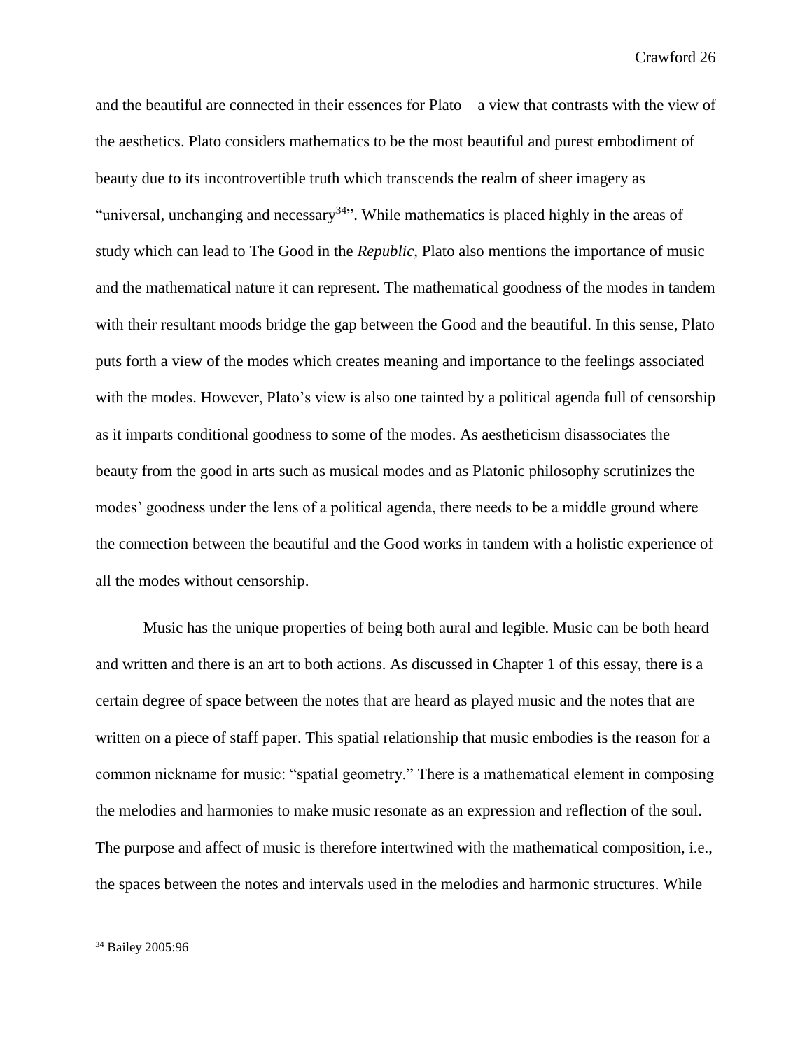and the beautiful are connected in their essences for Plato – a view that contrasts with the view of the aesthetics. Plato considers mathematics to be the most beautiful and purest embodiment of beauty due to its incontrovertible truth which transcends the realm of sheer imagery as "universal, unchanging and necessary[34]". While mathematics is placed highly in the areas of study which can lead to The Good in the *Republic*, Plato also mentions the importance of music and the mathematical nature it can represent. The mathematical goodness of the modes in tandem with their resultant moods bridge the gap between the Good and the beautiful. In this sense, Plato puts forth a view of the modes which creates meaning and importance to the feelings associated with the modes. However, Plato's view is also one tainted by a political agenda full of censorship as it imparts conditional goodness to some of the modes. As aestheticism disassociates the beauty from the good in arts such as musical modes and as Platonic philosophy scrutinizes the modes' goodness under the lens of a political agenda, there needs to be a middle ground where the connection between the beautiful and the Good works in tandem with a holistic experience of all the modes without censorship.

Music has the unique properties of being both aural and legible. Music can be both heard and written and there is an art to both actions. As discussed in Chapter 1 of this essay, there is a certain degree of space between the notes that are heard as played music and the notes that are written on a piece of staff paper. This spatial relationship that music embodies is the reason for a common nickname for music: "spatial geometry." There is a mathematical element in composing the melodies and harmonies to make music resonate as an expression and reflection of the soul. The purpose and affect of music is therefore intertwined with the mathematical composition, i.e., the spaces between the notes and intervals used in the melodies and harmonic structures. While

[34] Bailey 2005:96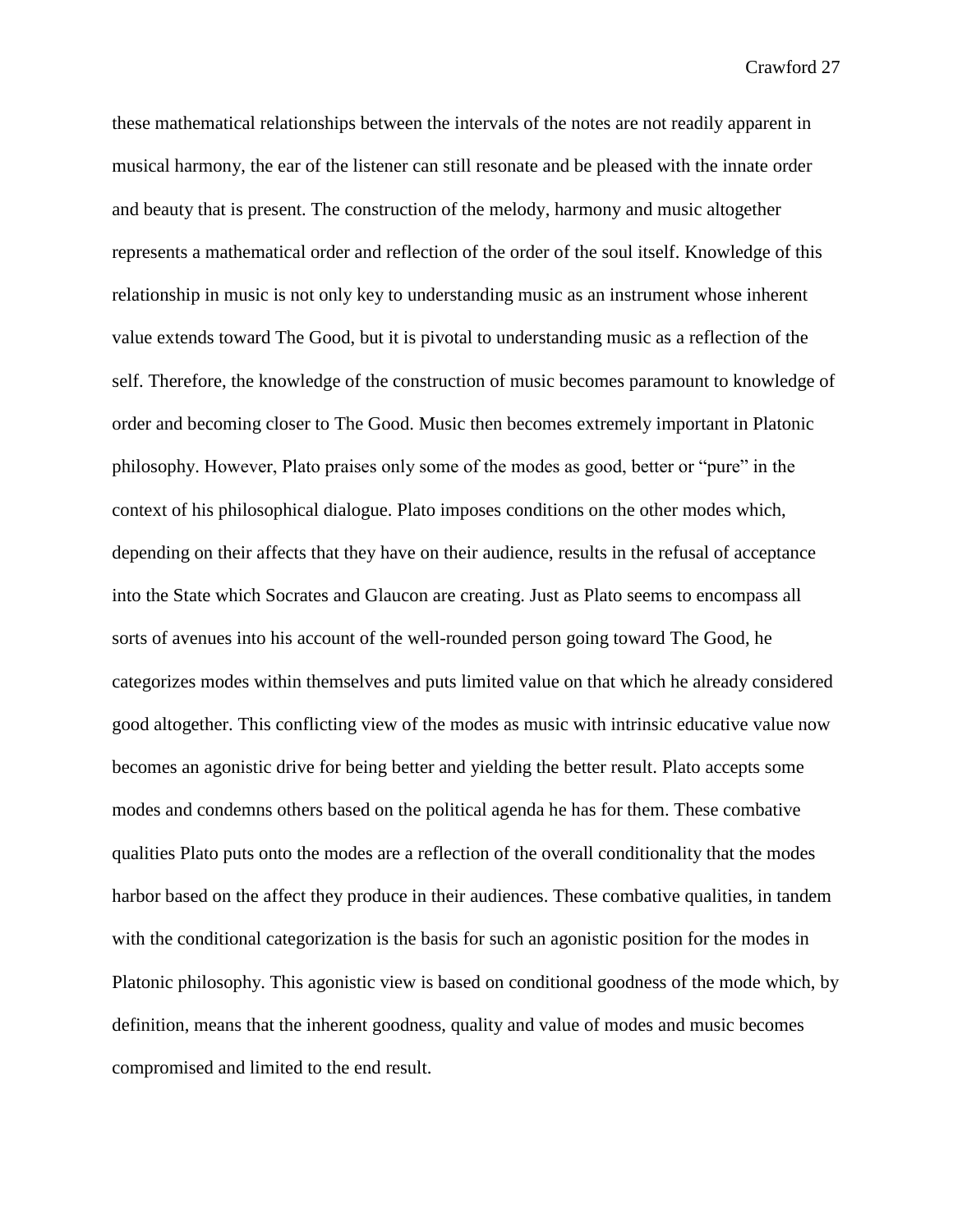these mathematical relationships between the intervals of the notes are not readily apparent in musical harmony, the ear of the listener can still resonate and be pleased with the innate order and beauty that is present. The construction of the melody, harmony and music altogether represents a mathematical order and reflection of the order of the soul itself. Knowledge of this relationship in music is not only key to understanding music as an instrument whose inherent value extends toward The Good, but it is pivotal to understanding music as a reflection of the self. Therefore, the knowledge of the construction of music becomes paramount to knowledge of order and becoming closer to The Good. Music then becomes extremely important in Platonic philosophy. However, Plato praises only some of the modes as good, better or "pure" in the context of his philosophical dialogue. Plato imposes conditions on the other modes which, depending on their affects that they have on their audience, results in the refusal of acceptance into the State which Socrates and Glaucon are creating. Just as Plato seems to encompass all sorts of avenues into his account of the well-rounded person going toward The Good, he categorizes modes within themselves and puts limited value on that which he already considered good altogether. This conflicting view of the modes as music with intrinsic educative value now becomes an agonistic drive for being better and yielding the better result. Plato accepts some modes and condemns others based on the political agenda he has for them. These combative qualities Plato puts onto the modes are a reflection of the overall conditionality that the modes harbor based on the affect they produce in their audiences. These combative qualities, in tandem with the conditional categorization is the basis for such an agonistic position for the modes in Platonic philosophy. This agonistic view is based on conditional goodness of the mode which, by definition, means that the inherent goodness, quality and value of modes and music becomes compromised and limited to the end result.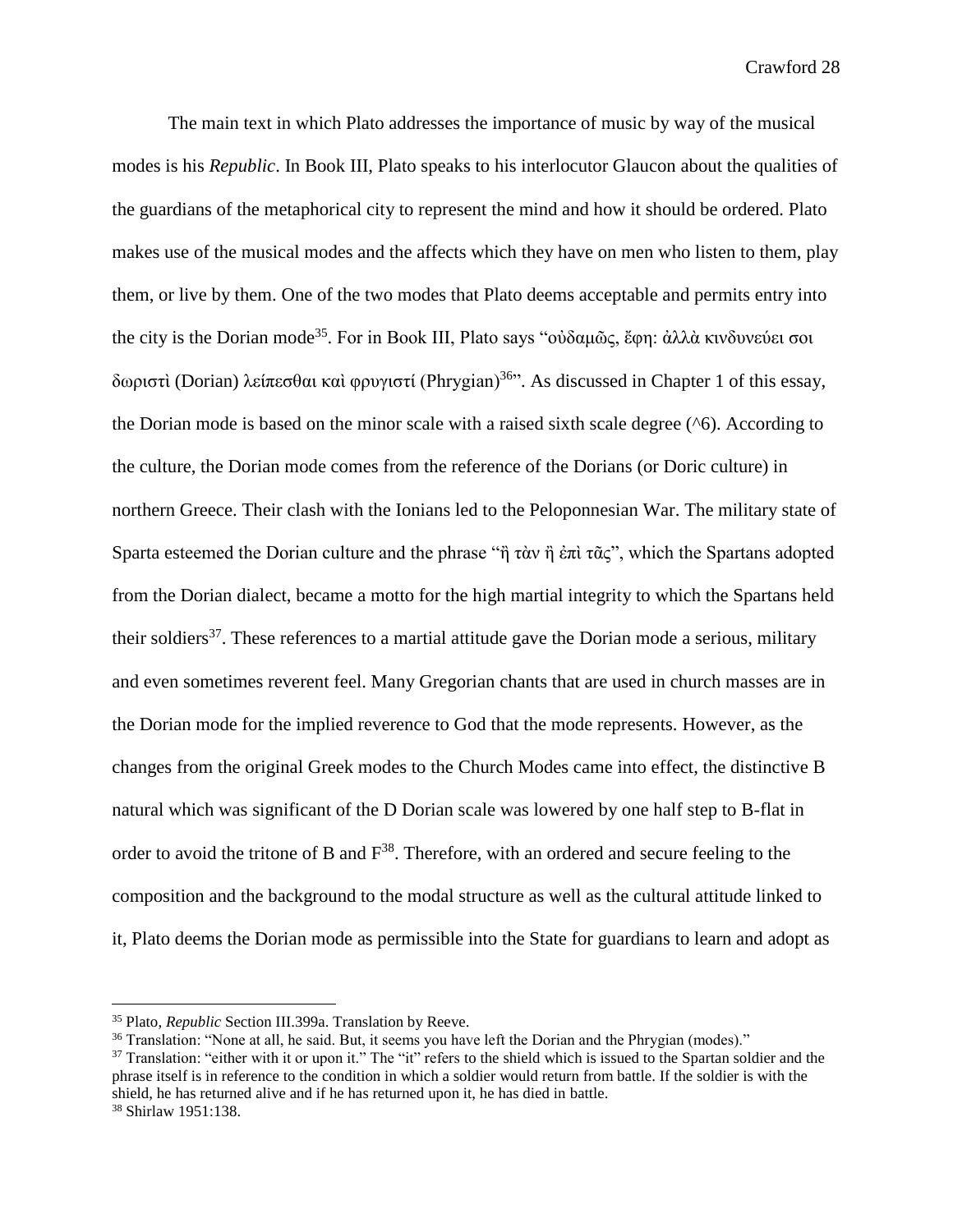The main text in which Plato addresses the importance of music by way of the musical modes is his *Republic*. In Book III, Plato speaks to his interlocutor Glaucon about the qualities of the guardians of the metaphorical city to represent the mind and how it should be ordered. Plato makes use of the musical modes and the affects which they have on men who listen to them, play them, or live by them. One of the two modes that Plato deems acceptable and permits entry into the city is the Dorian mode[35]. For in Book III, Plato says "οὐδαμῶς, ἔφη: ἀλλὰ κινδυνεύει σοι δωριστὶ (Dorian) λείπεσθαι καὶ φρυγιστί (Phrygian)[36]". As discussed in Chapter 1 of this essay, the Dorian mode is based on the minor scale with a raised sixth scale degree (^6). According to the culture, the Dorian mode comes from the reference of the Dorians (or Doric culture) in northern Greece. Their clash with the Ionians led to the Peloponnesian War. The military state of Sparta esteemed the Dorian culture and the phrase "ἢ τὰν ἢ ἐπὶ τᾶς", which the Spartans adopted from the Dorian dialect, became a motto for the high martial integrity to which the Spartans held their soldiers[37]. These references to a martial attitude gave the Dorian mode a serious, military and even sometimes reverent feel. Many Gregorian chants that are used in church masses are in the Dorian mode for the implied reverence to God that the mode represents. However, as the changes from the original Greek modes to the Church Modes came into effect, the distinctive B natural which was significant of the D Dorian scale was lowered by one half step to B-flat in order to avoid the tritone of B and F[38]. Therefore, with an ordered and secure feeling to the composition and the background to the modal structure as well as the cultural attitude linked to it, Plato deems the Dorian mode as permissible into the State for guardians to learn and adopt as

---

[35] Plato, *Republic* Section III.399a. Translation by Reeve.

[36] Translation: "None at all, he said. But, it seems you have left the Dorian and the Phrygian (modes)."

[37] Translation: "either with it or upon it." The "it" refers to the shield which is issued to the Spartan soldier and the phrase itself is in reference to the condition in which a soldier would return from battle. If the soldier is with the shield, he has returned alive and if he has returned upon it, he has died in battle.

[38] Shirlaw 1951:138.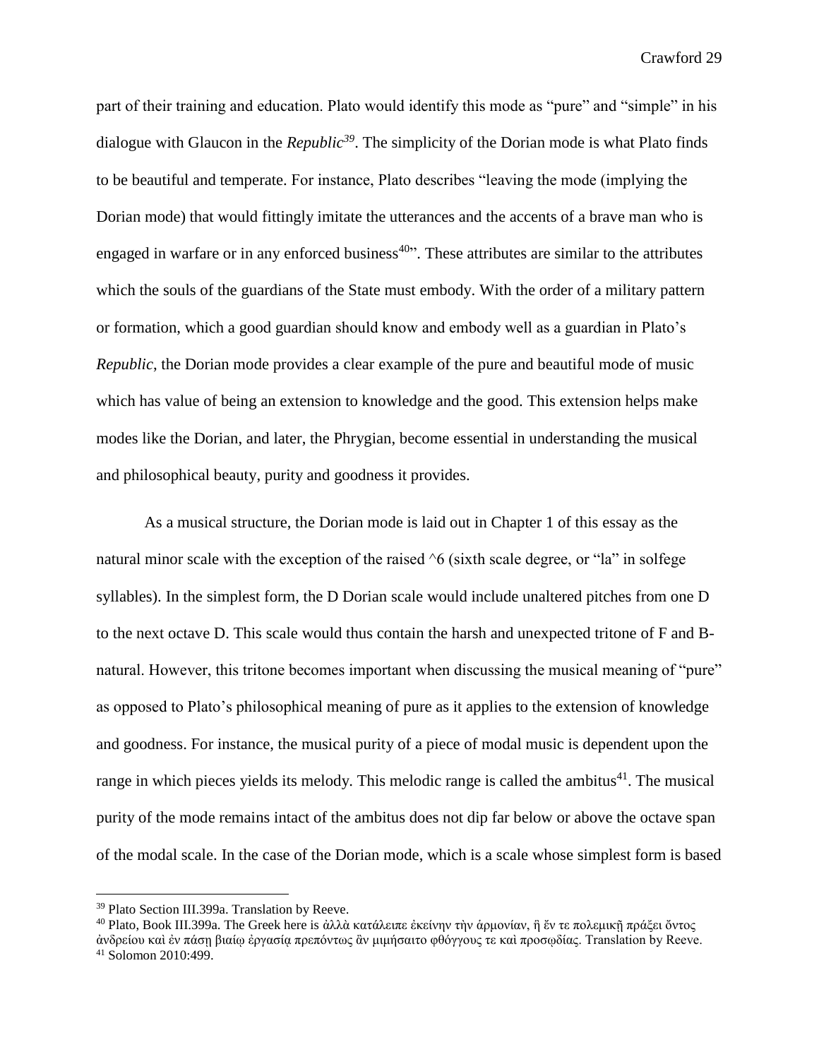part of their training and education. Plato would identify this mode as "pure" and "simple" in his dialogue with Glaucon in the *Republic*[39]. The simplicity of the Dorian mode is what Plato finds to be beautiful and temperate. For instance, Plato describes "leaving the mode (implying the Dorian mode) that would fittingly imitate the utterances and the accents of a brave man who is engaged in warfare or in any enforced business[40]". These attributes are similar to the attributes which the souls of the guardians of the State must embody. With the order of a military pattern or formation, which a good guardian should know and embody well as a guardian in Plato's *Republic*, the Dorian mode provides a clear example of the pure and beautiful mode of music which has value of being an extension to knowledge and the good. This extension helps make modes like the Dorian, and later, the Phrygian, become essential in understanding the musical and philosophical beauty, purity and goodness it provides.

As a musical structure, the Dorian mode is laid out in Chapter 1 of this essay as the natural minor scale with the exception of the raised ^6 (sixth scale degree, or "la" in solfege syllables). In the simplest form, the D Dorian scale would include unaltered pitches from one D to the next octave D. This scale would thus contain the harsh and unexpected tritone of F and B-natural. However, this tritone becomes important when discussing the musical meaning of "pure" as opposed to Plato's philosophical meaning of pure as it applies to the extension of knowledge and goodness. For instance, the musical purity of a piece of modal music is dependent upon the range in which pieces yields its melody. This melodic range is called the ambitus[41]. The musical purity of the mode remains intact of the ambitus does not dip far below or above the octave span of the modal scale. In the case of the Dorian mode, which is a scale whose simplest form is based

---

[39] Plato Section III.399a. Translation by Reeve.

[40] Plato, Book III.399a. The Greek here is ἀλλὰ κατάλειπε ἐκείνην τὴν ἁρμονίαν, ἣ ἔν τε πολεμικῇ πράξει ὄντος ἀνδρείου καὶ ἐν πάσῃ βιαίῳ ἐργασίᾳ πρεπόντως ἂν μιμήσαιτο φθόγγους τε καὶ προσῳδίας. Translation by Reeve.

[41] Solomon 2010:499.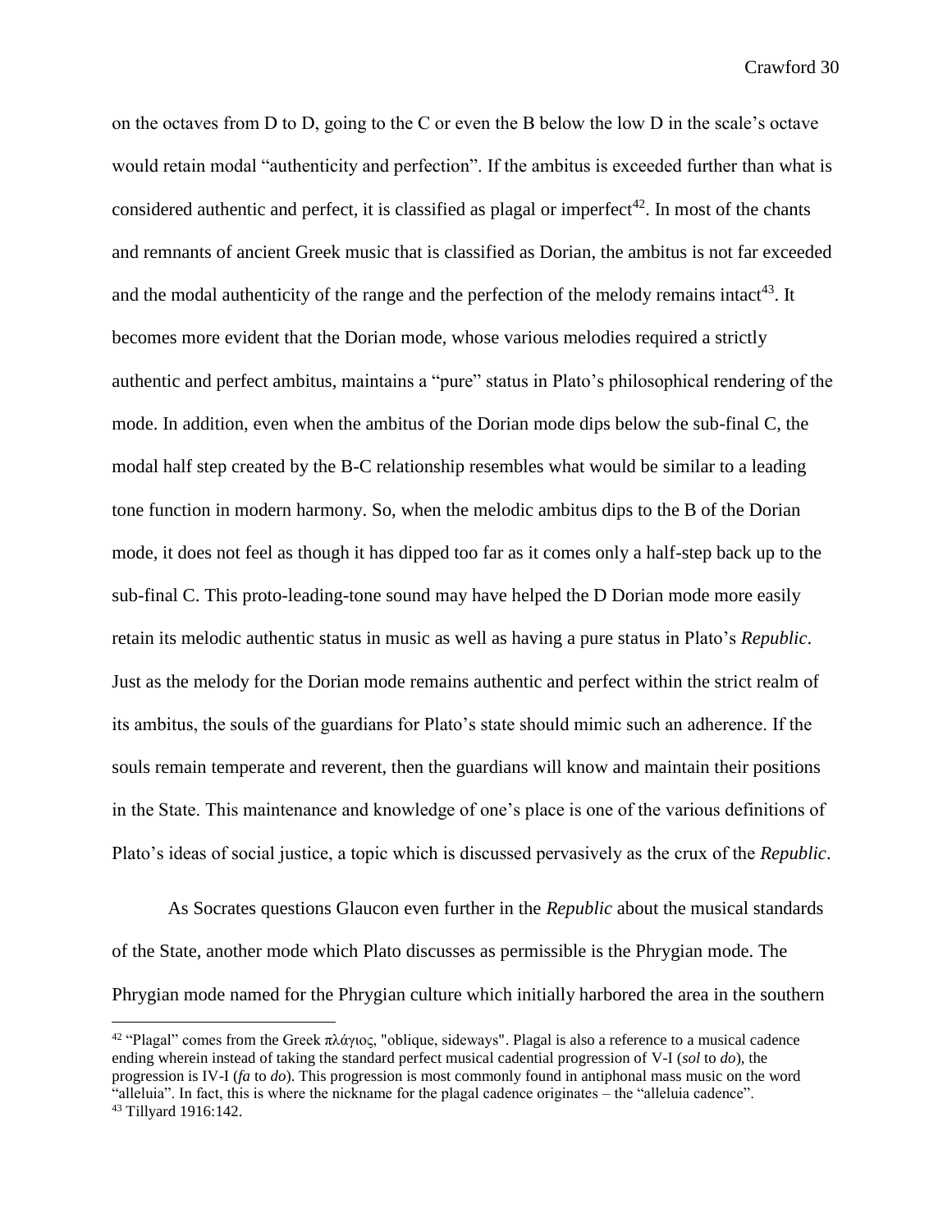on the octaves from D to D, going to the C or even the B below the low D in the scale's octave would retain modal "authenticity and perfection". If the ambitus is exceeded further than what is considered authentic and perfect, it is classified as plagal or imperfect[42]. In most of the chants and remnants of ancient Greek music that is classified as Dorian, the ambitus is not far exceeded and the modal authenticity of the range and the perfection of the melody remains intact[43]. It becomes more evident that the Dorian mode, whose various melodies required a strictly authentic and perfect ambitus, maintains a "pure" status in Plato's philosophical rendering of the mode. In addition, even when the ambitus of the Dorian mode dips below the sub-final C, the modal half step created by the B-C relationship resembles what would be similar to a leading tone function in modern harmony. So, when the melodic ambitus dips to the B of the Dorian mode, it does not feel as though it has dipped too far as it comes only a half-step back up to the sub-final C. This proto-leading-tone sound may have helped the D Dorian mode more easily retain its melodic authentic status in music as well as having a pure status in Plato's *Republic*. Just as the melody for the Dorian mode remains authentic and perfect within the strict realm of its ambitus, the souls of the guardians for Plato's state should mimic such an adherence. If the souls remain temperate and reverent, then the guardians will know and maintain their positions in the State. This maintenance and knowledge of one's place is one of the various definitions of Plato's ideas of social justice, a topic which is discussed pervasively as the crux of the *Republic*.

As Socrates questions Glaucon even further in the *Republic* about the musical standards of the State, another mode which Plato discusses as permissible is the Phrygian mode. The Phrygian mode named for the Phrygian culture which initially harbored the area in the southern

---

[42] "Plagal" comes from the Greek πλάγιος, "oblique, sideways". Plagal is also a reference to a musical cadence ending wherein instead of taking the standard perfect musical cadential progression of V-I (*sol* to *do*), the progression is IV-I (*fa* to *do*). This progression is most commonly found in antiphonal mass music on the word "alleluia". In fact, this is where the nickname for the plagal cadence originates – the "alleluia cadence".

[43] Tillyard 1916:142.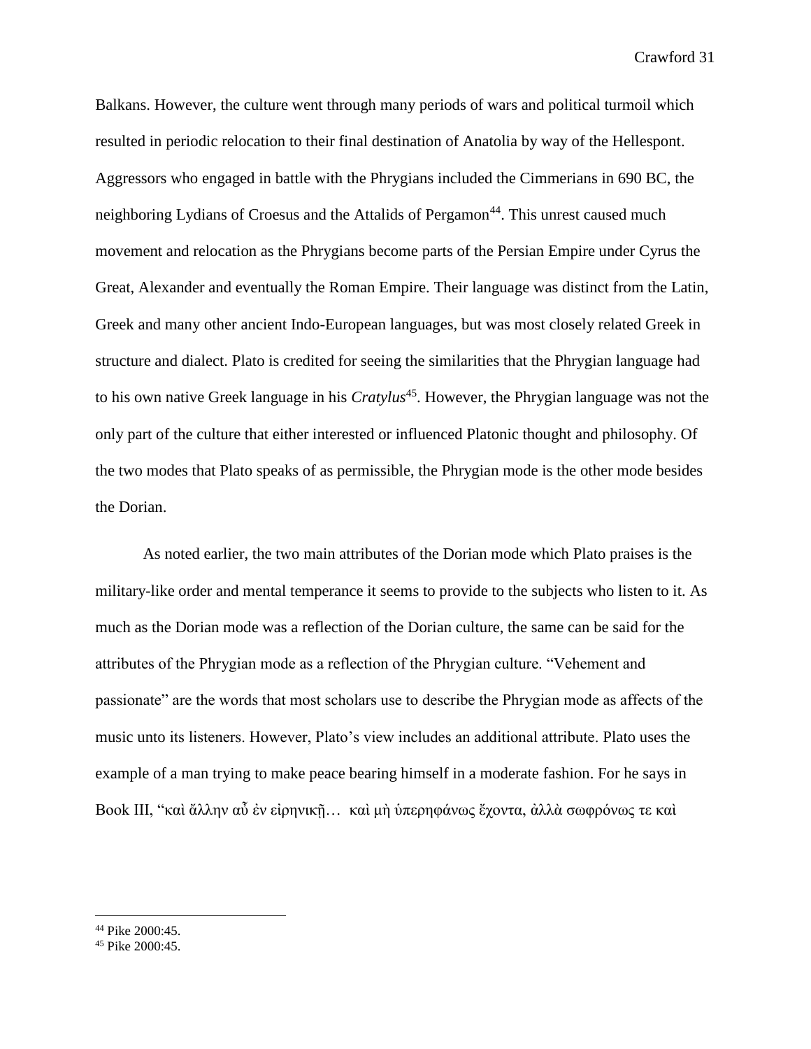Balkans. However, the culture went through many periods of wars and political turmoil which resulted in periodic relocation to their final destination of Anatolia by way of the Hellespont. Aggressors who engaged in battle with the Phrygians included the Cimmerians in 690 BC, the neighboring Lydians of Croesus and the Attalids of Pergamon[44]. This unrest caused much movement and relocation as the Phrygians become parts of the Persian Empire under Cyrus the Great, Alexander and eventually the Roman Empire. Their language was distinct from the Latin, Greek and many other ancient Indo-European languages, but was most closely related Greek in structure and dialect. Plato is credited for seeing the similarities that the Phrygian language had to his own native Greek language in his *Cratylus*[45]. However, the Phrygian language was not the only part of the culture that either interested or influenced Platonic thought and philosophy. Of the two modes that Plato speaks of as permissible, the Phrygian mode is the other mode besides the Dorian.

As noted earlier, the two main attributes of the Dorian mode which Plato praises is the military-like order and mental temperance it seems to provide to the subjects who listen to it. As much as the Dorian mode was a reflection of the Dorian culture, the same can be said for the attributes of the Phrygian mode as a reflection of the Phrygian culture. "Vehement and passionate" are the words that most scholars use to describe the Phrygian mode as affects of the music unto its listeners. However, Plato's view includes an additional attribute. Plato uses the example of a man trying to make peace bearing himself in a moderate fashion. For he says in Book III, "καὶ ἄλλην αὖ ἐν εἰρηνικῇ… καὶ μὴ ὑπερηφάνως ἔχοντα, ἀλλὰ σωφρόνως τε καὶ

---

[44] Pike 2000:45.

[45] Pike 2000:45.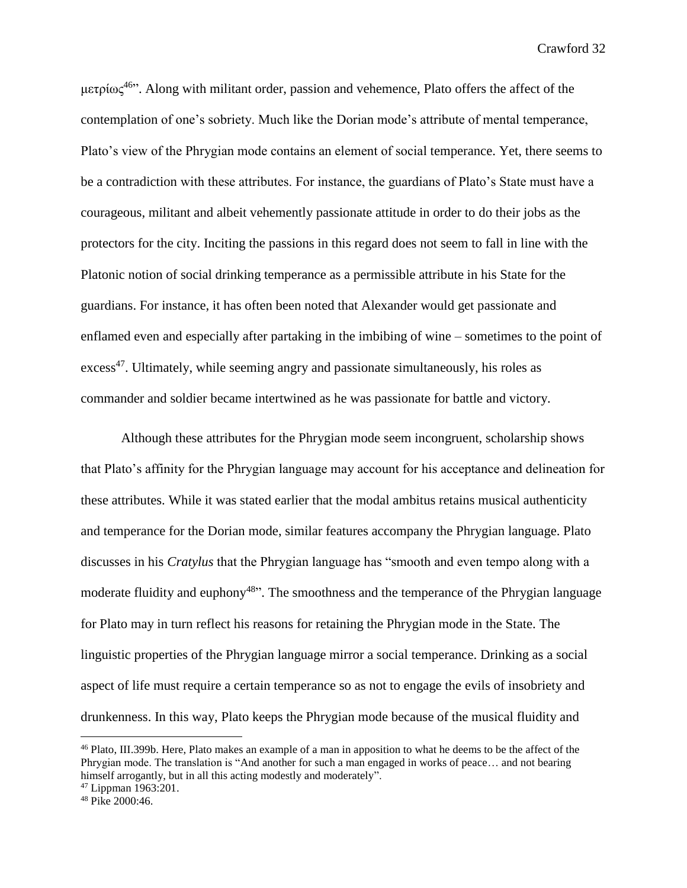μετρίως[46]". Along with militant order, passion and vehemence, Plato offers the affect of the contemplation of one's sobriety. Much like the Dorian mode's attribute of mental temperance, Plato's view of the Phrygian mode contains an element of social temperance. Yet, there seems to be a contradiction with these attributes. For instance, the guardians of Plato's State must have a courageous, militant and albeit vehemently passionate attitude in order to do their jobs as the protectors for the city. Inciting the passions in this regard does not seem to fall in line with the Platonic notion of social drinking temperance as a permissible attribute in his State for the guardians. For instance, it has often been noted that Alexander would get passionate and enflamed even and especially after partaking in the imbibing of wine – sometimes to the point of excess[47]. Ultimately, while seeming angry and passionate simultaneously, his roles as commander and soldier became intertwined as he was passionate for battle and victory.

Although these attributes for the Phrygian mode seem incongruent, scholarship shows that Plato's affinity for the Phrygian language may account for his acceptance and delineation for these attributes. While it was stated earlier that the modal ambitus retains musical authenticity and temperance for the Dorian mode, similar features accompany the Phrygian language. Plato discusses in his *Cratylus* that the Phrygian language has "smooth and even tempo along with a moderate fluidity and euphony[48]". The smoothness and the temperance of the Phrygian language for Plato may in turn reflect his reasons for retaining the Phrygian mode in the State. The linguistic properties of the Phrygian language mirror a social temperance. Drinking as a social aspect of life must require a certain temperance so as not to engage the evils of insobriety and drunkenness. In this way, Plato keeps the Phrygian mode because of the musical fluidity and

---

[46] Plato, III.399b. Here, Plato makes an example of a man in apposition to what he deems to be the affect of the Phrygian mode. The translation is "And another for such a man engaged in works of peace… and not bearing himself arrogantly, but in all this acting modestly and moderately".

[47] Lippman 1963:201.

[48] Pike 2000:46.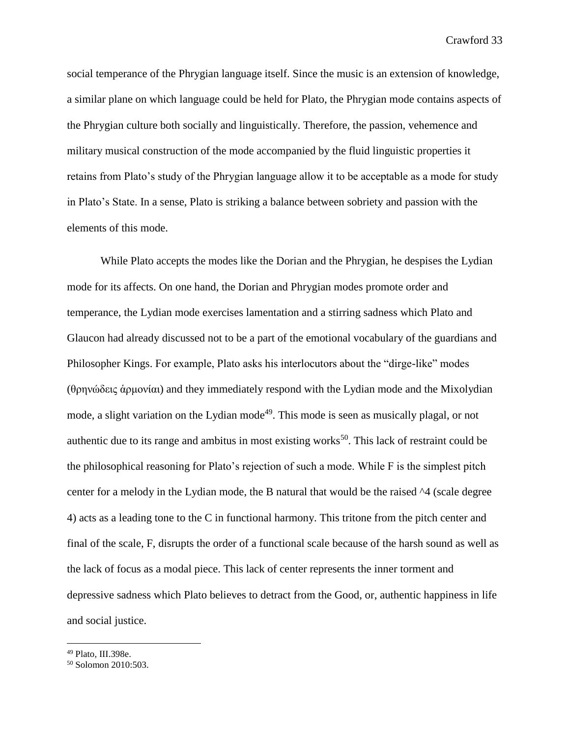social temperance of the Phrygian language itself. Since the music is an extension of knowledge, a similar plane on which language could be held for Plato, the Phrygian mode contains aspects of the Phrygian culture both socially and linguistically. Therefore, the passion, vehemence and military musical construction of the mode accompanied by the fluid linguistic properties it retains from Plato's study of the Phrygian language allow it to be acceptable as a mode for study in Plato's State. In a sense, Plato is striking a balance between sobriety and passion with the elements of this mode.

While Plato accepts the modes like the Dorian and the Phrygian, he despises the Lydian mode for its affects. On one hand, the Dorian and Phrygian modes promote order and temperance, the Lydian mode exercises lamentation and a stirring sadness which Plato and Glaucon had already discussed not to be a part of the emotional vocabulary of the guardians and Philosopher Kings. For example, Plato asks his interlocutors about the "dirge-like" modes (θρηνώδεις ἁρμονίαι) and they immediately respond with the Lydian mode and the Mixolydian mode, a slight variation on the Lydian mode[49]. This mode is seen as musically plagal, or not authentic due to its range and ambitus in most existing works[50]. This lack of restraint could be the philosophical reasoning for Plato's rejection of such a mode. While F is the simplest pitch center for a melody in the Lydian mode, the B natural that would be the raised ^4 (scale degree 4) acts as a leading tone to the C in functional harmony. This tritone from the pitch center and final of the scale, F, disrupts the order of a functional scale because of the harsh sound as well as the lack of focus as a modal piece. This lack of center represents the inner torment and depressive sadness which Plato believes to detract from the Good, or, authentic happiness in life and social justice.

[49] Plato, III.398e.

[50] Solomon 2010:503.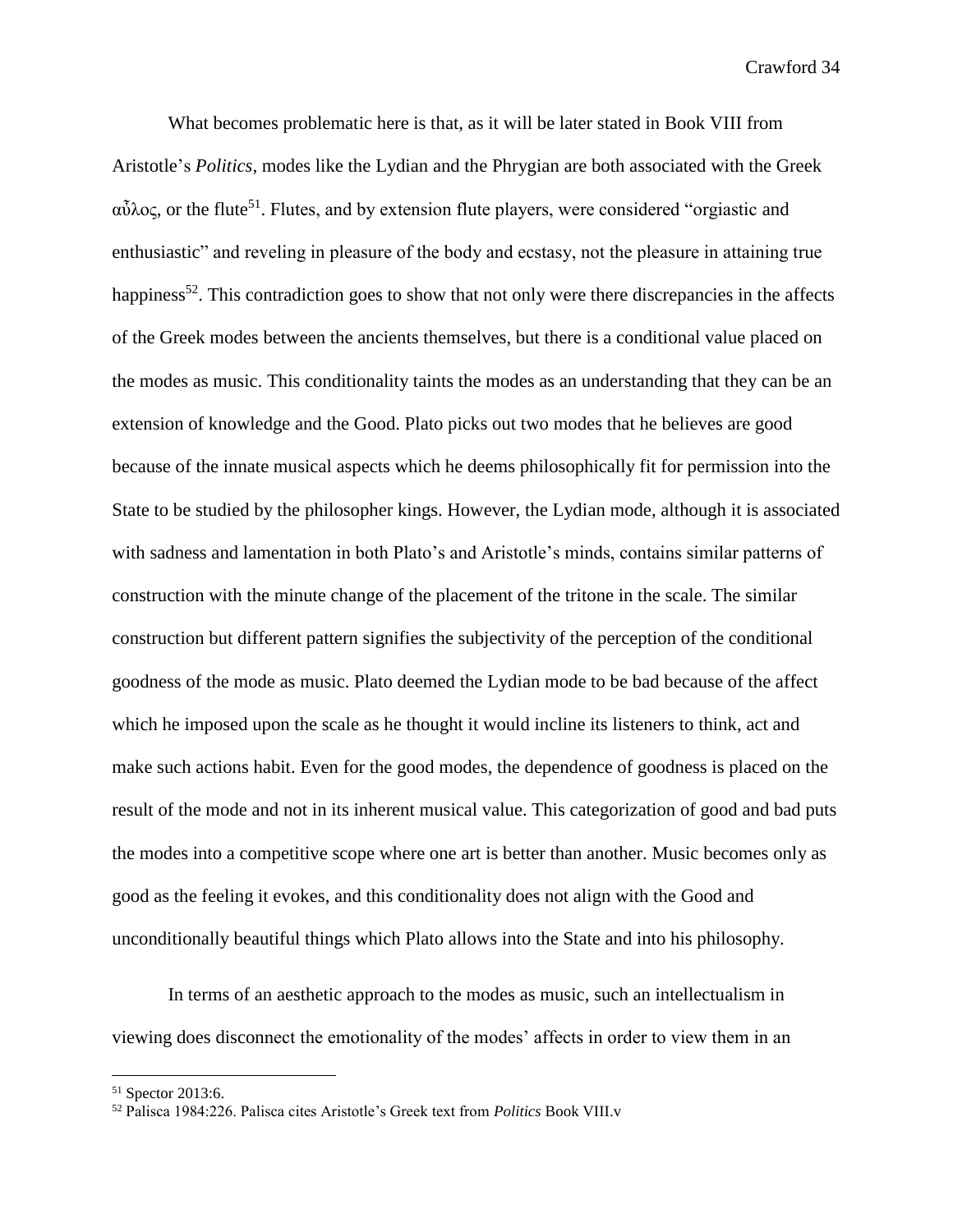What becomes problematic here is that, as it will be later stated in Book VIII from Aristotle's *Politics*, modes like the Lydian and the Phrygian are both associated with the Greek αὖλος, or the flute[51]. Flutes, and by extension flute players, were considered "orgiastic and enthusiastic" and reveling in pleasure of the body and ecstasy, not the pleasure in attaining true happiness[52]. This contradiction goes to show that not only were there discrepancies in the affects of the Greek modes between the ancients themselves, but there is a conditional value placed on the modes as music. This conditionality taints the modes as an understanding that they can be an extension of knowledge and the Good. Plato picks out two modes that he believes are good because of the innate musical aspects which he deems philosophically fit for permission into the State to be studied by the philosopher kings. However, the Lydian mode, although it is associated with sadness and lamentation in both Plato's and Aristotle's minds, contains similar patterns of construction with the minute change of the placement of the tritone in the scale. The similar construction but different pattern signifies the subjectivity of the perception of the conditional goodness of the mode as music. Plato deemed the Lydian mode to be bad because of the affect which he imposed upon the scale as he thought it would incline its listeners to think, act and make such actions habit. Even for the good modes, the dependence of goodness is placed on the result of the mode and not in its inherent musical value. This categorization of good and bad puts the modes into a competitive scope where one art is better than another. Music becomes only as good as the feeling it evokes, and this conditionality does not align with the Good and unconditionally beautiful things which Plato allows into the State and into his philosophy.

In terms of an aesthetic approach to the modes as music, such an intellectualism in viewing does disconnect the emotionality of the modes' affects in order to view them in an

---

[51] Spector 2013:6.

[52] Palisca 1984:226. Palisca cites Aristotle's Greek text from *Politics* Book VIII.v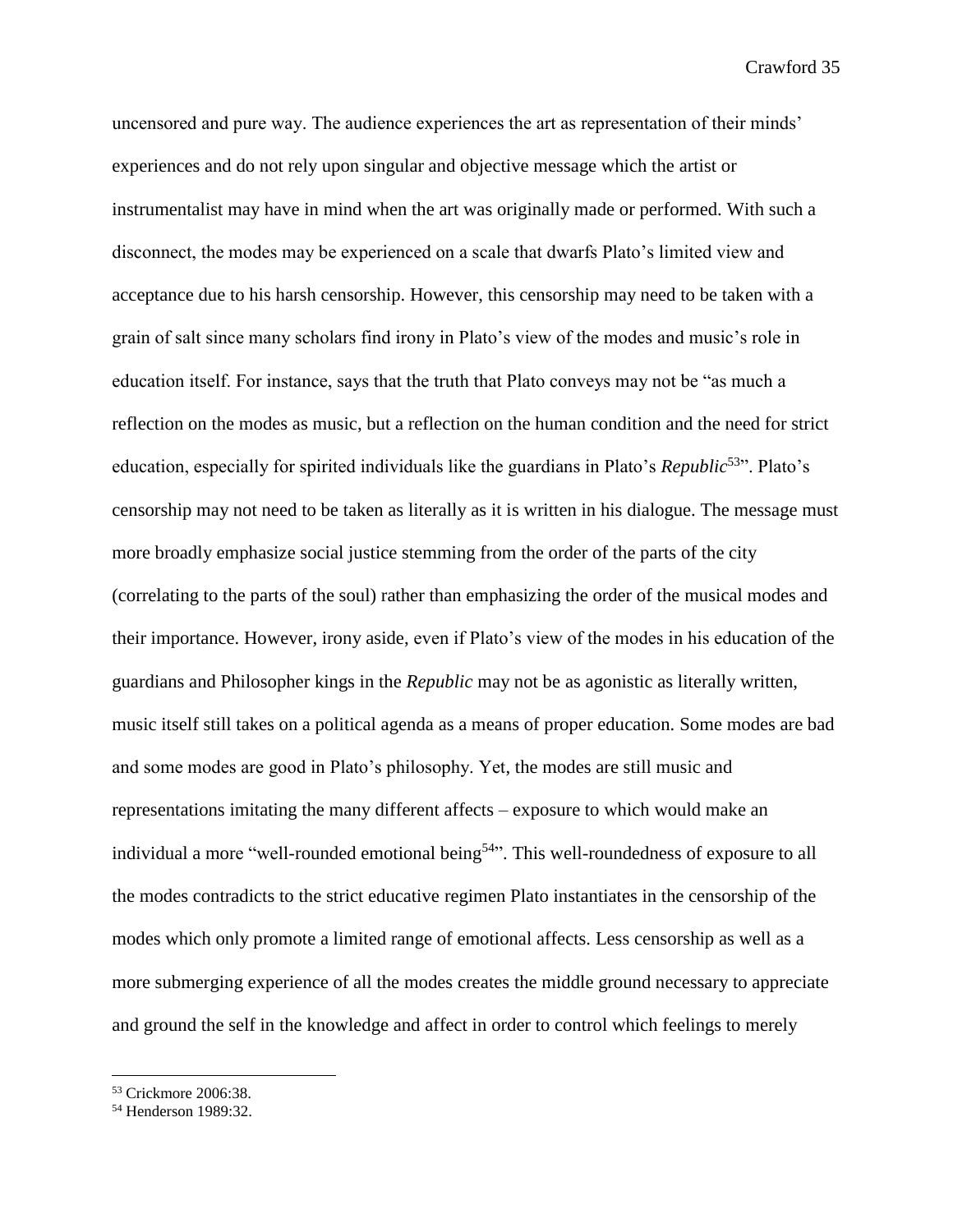uncensored and pure way. The audience experiences the art as representation of their minds' experiences and do not rely upon singular and objective message which the artist or instrumentalist may have in mind when the art was originally made or performed. With such a disconnect, the modes may be experienced on a scale that dwarfs Plato's limited view and acceptance due to his harsh censorship. However, this censorship may need to be taken with a grain of salt since many scholars find irony in Plato's view of the modes and music's role in education itself. For instance, says that the truth that Plato conveys may not be "as much a reflection on the modes as music, but a reflection on the human condition and the need for strict education, especially for spirited individuals like the guardians in Plato's *Republic*[53]". Plato's censorship may not need to be taken as literally as it is written in his dialogue. The message must more broadly emphasize social justice stemming from the order of the parts of the city (correlating to the parts of the soul) rather than emphasizing the order of the musical modes and their importance. However, irony aside, even if Plato's view of the modes in his education of the guardians and Philosopher kings in the *Republic* may not be as agonistic as literally written, music itself still takes on a political agenda as a means of proper education. Some modes are bad and some modes are good in Plato's philosophy. Yet, the modes are still music and representations imitating the many different affects – exposure to which would make an individual a more "well-rounded emotional being[54]". This well-roundedness of exposure to all the modes contradicts to the strict educative regimen Plato instantiates in the censorship of the modes which only promote a limited range of emotional affects. Less censorship as well as a more submerging experience of all the modes creates the middle ground necessary to appreciate and ground the self in the knowledge and affect in order to control which feelings to merely

---

[53] Crickmore 2006:38.

[54] Henderson 1989:32.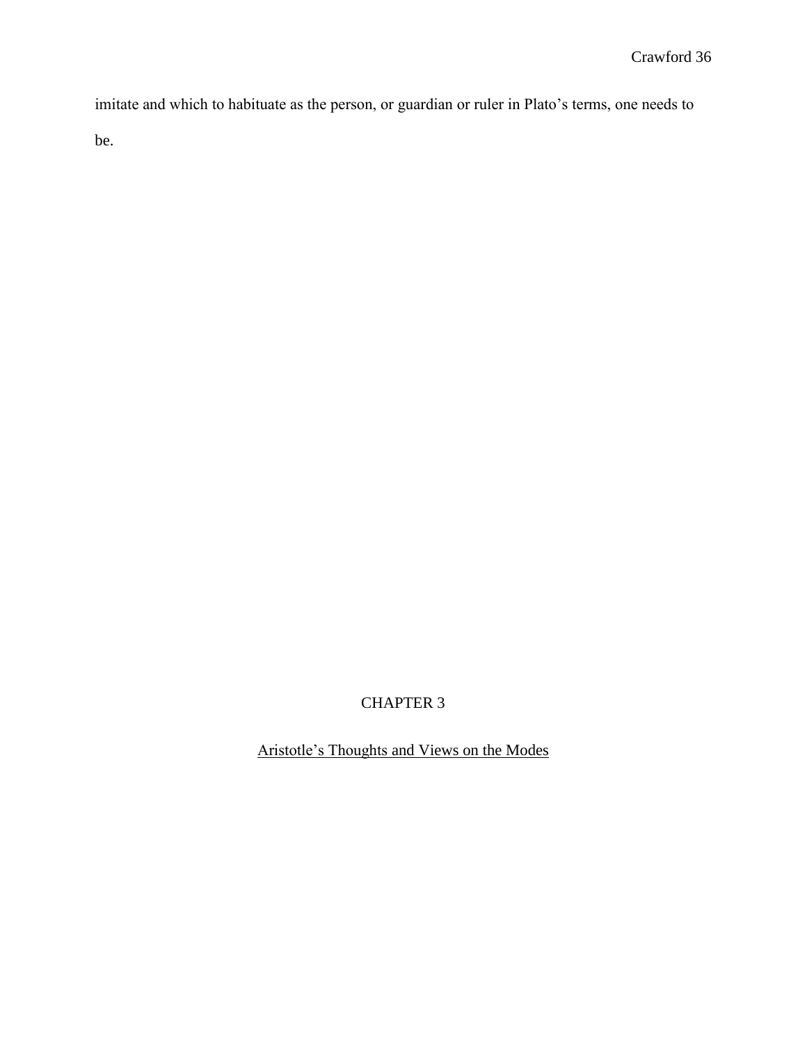imitate and which to habituate as the person, or guardian or ruler in Plato's terms, one needs to be.

# CHAPTER 3

## Aristotle's Thoughts and Views on the Modes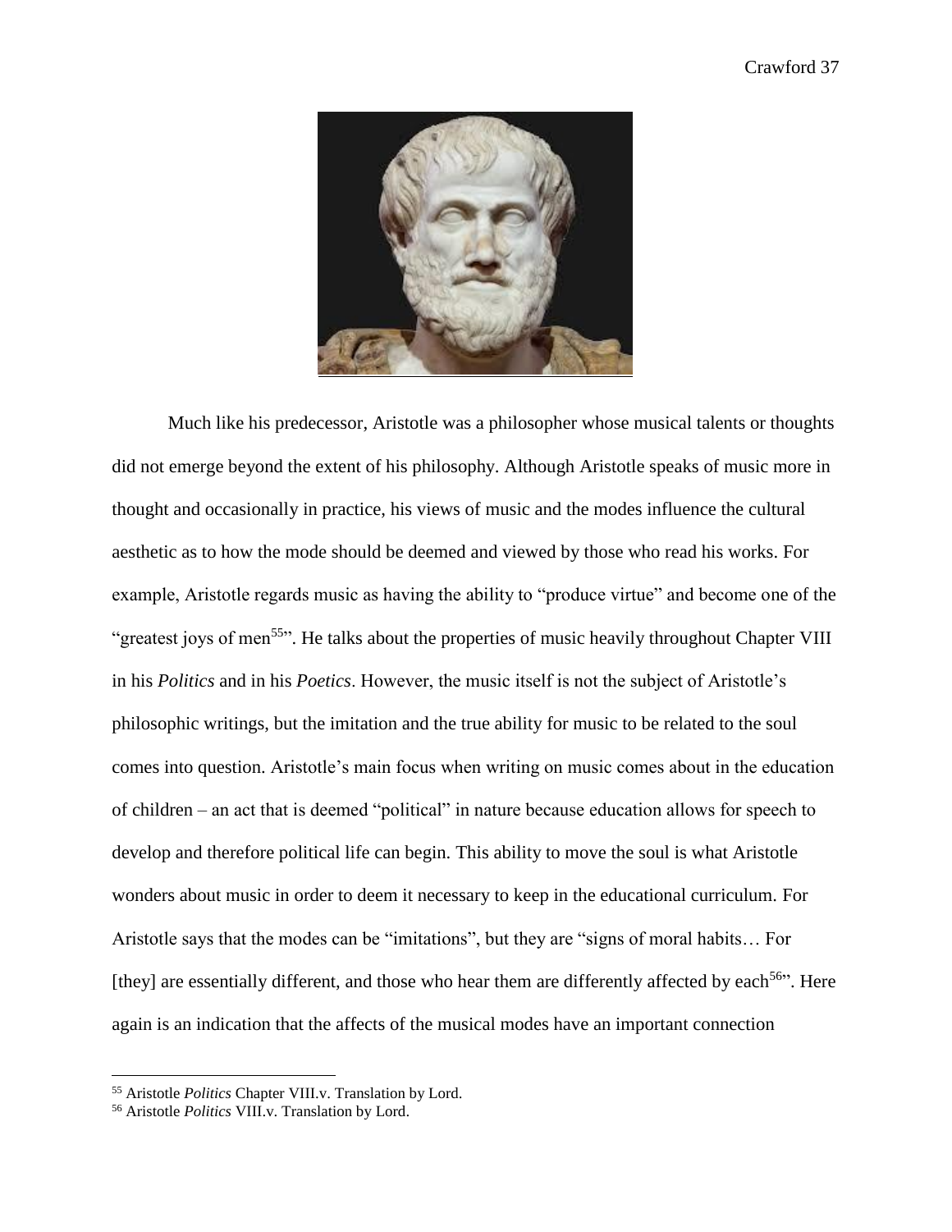Much like his predecessor, Aristotle was a philosopher whose musical talents or thoughts did not emerge beyond the extent of his philosophy. Although Aristotle speaks of music more in thought and occasionally in practice, his views of music and the modes influence the cultural aesthetic as to how the mode should be deemed and viewed by those who read his works. For example, Aristotle regards music as having the ability to "produce virtue" and become one of the "greatest joys of men[55]". He talks about the properties of music heavily throughout Chapter VIII in his *Politics* and in his *Poetics*. However, the music itself is not the subject of Aristotle's philosophic writings, but the imitation and the true ability for music to be related to the soul comes into question. Aristotle's main focus when writing on music comes about in the education of children – an act that is deemed "political" in nature because education allows for speech to develop and therefore political life can begin. This ability to move the soul is what Aristotle wonders about music in order to deem it necessary to keep in the educational curriculum. For Aristotle says that the modes can be "imitations", but they are "signs of moral habits… For [they] are essentially different, and those who hear them are differently affected by each[56]". Here again is an indication that the affects of the musical modes have an important connection

---

[55] Aristotle *Politics* Chapter VIII.v. Translation by Lord.

[56] Aristotle *Politics* VIII.v. Translation by Lord.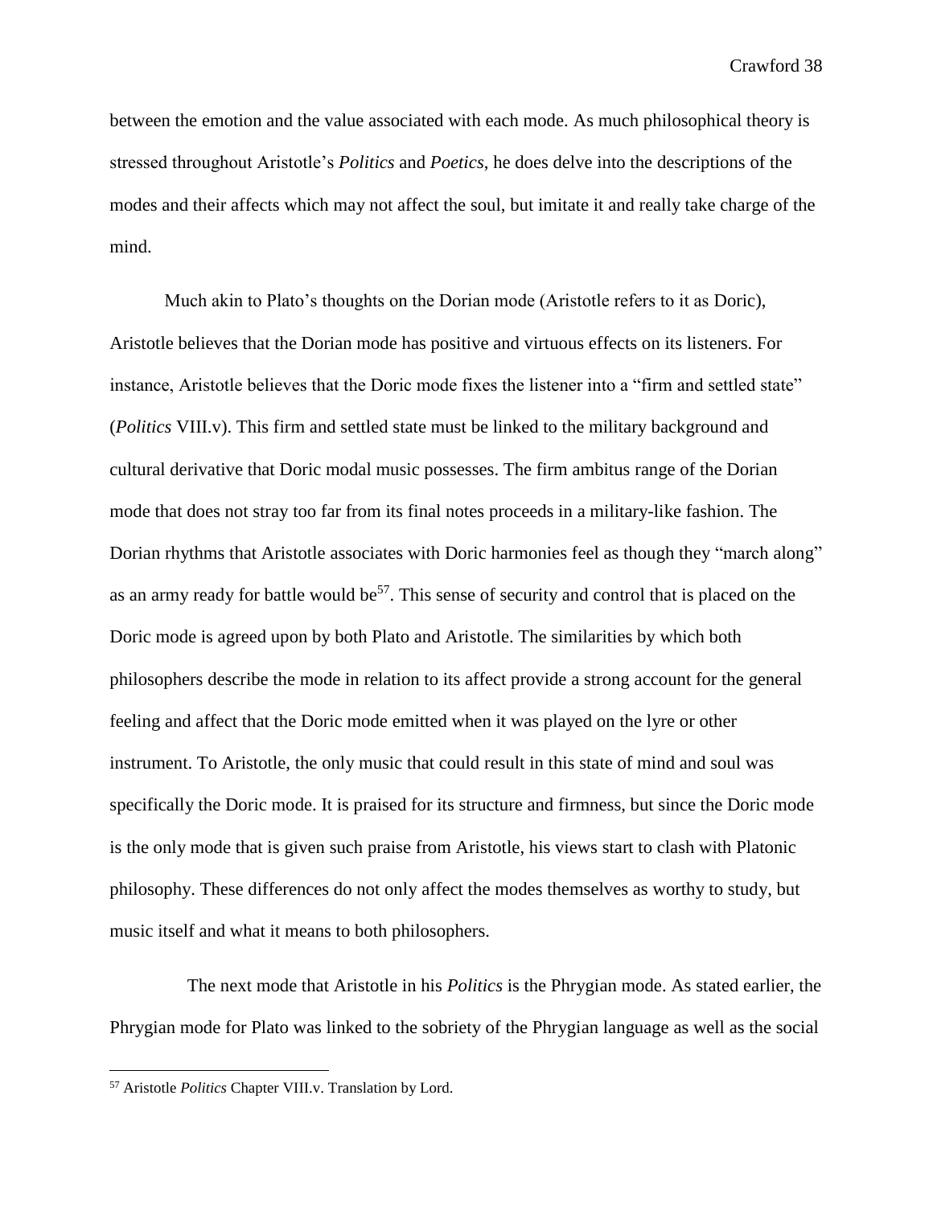between the emotion and the value associated with each mode. As much philosophical theory is stressed throughout Aristotle's *Politics* and *Poetics*, he does delve into the descriptions of the modes and their affects which may not affect the soul, but imitate it and really take charge of the mind.

Much akin to Plato's thoughts on the Dorian mode (Aristotle refers to it as Doric), Aristotle believes that the Dorian mode has positive and virtuous effects on its listeners. For instance, Aristotle believes that the Doric mode fixes the listener into a "firm and settled state" (*Politics* VIII.v). This firm and settled state must be linked to the military background and cultural derivative that Doric modal music possesses. The firm ambitus range of the Dorian mode that does not stray too far from its final notes proceeds in a military-like fashion. The Dorian rhythms that Aristotle associates with Doric harmonies feel as though they "march along" as an army ready for battle would be[57]. This sense of security and control that is placed on the Doric mode is agreed upon by both Plato and Aristotle. The similarities by which both philosophers describe the mode in relation to its affect provide a strong account for the general feeling and affect that the Doric mode emitted when it was played on the lyre or other instrument. To Aristotle, the only music that could result in this state of mind and soul was specifically the Doric mode. It is praised for its structure and firmness, but since the Doric mode is the only mode that is given such praise from Aristotle, his views start to clash with Platonic philosophy. These differences do not only affect the modes themselves as worthy to study, but music itself and what it means to both philosophers.

The next mode that Aristotle in his *Politics* is the Phrygian mode. As stated earlier, the Phrygian mode for Plato was linked to the sobriety of the Phrygian language as well as the social

[57] Aristotle *Politics* Chapter VIII.v. Translation by Lord.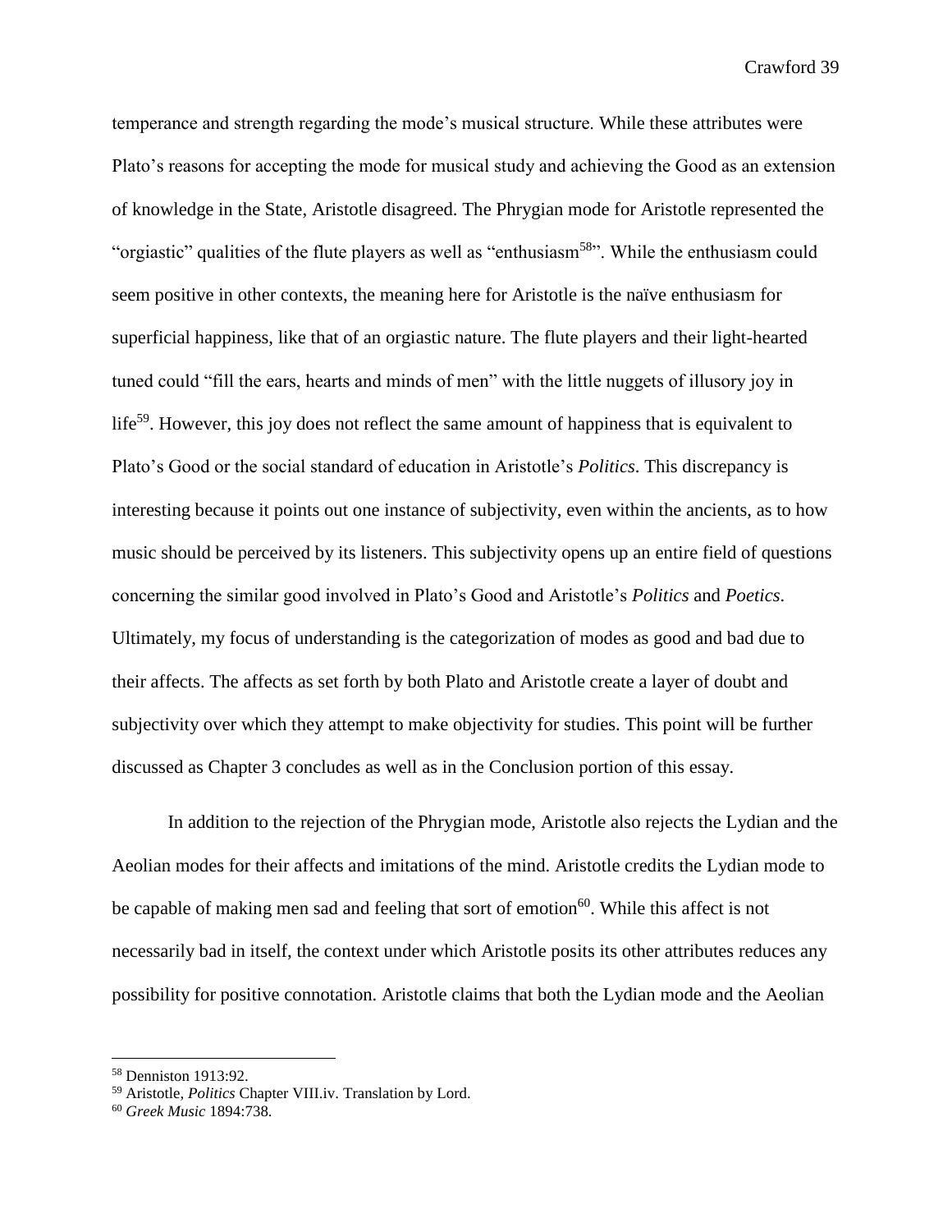temperance and strength regarding the mode's musical structure. While these attributes were Plato's reasons for accepting the mode for musical study and achieving the Good as an extension of knowledge in the State, Aristotle disagreed. The Phrygian mode for Aristotle represented the "orgiastic" qualities of the flute players as well as "enthusiasm[58]". While the enthusiasm could seem positive in other contexts, the meaning here for Aristotle is the naïve enthusiasm for superficial happiness, like that of an orgiastic nature. The flute players and their light-hearted tuned could "fill the ears, hearts and minds of men" with the little nuggets of illusory joy in life[59]. However, this joy does not reflect the same amount of happiness that is equivalent to Plato's Good or the social standard of education in Aristotle's *Politics*. This discrepancy is interesting because it points out one instance of subjectivity, even within the ancients, as to how music should be perceived by its listeners. This subjectivity opens up an entire field of questions concerning the similar good involved in Plato's Good and Aristotle's *Politics* and *Poetics*. Ultimately, my focus of understanding is the categorization of modes as good and bad due to their affects. The affects as set forth by both Plato and Aristotle create a layer of doubt and subjectivity over which they attempt to make objectivity for studies. This point will be further discussed as Chapter 3 concludes as well as in the Conclusion portion of this essay.

In addition to the rejection of the Phrygian mode, Aristotle also rejects the Lydian and the Aeolian modes for their affects and imitations of the mind. Aristotle credits the Lydian mode to be capable of making men sad and feeling that sort of emotion[60]. While this affect is not necessarily bad in itself, the context under which Aristotle posits its other attributes reduces any possibility for positive connotation. Aristotle claims that both the Lydian mode and the Aeolian

---

[58] Denniston 1913:92.

[59] Aristotle, *Politics* Chapter VIII.iv. Translation by Lord.

[60] *Greek Music* 1894:738.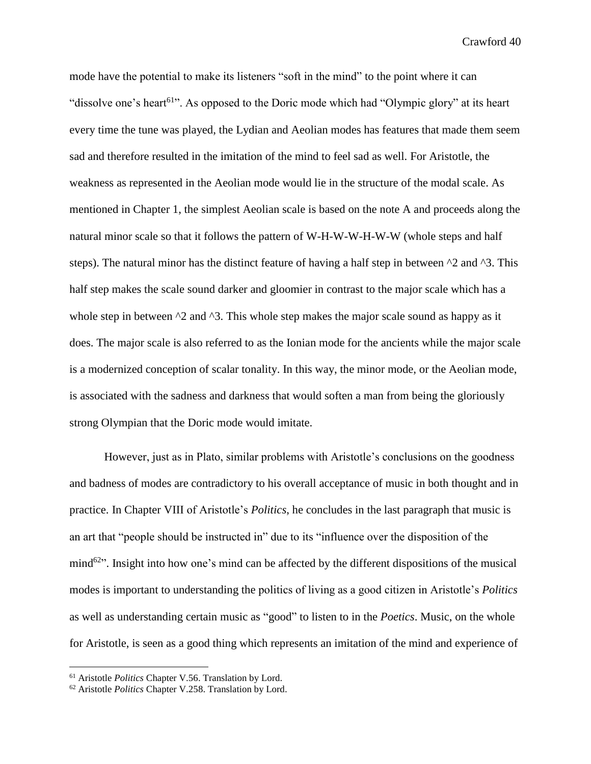mode have the potential to make its listeners "soft in the mind" to the point where it can "dissolve one's heart[61]". As opposed to the Doric mode which had "Olympic glory" at its heart every time the tune was played, the Lydian and Aeolian modes has features that made them seem sad and therefore resulted in the imitation of the mind to feel sad as well. For Aristotle, the weakness as represented in the Aeolian mode would lie in the structure of the modal scale. As mentioned in Chapter 1, the simplest Aeolian scale is based on the note A and proceeds along the natural minor scale so that it follows the pattern of W-H-W-W-H-W-W (whole steps and half steps). The natural minor has the distinct feature of having a half step in between ^2 and ^3. This half step makes the scale sound darker and gloomier in contrast to the major scale which has a whole step in between ^2 and ^3. This whole step makes the major scale sound as happy as it does. The major scale is also referred to as the Ionian mode for the ancients while the major scale is a modernized conception of scalar tonality. In this way, the minor mode, or the Aeolian mode, is associated with the sadness and darkness that would soften a man from being the gloriously strong Olympian that the Doric mode would imitate.

However, just as in Plato, similar problems with Aristotle's conclusions on the goodness and badness of modes are contradictory to his overall acceptance of music in both thought and in practice. In Chapter VIII of Aristotle's *Politics*, he concludes in the last paragraph that music is an art that "people should be instructed in" due to its "influence over the disposition of the mind[62]". Insight into how one's mind can be affected by the different dispositions of the musical modes is important to understanding the politics of living as a good citizen in Aristotle's *Politics* as well as understanding certain music as "good" to listen to in the *Poetics*. Music, on the whole for Aristotle, is seen as a good thing which represents an imitation of the mind and experience of

---

[61] Aristotle *Politics* Chapter V.56. Translation by Lord.

[62] Aristotle *Politics* Chapter V.258. Translation by Lord.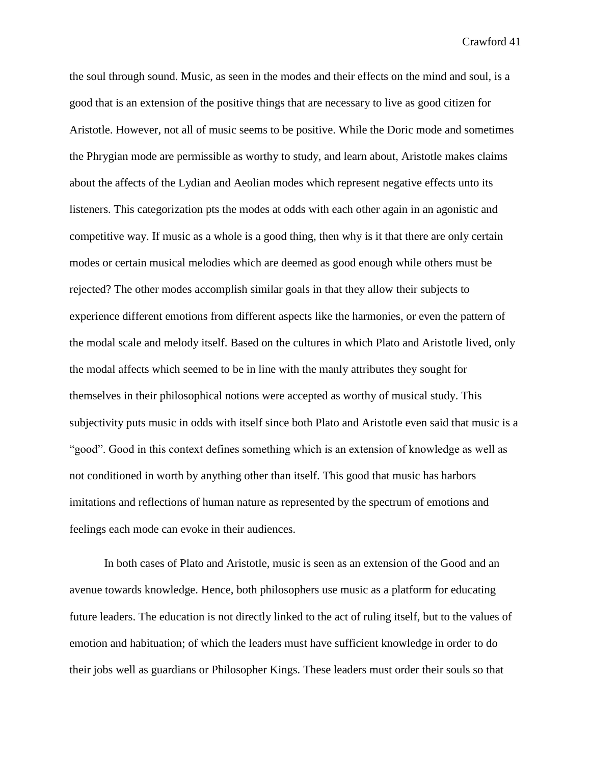the soul through sound. Music, as seen in the modes and their effects on the mind and soul, is a good that is an extension of the positive things that are necessary to live as good citizen for Aristotle. However, not all of music seems to be positive. While the Doric mode and sometimes the Phrygian mode are permissible as worthy to study, and learn about, Aristotle makes claims about the affects of the Lydian and Aeolian modes which represent negative effects unto its listeners. This categorization pts the modes at odds with each other again in an agonistic and competitive way. If music as a whole is a good thing, then why is it that there are only certain modes or certain musical melodies which are deemed as good enough while others must be rejected? The other modes accomplish similar goals in that they allow their subjects to experience different emotions from different aspects like the harmonies, or even the pattern of the modal scale and melody itself. Based on the cultures in which Plato and Aristotle lived, only the modal affects which seemed to be in line with the manly attributes they sought for themselves in their philosophical notions were accepted as worthy of musical study. This subjectivity puts music in odds with itself since both Plato and Aristotle even said that music is a "good". Good in this context defines something which is an extension of knowledge as well as not conditioned in worth by anything other than itself. This good that music has harbors imitations and reflections of human nature as represented by the spectrum of emotions and feelings each mode can evoke in their audiences.

In both cases of Plato and Aristotle, music is seen as an extension of the Good and an avenue towards knowledge. Hence, both philosophers use music as a platform for educating future leaders. The education is not directly linked to the act of ruling itself, but to the values of emotion and habituation; of which the leaders must have sufficient knowledge in order to do their jobs well as guardians or Philosopher Kings. These leaders must order their souls so that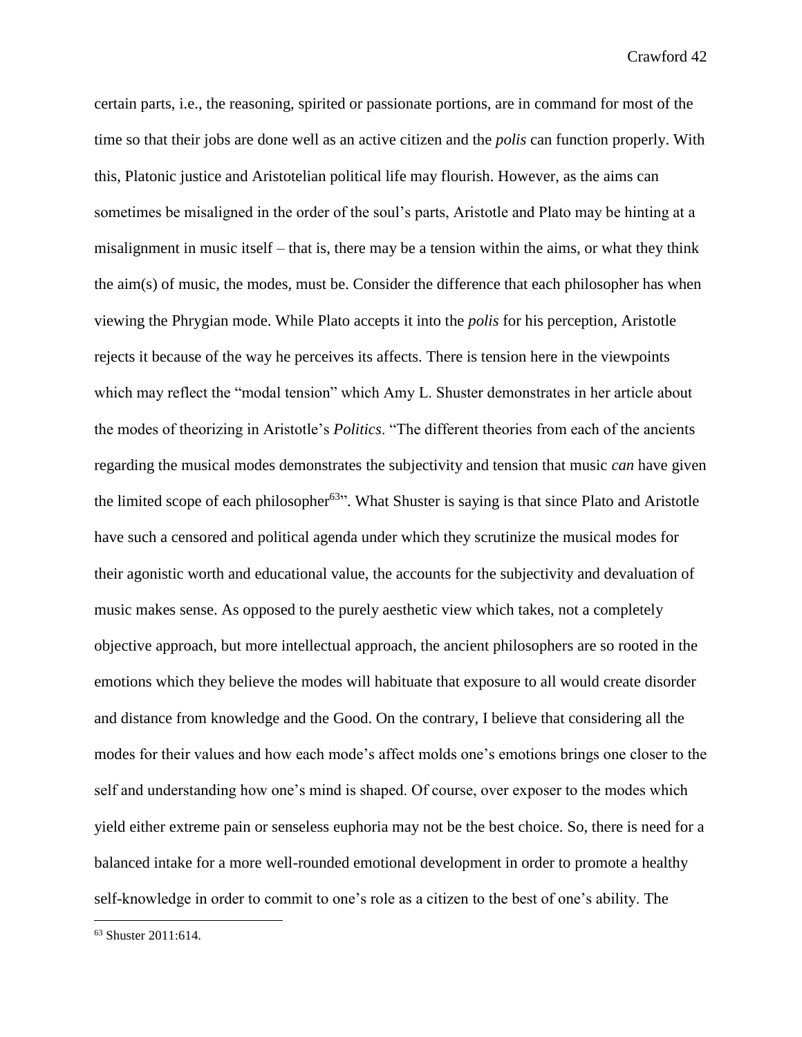certain parts, i.e., the reasoning, spirited or passionate portions, are in command for most of the time so that their jobs are done well as an active citizen and the *polis* can function properly. With this, Platonic justice and Aristotelian political life may flourish. However, as the aims can sometimes be misaligned in the order of the soul's parts, Aristotle and Plato may be hinting at a misalignment in music itself – that is, there may be a tension within the aims, or what they think the aim(s) of music, the modes, must be. Consider the difference that each philosopher has when viewing the Phrygian mode. While Plato accepts it into the *polis* for his perception, Aristotle rejects it because of the way he perceives its affects. There is tension here in the viewpoints which may reflect the "modal tension" which Amy L. Shuster demonstrates in her article about the modes of theorizing in Aristotle's *Politics*. "The different theories from each of the ancients regarding the musical modes demonstrates the subjectivity and tension that music *can* have given the limited scope of each philosopher[63]". What Shuster is saying is that since Plato and Aristotle have such a censored and political agenda under which they scrutinize the musical modes for their agonistic worth and educational value, the accounts for the subjectivity and devaluation of music makes sense. As opposed to the purely aesthetic view which takes, not a completely objective approach, but more intellectual approach, the ancient philosophers are so rooted in the emotions which they believe the modes will habituate that exposure to all would create disorder and distance from knowledge and the Good. On the contrary, I believe that considering all the modes for their values and how each mode's affect molds one's emotions brings one closer to the self and understanding how one's mind is shaped. Of course, over exposer to the modes which yield either extreme pain or senseless euphoria may not be the best choice. So, there is need for a balanced intake for a more well-rounded emotional development in order to promote a healthy self-knowledge in order to commit to one's role as a citizen to the best of one's ability. The

---

[63] Shuster 2011:614.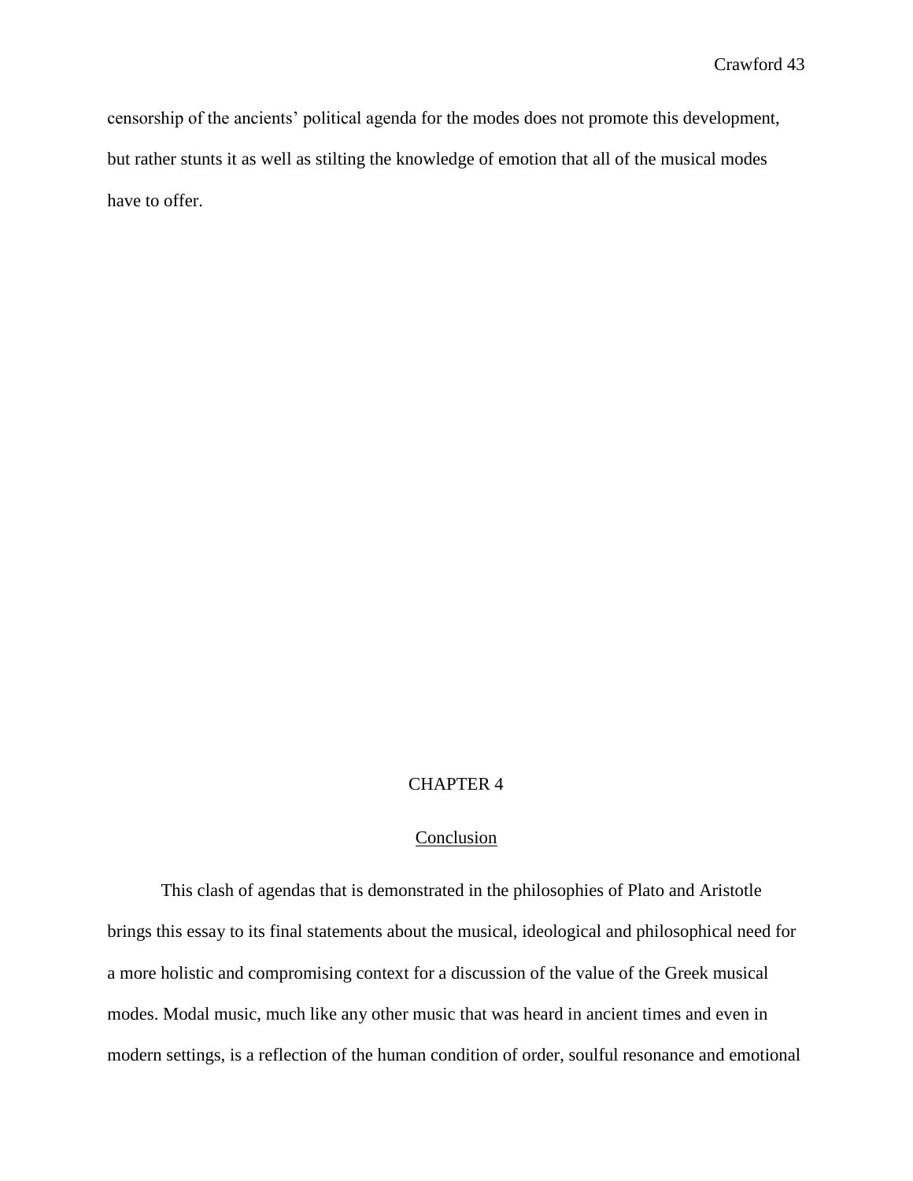censorship of the ancients' political agenda for the modes does not promote this development, but rather stunts it as well as stilting the knowledge of emotion that all of the musical modes have to offer.

# CHAPTER 4

## Conclusion

This clash of agendas that is demonstrated in the philosophies of Plato and Aristotle brings this essay to its final statements about the musical, ideological and philosophical need for a more holistic and compromising context for a discussion of the value of the Greek musical modes. Modal music, much like any other music that was heard in ancient times and even in modern settings, is a reflection of the human condition of order, soulful resonance and emotional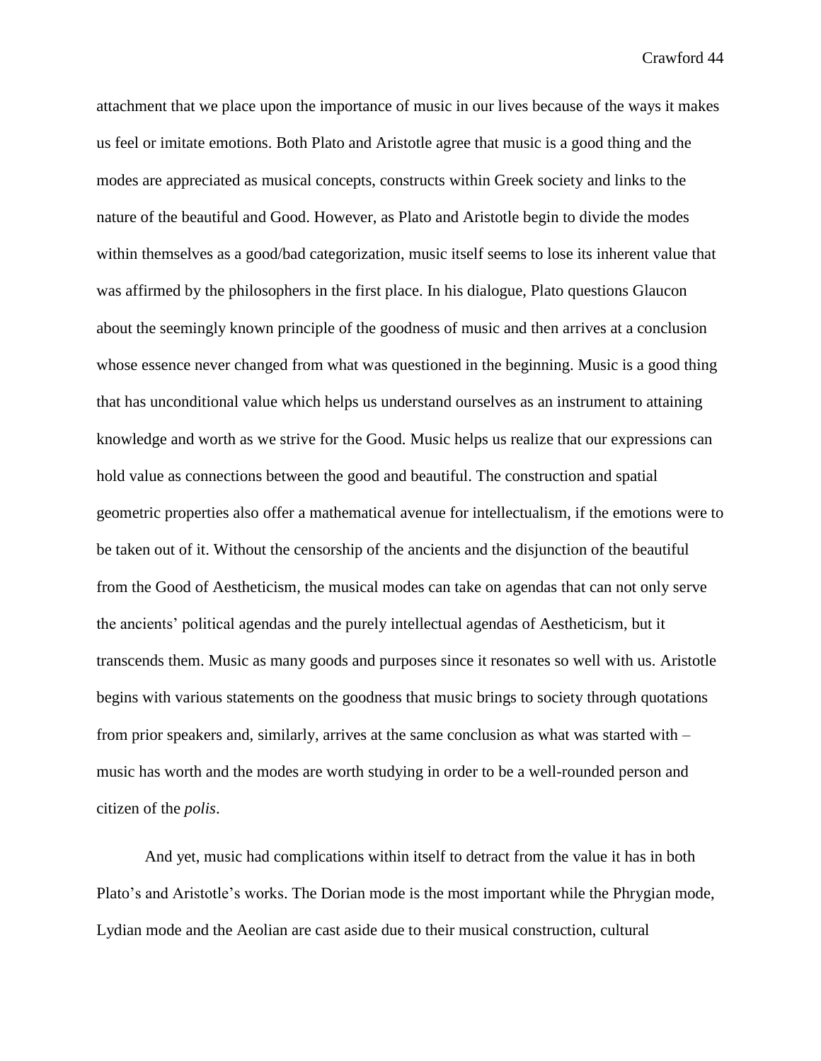attachment that we place upon the importance of music in our lives because of the ways it makes us feel or imitate emotions. Both Plato and Aristotle agree that music is a good thing and the modes are appreciated as musical concepts, constructs within Greek society and links to the nature of the beautiful and Good. However, as Plato and Aristotle begin to divide the modes within themselves as a good/bad categorization, music itself seems to lose its inherent value that was affirmed by the philosophers in the first place. In his dialogue, Plato questions Glaucon about the seemingly known principle of the goodness of music and then arrives at a conclusion whose essence never changed from what was questioned in the beginning. Music is a good thing that has unconditional value which helps us understand ourselves as an instrument to attaining knowledge and worth as we strive for the Good. Music helps us realize that our expressions can hold value as connections between the good and beautiful. The construction and spatial geometric properties also offer a mathematical avenue for intellectualism, if the emotions were to be taken out of it. Without the censorship of the ancients and the disjunction of the beautiful from the Good of Aestheticism, the musical modes can take on agendas that can not only serve the ancients' political agendas and the purely intellectual agendas of Aestheticism, but it transcends them. Music as many goods and purposes since it resonates so well with us. Aristotle begins with various statements on the goodness that music brings to society through quotations from prior speakers and, similarly, arrives at the same conclusion as what was started with – music has worth and the modes are worth studying in order to be a well-rounded person and citizen of the *polis*.

And yet, music had complications within itself to detract from the value it has in both Plato's and Aristotle's works. The Dorian mode is the most important while the Phrygian mode, Lydian mode and the Aeolian are cast aside due to their musical construction, cultural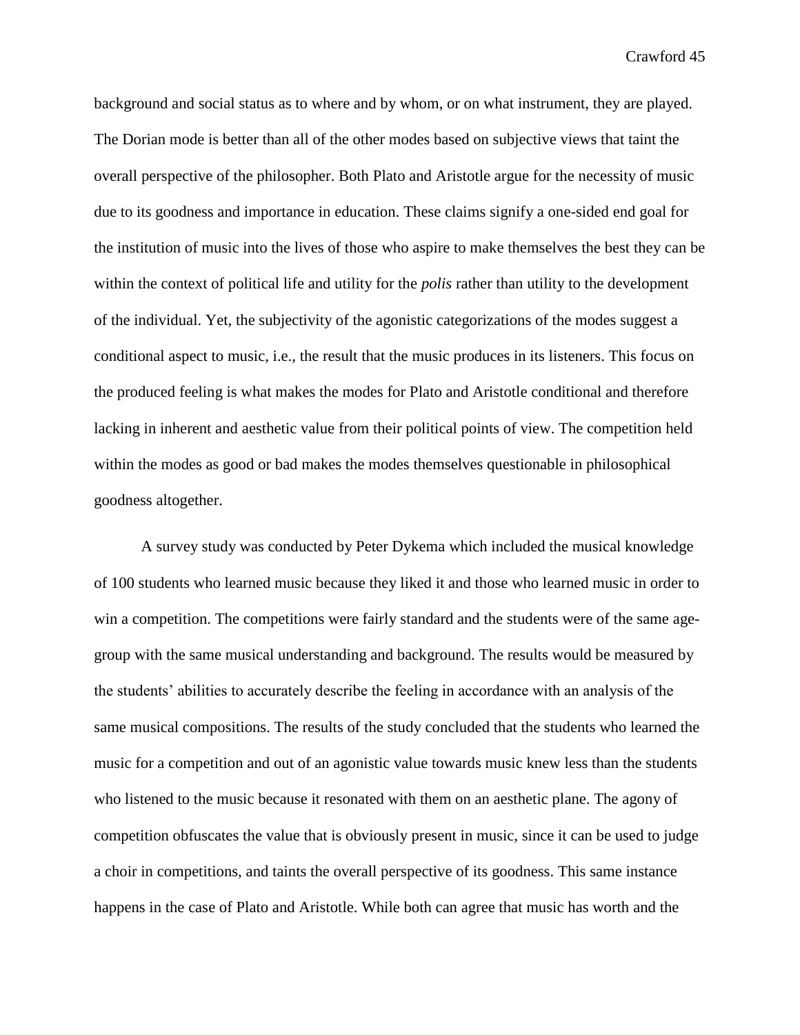background and social status as to where and by whom, or on what instrument, they are played. The Dorian mode is better than all of the other modes based on subjective views that taint the overall perspective of the philosopher. Both Plato and Aristotle argue for the necessity of music due to its goodness and importance in education. These claims signify a one-sided end goal for the institution of music into the lives of those who aspire to make themselves the best they can be within the context of political life and utility for the *polis* rather than utility to the development of the individual. Yet, the subjectivity of the agonistic categorizations of the modes suggest a conditional aspect to music, i.e., the result that the music produces in its listeners. This focus on the produced feeling is what makes the modes for Plato and Aristotle conditional and therefore lacking in inherent and aesthetic value from their political points of view. The competition held within the modes as good or bad makes the modes themselves questionable in philosophical goodness altogether.

A survey study was conducted by Peter Dykema which included the musical knowledge of 100 students who learned music because they liked it and those who learned music in order to win a competition. The competitions were fairly standard and the students were of the same age-group with the same musical understanding and background. The results would be measured by the students' abilities to accurately describe the feeling in accordance with an analysis of the same musical compositions. The results of the study concluded that the students who learned the music for a competition and out of an agonistic value towards music knew less than the students who listened to the music because it resonated with them on an aesthetic plane. The agony of competition obfuscates the value that is obviously present in music, since it can be used to judge a choir in competitions, and taints the overall perspective of its goodness. This same instance happens in the case of Plato and Aristotle. While both can agree that music has worth and the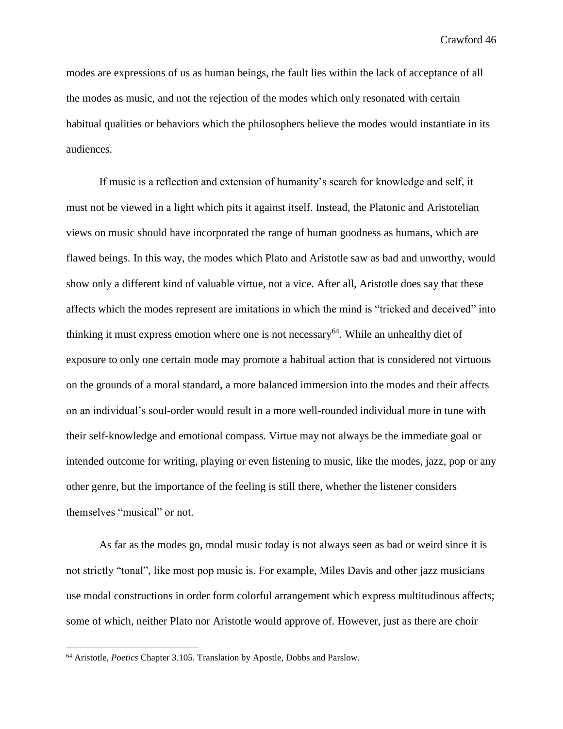modes are expressions of us as human beings, the fault lies within the lack of acceptance of all the modes as music, and not the rejection of the modes which only resonated with certain habitual qualities or behaviors which the philosophers believe the modes would instantiate in its audiences.

If music is a reflection and extension of humanity's search for knowledge and self, it must not be viewed in a light which pits it against itself. Instead, the Platonic and Aristotelian views on music should have incorporated the range of human goodness as humans, which are flawed beings. In this way, the modes which Plato and Aristotle saw as bad and unworthy, would show only a different kind of valuable virtue, not a vice. After all, Aristotle does say that these affects which the modes represent are imitations in which the mind is "tricked and deceived" into thinking it must express emotion where one is not necessary[64]. While an unhealthy diet of exposure to only one certain mode may promote a habitual action that is considered not virtuous on the grounds of a moral standard, a more balanced immersion into the modes and their affects on an individual's soul-order would result in a more well-rounded individual more in tune with their self-knowledge and emotional compass. Virtue may not always be the immediate goal or intended outcome for writing, playing or even listening to music, like the modes, jazz, pop or any other genre, but the importance of the feeling is still there, whether the listener considers themselves "musical" or not.

As far as the modes go, modal music today is not always seen as bad or weird since it is not strictly "tonal", like most pop music is. For example, Miles Davis and other jazz musicians use modal constructions in order form colorful arrangement which express multitudinous affects; some of which, neither Plato nor Aristotle would approve of. However, just as there are choir

[64] Aristotle, *Poetics* Chapter 3.105. Translation by Apostle, Dobbs and Parslow.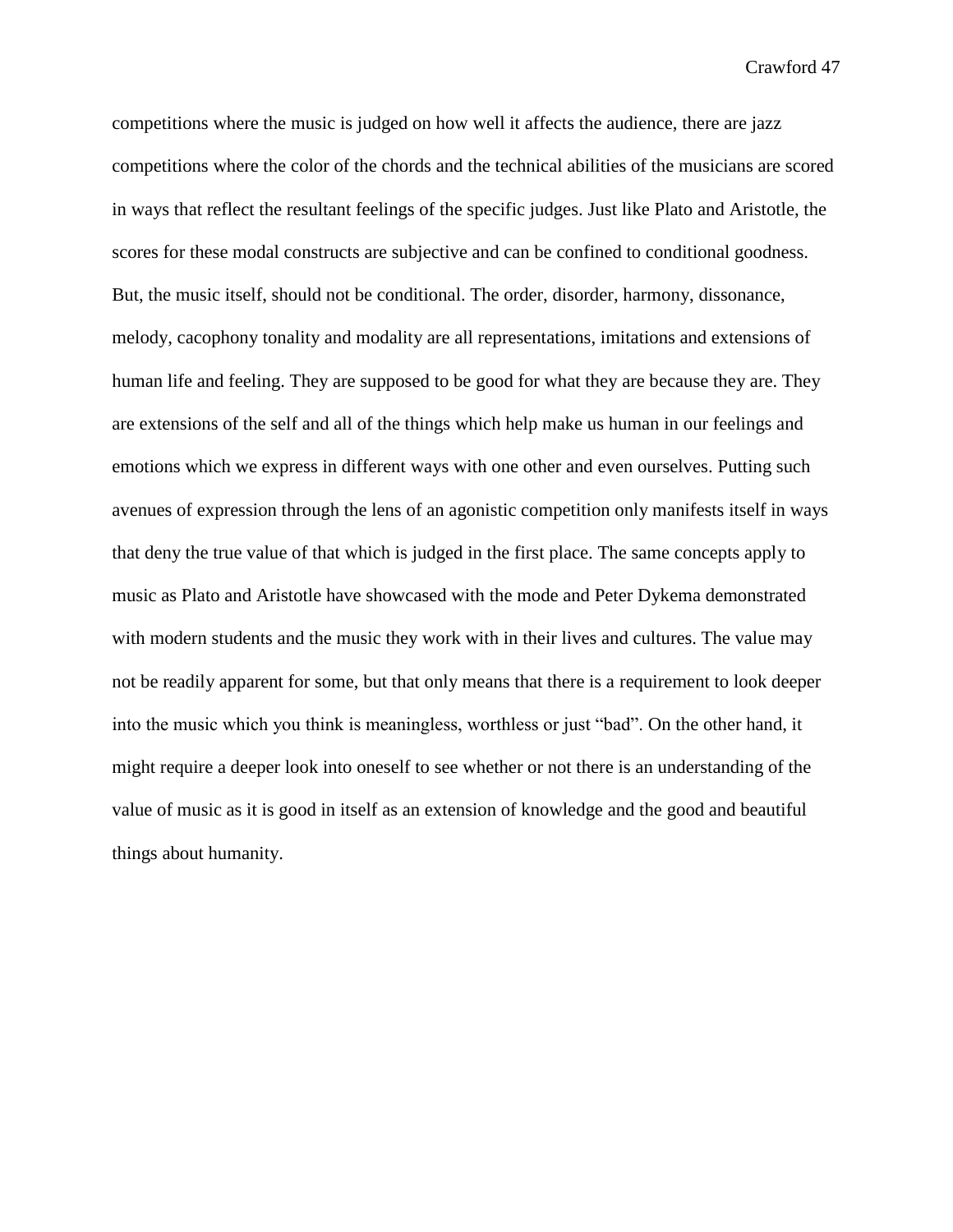competitions where the music is judged on how well it affects the audience, there are jazz competitions where the color of the chords and the technical abilities of the musicians are scored in ways that reflect the resultant feelings of the specific judges. Just like Plato and Aristotle, the scores for these modal constructs are subjective and can be confined to conditional goodness. But, the music itself, should not be conditional. The order, disorder, harmony, dissonance, melody, cacophony tonality and modality are all representations, imitations and extensions of human life and feeling. They are supposed to be good for what they are because they are. They are extensions of the self and all of the things which help make us human in our feelings and emotions which we express in different ways with one other and even ourselves. Putting such avenues of expression through the lens of an agonistic competition only manifests itself in ways that deny the true value of that which is judged in the first place. The same concepts apply to music as Plato and Aristotle have showcased with the mode and Peter Dykema demonstrated with modern students and the music they work with in their lives and cultures. The value may not be readily apparent for some, but that only means that there is a requirement to look deeper into the music which you think is meaningless, worthless or just "bad". On the other hand, it might require a deeper look into oneself to see whether or not there is an understanding of the value of music as it is good in itself as an extension of knowledge and the good and beautiful things about humanity.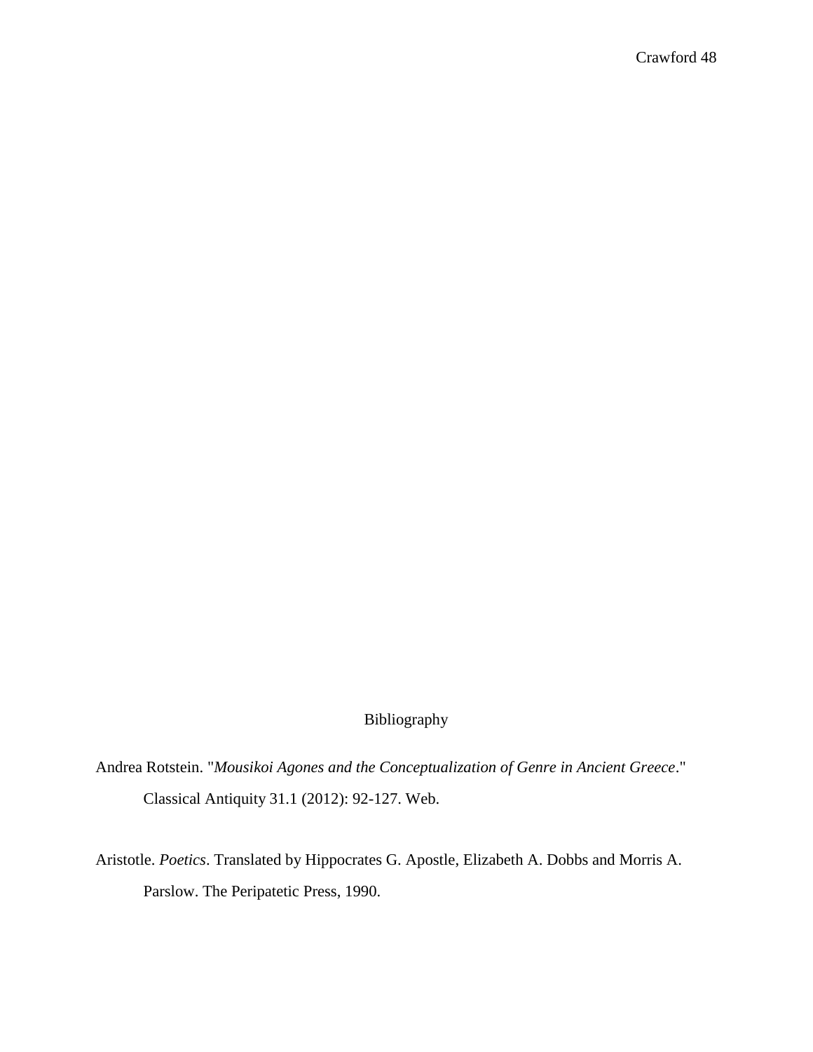# Bibliography

Andrea Rotstein. "*Mousikoi Agones and the Conceptualization of Genre in Ancient Greece*." Classical Antiquity 31.1 (2012): 92-127. Web.

Aristotle. *Poetics*. Translated by Hippocrates G. Apostle, Elizabeth A. Dobbs and Morris A. Parslow. The Peripatetic Press, 1990.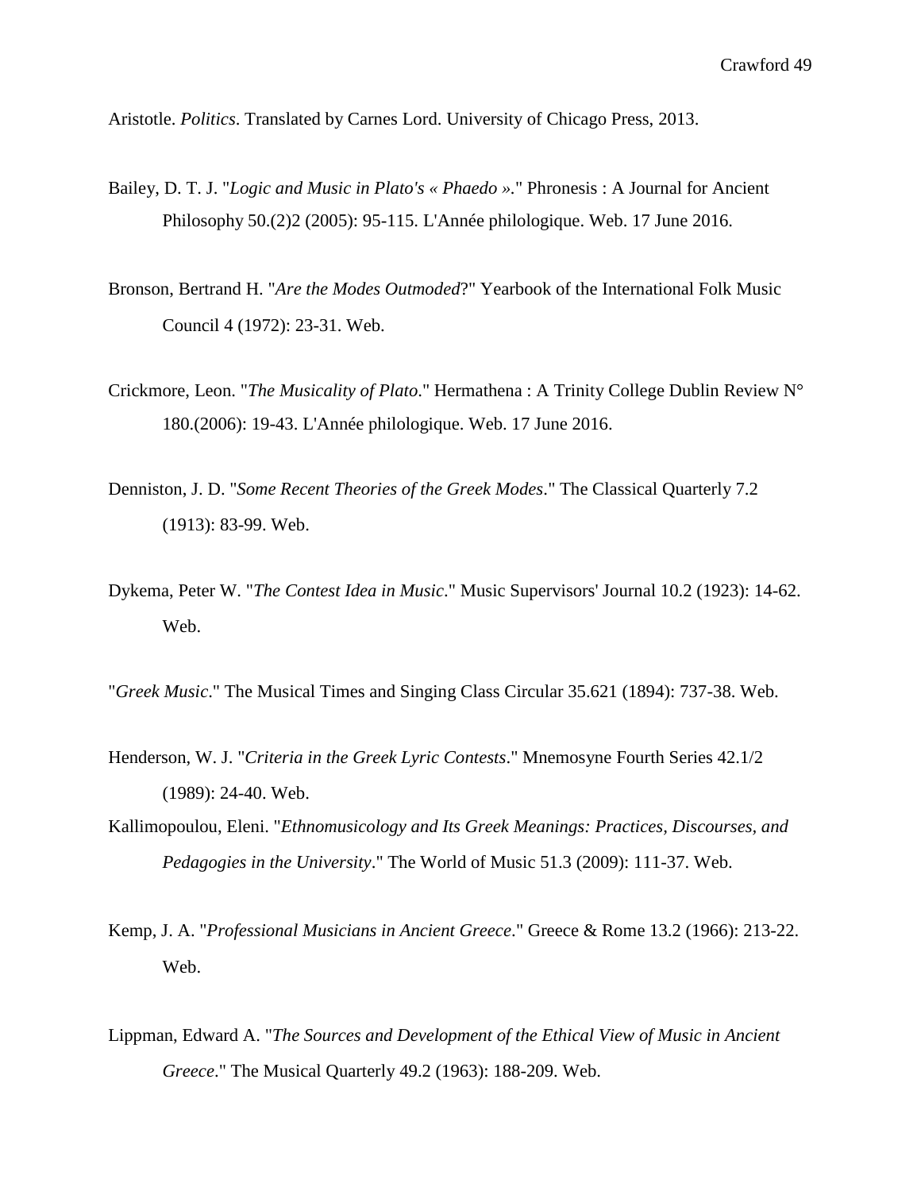Aristotle. *Politics*. Translated by Carnes Lord. University of Chicago Press, 2013.

Bailey, D. T. J. "*Logic and Music in Plato's « Phaedo »*." Phronesis : A Journal for Ancient Philosophy 50.(2)2 (2005): 95-115. L'Année philologique. Web. 17 June 2016.

Bronson, Bertrand H. "*Are the Modes Outmoded*?" Yearbook of the International Folk Music Council 4 (1972): 23-31. Web.

Crickmore, Leon. "*The Musicality of Plato*." Hermathena : A Trinity College Dublin Review N° 180.(2006): 19-43. L'Année philologique. Web. 17 June 2016.

Denniston, J. D. "*Some Recent Theories of the Greek Modes*." The Classical Quarterly 7.2 (1913): 83-99. Web.

Dykema, Peter W. "*The Contest Idea in Music*." Music Supervisors' Journal 10.2 (1923): 14-62. Web.

"*Greek Music*." The Musical Times and Singing Class Circular 35.621 (1894): 737-38. Web.

Henderson, W. J. "*Criteria in the Greek Lyric Contests*." Mnemosyne Fourth Series 42.1/2 (1989): 24-40. Web.

Kallimopoulou, Eleni. "*Ethnomusicology and Its Greek Meanings: Practices, Discourses, and Pedagogies in the University*." The World of Music 51.3 (2009): 111-37. Web.

Kemp, J. A. "*Professional Musicians in Ancient Greece*." Greece & Rome 13.2 (1966): 213-22. Web.

Lippman, Edward A. "*The Sources and Development of the Ethical View of Music in Ancient Greece*." The Musical Quarterly 49.2 (1963): 188-209. Web.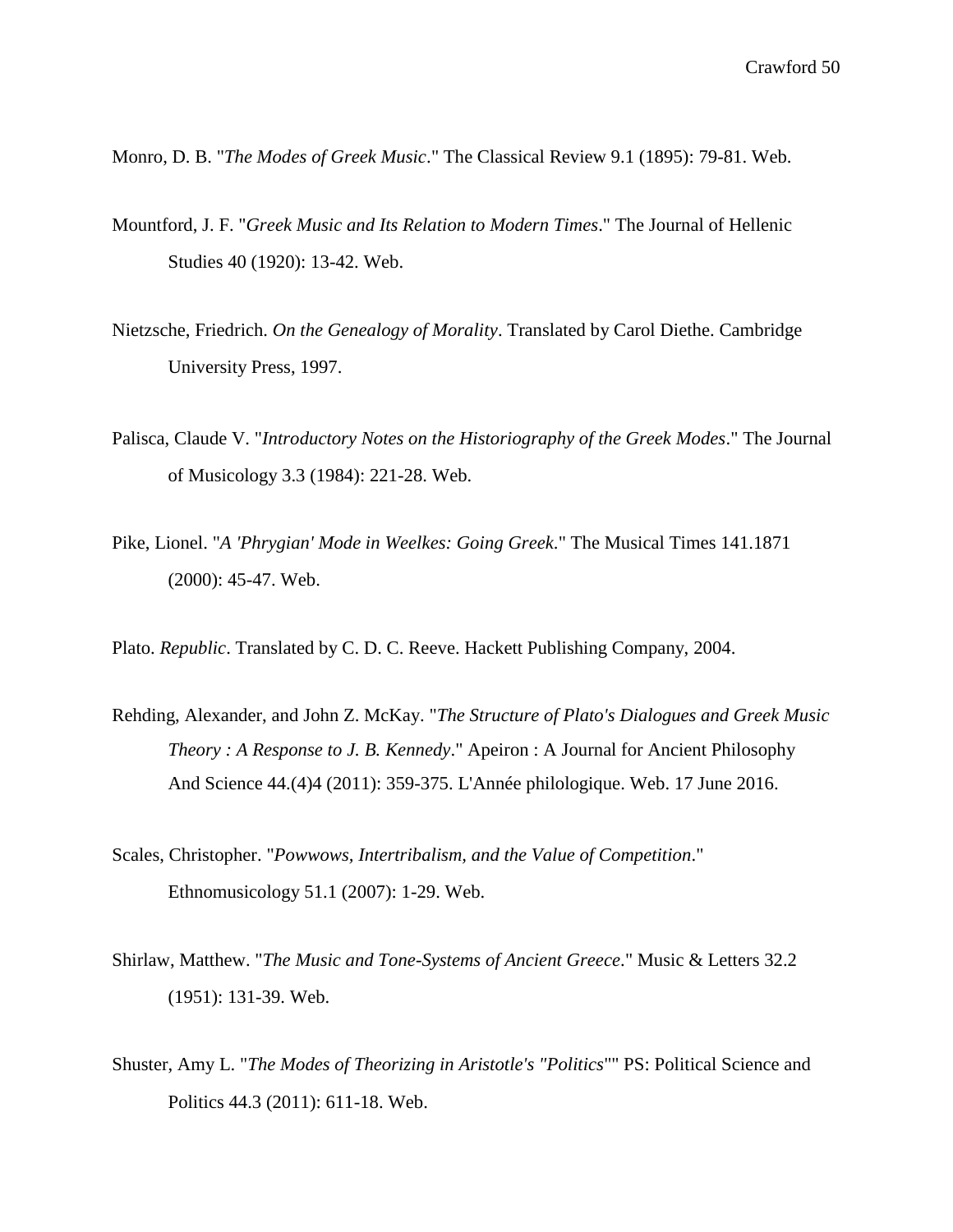Monro, D. B. "*The Modes of Greek Music*." The Classical Review 9.1 (1895): 79-81. Web.

Mountford, J. F. "*Greek Music and Its Relation to Modern Times*." The Journal of Hellenic Studies 40 (1920): 13-42. Web.

Nietzsche, Friedrich. *On the Genealogy of Morality*. Translated by Carol Diethe. Cambridge University Press, 1997.

Palisca, Claude V. "*Introductory Notes on the Historiography of the Greek Modes*." The Journal of Musicology 3.3 (1984): 221-28. Web.

Pike, Lionel. "*A 'Phrygian' Mode in Weelkes: Going Greek.*" The Musical Times 141.1871 (2000): 45-47. Web.

Plato. *Republic*. Translated by C. D. C. Reeve. Hackett Publishing Company, 2004.

Rehding, Alexander, and John Z. McKay. "*The Structure of Plato's Dialogues and Greek Music Theory : A Response to J. B. Kennedy*." Apeiron : A Journal for Ancient Philosophy And Science 44.(4)4 (2011): 359-375. L'Année philologique. Web. 17 June 2016.

Scales, Christopher. "*Powwows, Intertribalism, and the Value of Competition*." Ethnomusicology 51.1 (2007): 1-29. Web.

Shirlaw, Matthew. "*The Music and Tone-Systems of Ancient Greece*." Music & Letters 32.2 (1951): 131-39. Web.

Shuster, Amy L. "*The Modes of Theorizing in Aristotle's "Politics*"" PS: Political Science and Politics 44.3 (2011): 611-18. Web.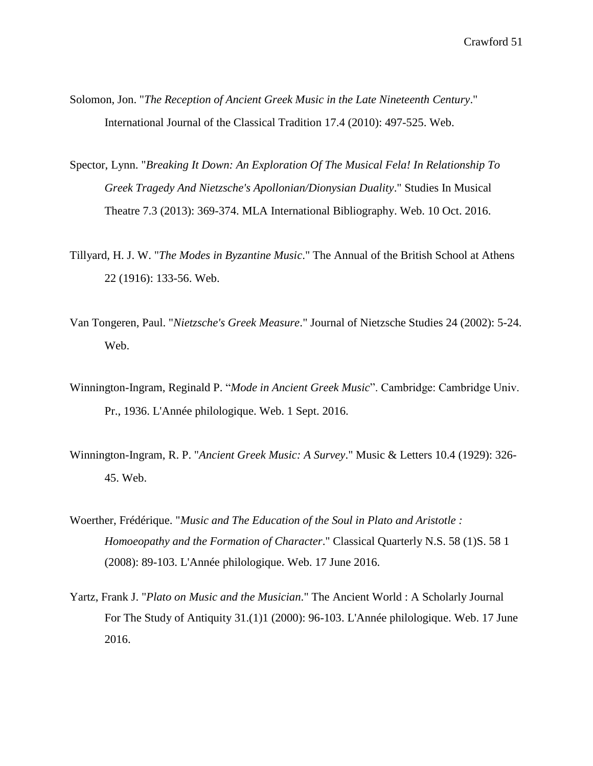Solomon, Jon. "*The Reception of Ancient Greek Music in the Late Nineteenth Century*." International Journal of the Classical Tradition 17.4 (2010): 497-525. Web.

Spector, Lynn. "*Breaking It Down: An Exploration Of The Musical Fela! In Relationship To Greek Tragedy And Nietzsche's Apollonian/Dionysian Duality*." Studies In Musical Theatre 7.3 (2013): 369-374. MLA International Bibliography. Web. 10 Oct. 2016.

Tillyard, H. J. W. "*The Modes in Byzantine Music*." The Annual of the British School at Athens 22 (1916): 133-56. Web.

Van Tongeren, Paul. "*Nietzsche's Greek Measure*." Journal of Nietzsche Studies 24 (2002): 5-24. Web.

Winnington-Ingram, Reginald P. "*Mode in Ancient Greek Music*". Cambridge: Cambridge Univ. Pr., 1936. L'Année philologique. Web. 1 Sept. 2016.

Winnington-Ingram, R. P. "*Ancient Greek Music: A Survey*." Music & Letters 10.4 (1929): 326-45. Web.

Woerther, Frédérique. "*Music and The Education of the Soul in Plato and Aristotle : Homoeopathy and the Formation of Character*." Classical Quarterly N.S. 58 (1)S. 58 1 (2008): 89-103. L'Année philologique. Web. 17 June 2016.

Yartz, Frank J. "*Plato on Music and the Musician*." The Ancient World : A Scholarly Journal For The Study of Antiquity 31.(1)1 (2000): 96-103. L'Année philologique. Web. 17 June 2016.